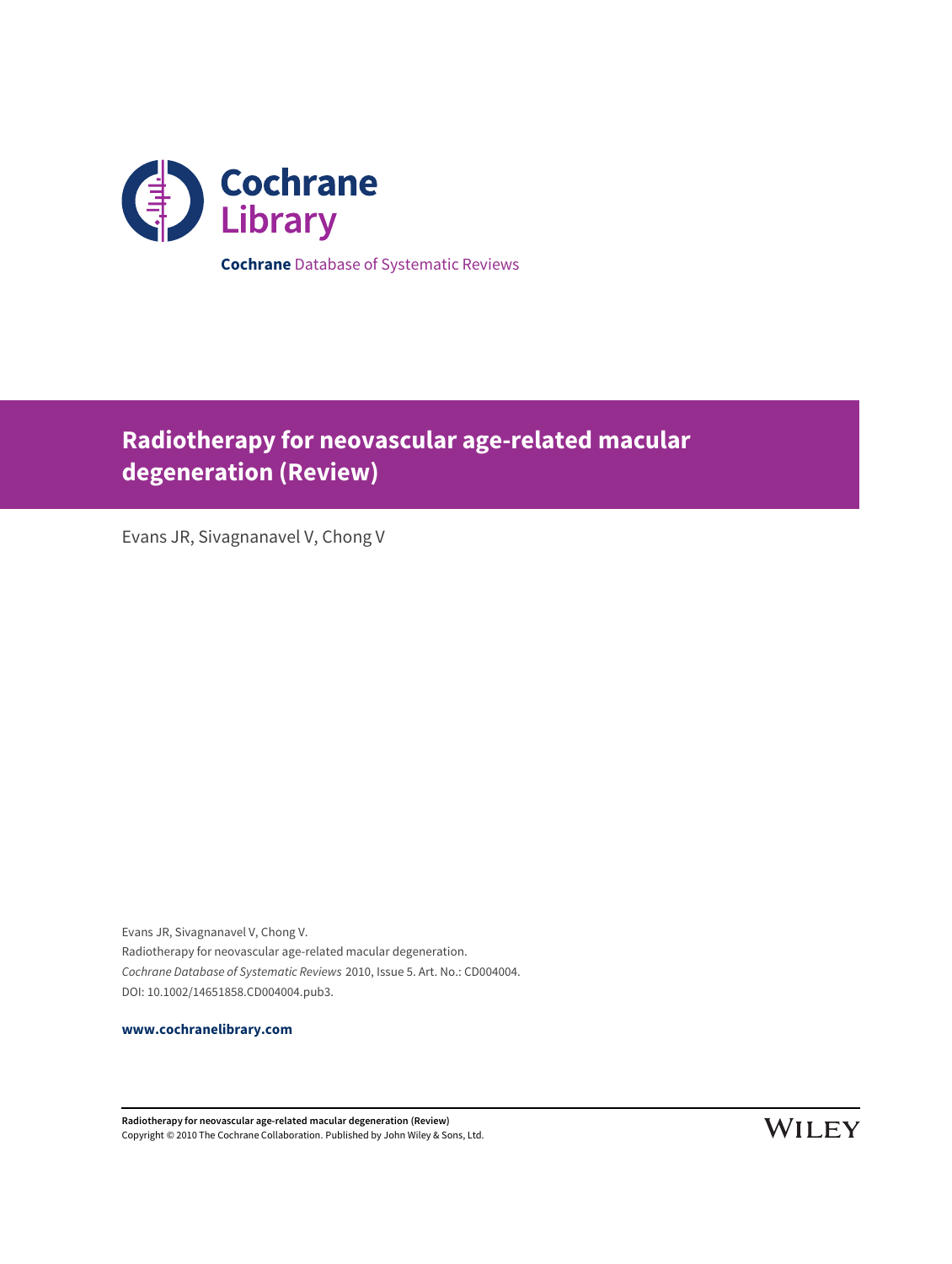Cochrane Library

**Cochrane** Database of Systematic Reviews

# Radiotherapy for neovascular age-related macular degeneration (Review)

Evans JR, Sivagnanavel V, Chong V

Evans JR, Sivagnanavel V, Chong V.
Radiotherapy for neovascular age-related macular degeneration.
*Cochrane Database of Systematic Reviews* 2010, Issue 5. Art. No.: CD004004.
DOI: 10.1002/14651858.CD004004.pub3.

**www.cochranelibrary.com**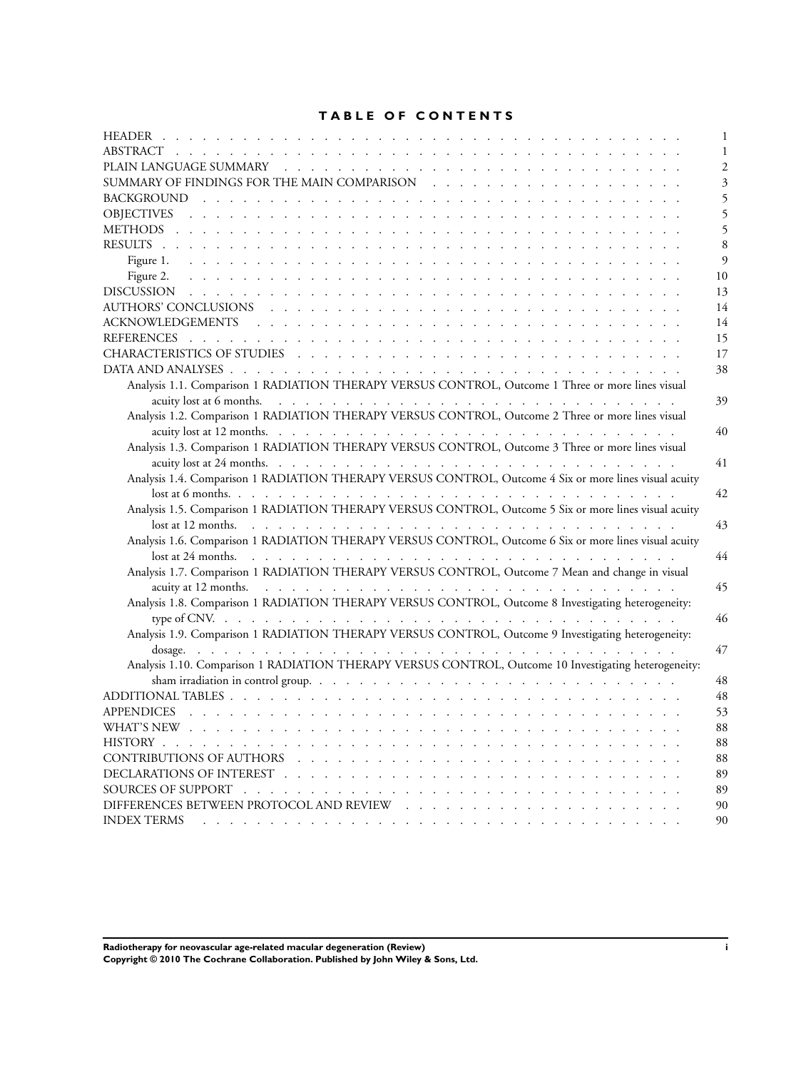# TABLE OF CONTENTS

| | |
|---|---|
| HEADER | 1 |
| ABSTRACT | 1 |
| PLAIN LANGUAGE SUMMARY | 2 |
| SUMMARY OF FINDINGS FOR THE MAIN COMPARISON | 3 |
| BACKGROUND | 5 |
| OBJECTIVES | 5 |
| METHODS | 5 |
| RESULTS | 8 |
| Figure 1. | 9 |
| Figure 2. | 10 |
| DISCUSSION | 13 |
| AUTHORS' CONCLUSIONS | 14 |
| ACKNOWLEDGEMENTS | 14 |
| REFERENCES | 15 |
| CHARACTERISTICS OF STUDIES | 17 |
| DATA AND ANALYSES | 38 |
| Analysis 1.1. Comparison 1 RADIATION THERAPY VERSUS CONTROL, Outcome 1 Three or more lines visual acuity lost at 6 months. | 39 |
| Analysis 1.2. Comparison 1 RADIATION THERAPY VERSUS CONTROL, Outcome 2 Three or more lines visual acuity lost at 12 months. | 40 |
| Analysis 1.3. Comparison 1 RADIATION THERAPY VERSUS CONTROL, Outcome 3 Three or more lines visual acuity lost at 24 months. | 41 |
| Analysis 1.4. Comparison 1 RADIATION THERAPY VERSUS CONTROL, Outcome 4 Six or more lines visual acuity lost at 6 months. | 42 |
| Analysis 1.5. Comparison 1 RADIATION THERAPY VERSUS CONTROL, Outcome 5 Six or more lines visual acuity lost at 12 months. | 43 |
| Analysis 1.6. Comparison 1 RADIATION THERAPY VERSUS CONTROL, Outcome 6 Six or more lines visual acuity lost at 24 months. | 44 |
| Analysis 1.7. Comparison 1 RADIATION THERAPY VERSUS CONTROL, Outcome 7 Mean and change in visual acuity at 12 months. | 45 |
| Analysis 1.8. Comparison 1 RADIATION THERAPY VERSUS CONTROL, Outcome 8 Investigating heterogeneity: type of CNV. | 46 |
| Analysis 1.9. Comparison 1 RADIATION THERAPY VERSUS CONTROL, Outcome 9 Investigating heterogeneity: dosage. | 47 |
| Analysis 1.10. Comparison 1 RADIATION THERAPY VERSUS CONTROL, Outcome 10 Investigating heterogeneity: sham irradiation in control group. | 48 |
| ADDITIONAL TABLES | 48 |
| APPENDICES | 53 |
| WHAT'S NEW | 88 |
| HISTORY | 88 |
| CONTRIBUTIONS OF AUTHORS | 88 |
| DECLARATIONS OF INTEREST | 89 |
| SOURCES OF SUPPORT | 89 |
| DIFFERENCES BETWEEN PROTOCOL AND REVIEW | 90 |
| INDEX TERMS | 90 |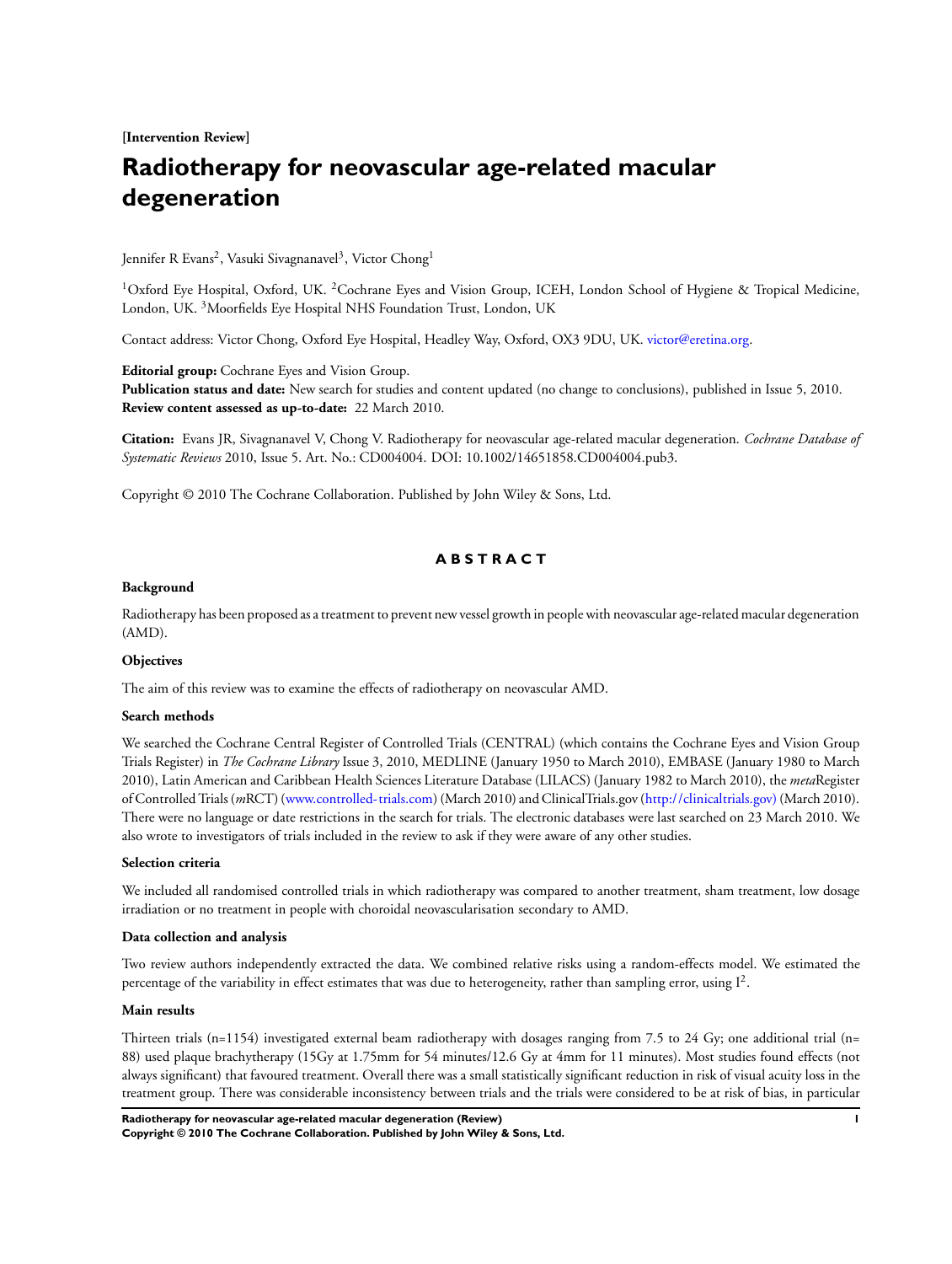**[Intervention Review]**

# Radiotherapy for neovascular age-related macular degeneration

Jennifer R Evans[2], Vasuki Sivagnanavel[3], Victor Chong[1]

[1]Oxford Eye Hospital, Oxford, UK. [2]Cochrane Eyes and Vision Group, ICEH, London School of Hygiene & Tropical Medicine, London, UK. [3]Moorfields Eye Hospital NHS Foundation Trust, London, UK

Contact address: Victor Chong, Oxford Eye Hospital, Headley Way, Oxford, OX3 9DU, UK. victor@eretina.org.

**Editorial group:** Cochrane Eyes and Vision Group.
**Publication status and date:** New search for studies and content updated (no change to conclusions), published in Issue 5, 2010.
**Review content assessed as up-to-date:** 22 March 2010.

**Citation:** Evans JR, Sivagnanavel V, Chong V. Radiotherapy for neovascular age-related macular degeneration. *Cochrane Database of Systematic Reviews* 2010, Issue 5. Art. No.: CD004004. DOI: 10.1002/14651858.CD004004.pub3.

Copyright © 2010 The Cochrane Collaboration. Published by John Wiley & Sons, Ltd.

## ABSTRACT

### Background

Radiotherapy has been proposed as a treatment to prevent new vessel growth in people with neovascular age-related macular degeneration (AMD).

### Objectives

The aim of this review was to examine the effects of radiotherapy on neovascular AMD.

### Search methods

We searched the Cochrane Central Register of Controlled Trials (CENTRAL) (which contains the Cochrane Eyes and Vision Group Trials Register) in *The Cochrane Library* Issue 3, 2010, MEDLINE (January 1950 to March 2010), EMBASE (January 1980 to March 2010), Latin American and Caribbean Health Sciences Literature Database (LILACS) (January 1982 to March 2010), the *meta*Register of Controlled Trials (*m*RCT) (www.controlled-trials.com) (March 2010) and ClinicalTrials.gov (http://clinicaltrials.gov) (March 2010). There were no language or date restrictions in the search for trials. The electronic databases were last searched on 23 March 2010. We also wrote to investigators of trials included in the review to ask if they were aware of any other studies.

### Selection criteria

We included all randomised controlled trials in which radiotherapy was compared to another treatment, sham treatment, low dosage irradiation or no treatment in people with choroidal neovascularisation secondary to AMD.

### Data collection and analysis

Two review authors independently extracted the data. We combined relative risks using a random-effects model. We estimated the percentage of the variability in effect estimates that was due to heterogeneity, rather than sampling error, using $I^2$.

### Main results

Thirteen trials (n=1154) investigated external beam radiotherapy with dosages ranging from 7.5 to 24 Gy; one additional trial (n= 88) used plaque brachytherapy (15Gy at 1.75mm for 54 minutes/12.6 Gy at 4mm for 11 minutes). Most studies found effects (not always significant) that favoured treatment. Overall there was a small statistically significant reduction in risk of visual acuity loss in the treatment group. There was considerable inconsistency between trials and the trials were considered to be at risk of bias, in particular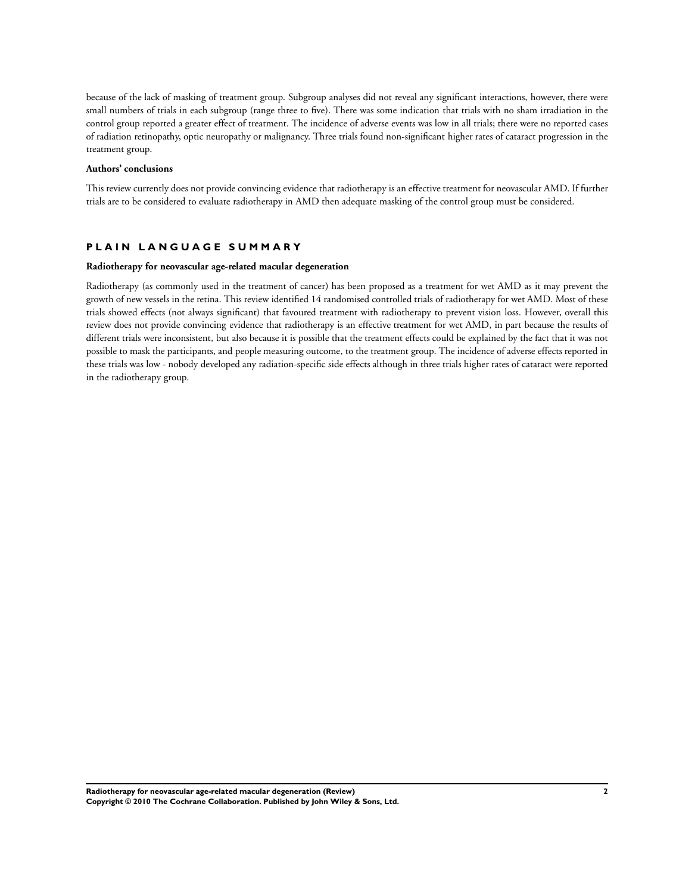because of the lack of masking of treatment group. Subgroup analyses did not reveal any significant interactions, however, there were small numbers of trials in each subgroup (range three to five). There was some indication that trials with no sham irradiation in the control group reported a greater effect of treatment. The incidence of adverse events was low in all trials; there were no reported cases of radiation retinopathy, optic neuropathy or malignancy. Three trials found non-significant higher rates of cataract progression in the treatment group.

**Authors' conclusions**

This review currently does not provide convincing evidence that radiotherapy is an effective treatment for neovascular AMD. If further trials are to be considered to evaluate radiotherapy in AMD then adequate masking of the control group must be considered.

## PLAIN LANGUAGE SUMMARY

**Radiotherapy for neovascular age-related macular degeneration**

Radiotherapy (as commonly used in the treatment of cancer) has been proposed as a treatment for wet AMD as it may prevent the growth of new vessels in the retina. This review identified 14 randomised controlled trials of radiotherapy for wet AMD. Most of these trials showed effects (not always significant) that favoured treatment with radiotherapy to prevent vision loss. However, overall this review does not provide convincing evidence that radiotherapy is an effective treatment for wet AMD, in part because the results of different trials were inconsistent, but also because it is possible that the treatment effects could be explained by the fact that it was not possible to mask the participants, and people measuring outcome, to the treatment group. The incidence of adverse effects reported in these trials was low - nobody developed any radiation-specific side effects although in three trials higher rates of cataract were reported in the radiotherapy group.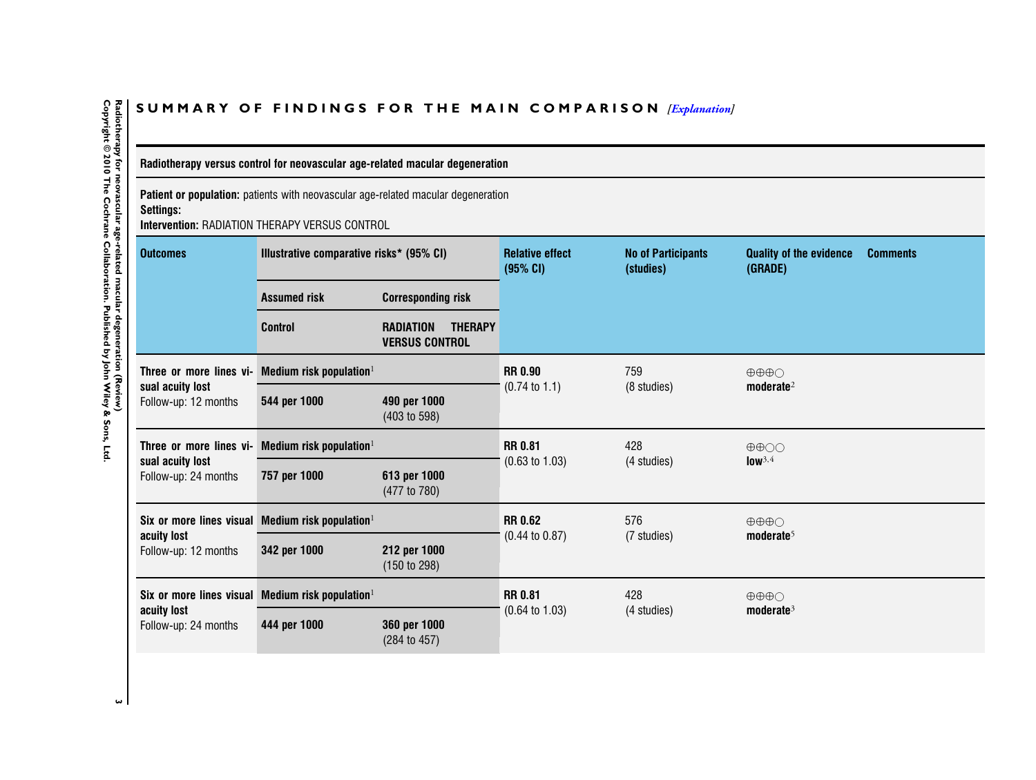## SUMMARY OF FINDINGS FOR THE MAIN COMPARISON *[Explanation]*

**Radiotherapy versus control for neovascular age-related macular degeneration**

**Patient or population:** patients with neovascular age-related macular degeneration
**Settings:**
**Intervention:** RADIATION THERAPY VERSUS CONTROL

| Outcomes | Illustrative comparative risks* (95% CI) | | Relative effect (95% CI) | No of Participants (studies) | Quality of the evidence (GRADE) | Comments |
|---|---|---|---|---|---|---|
| | Assumed risk | Corresponding risk | | | | |
| | Control | RADIATION THERAPY VERSUS CONTROL | | | | |
| **Three or more lines visual acuity lost** Follow-up: 12 months | **Medium risk population**[1] | | **RR 0.90** (0.74 to 1.1) | 759 (8 studies) | ⊕⊕⊕○ **moderate**[2] | |
| | **544 per 1000** | **490 per 1000** (403 to 598) | | | | |
| **Three or more lines visual acuity lost** Follow-up: 24 months | **Medium risk population**[1] | | **RR 0.81** (0.63 to 1.03) | 428 (4 studies) | ⊕⊕○○ **low**[3,4] | |
| | **757 per 1000** | **613 per 1000** (477 to 780) | | | | |
| **Six or more lines visual acuity lost** Follow-up: 12 months | **Medium risk population**[1] | | **RR 0.62** (0.44 to 0.87) | 576 (7 studies) | ⊕⊕⊕○ **moderate**[5] | |
| | **342 per 1000** | **212 per 1000** (150 to 298) | | | | |
| **Six or more lines visual acuity lost** Follow-up: 24 months | **Medium risk population**[1] | | **RR 0.81** (0.64 to 1.03) | 428 (4 studies) | ⊕⊕⊕○ **moderate**[3] | |
| | **444 per 1000** | **360 per 1000** (284 to 457) | | | | |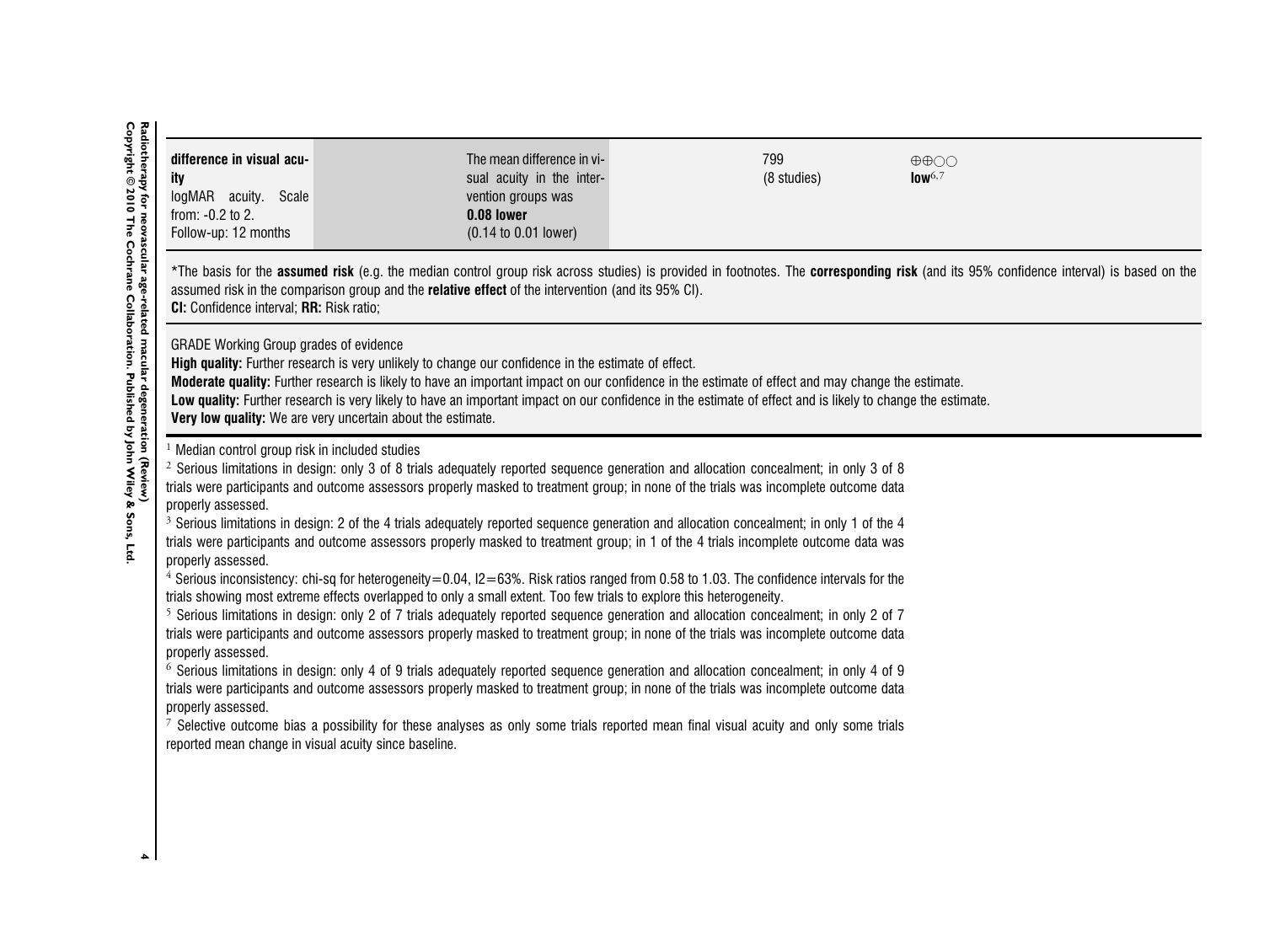| | | | | | |
|---|---|---|---|---|---|
| **difference in visual acuity**<br>logMAR acuity. Scale from: -0.2 to 2.<br>Follow-up: 12 months | | The mean difference in visual acuity in the intervention groups was<br>**0.08 lower**<br>(0.14 to 0.01 lower) | | 799<br>(8 studies) | ⊕⊕○○<br>**low**[6,7] |

*The basis for the **assumed risk** (e.g. the median control group risk across studies) is provided in footnotes. The **corresponding risk** (and its 95% confidence interval) is based on the assumed risk in the comparison group and the **relative effect** of the intervention (and its 95% CI).
**CI:** Confidence interval; **RR:** Risk ratio;

GRADE Working Group grades of evidence
**High quality:** Further research is very unlikely to change our confidence in the estimate of effect.
**Moderate quality:** Further research is likely to have an important impact on our confidence in the estimate of effect and may change the estimate.
**Low quality:** Further research is very likely to have an important impact on our confidence in the estimate of effect and is likely to change the estimate.
**Very low quality:** We are very uncertain about the estimate.

[1] Median control group risk in included studies
[2] Serious limitations in design: only 3 of 8 trials adequately reported sequence generation and allocation concealment; in only 3 of 8 trials were participants and outcome assessors properly masked to treatment group; in none of the trials was incomplete outcome data properly assessed.
[3] Serious limitations in design: 2 of the 4 trials adequately reported sequence generation and allocation concealment; in only 1 of the 4 trials were participants and outcome assessors properly masked to treatment group; in 1 of the 4 trials incomplete outcome data was properly assessed.
[4] Serious inconsistency: chi-sq for heterogeneity=0.04, I2=63%. Risk ratios ranged from 0.58 to 1.03. The confidence intervals for the trials showing most extreme effects overlapped to only a small extent. Too few trials to explore this heterogeneity.
[5] Serious limitations in design: only 2 of 7 trials adequately reported sequence generation and allocation concealment; in only 2 of 7 trials were participants and outcome assessors properly masked to treatment group; in none of the trials was incomplete outcome data properly assessed.
[6] Serious limitations in design: only 4 of 9 trials adequately reported sequence generation and allocation concealment; in only 4 of 9 trials were participants and outcome assessors properly masked to treatment group; in none of the trials was incomplete outcome data properly assessed.
[7] Selective outcome bias a possibility for these analyses as only some trials reported mean final visual acuity and only some trials reported mean change in visual acuity since baseline.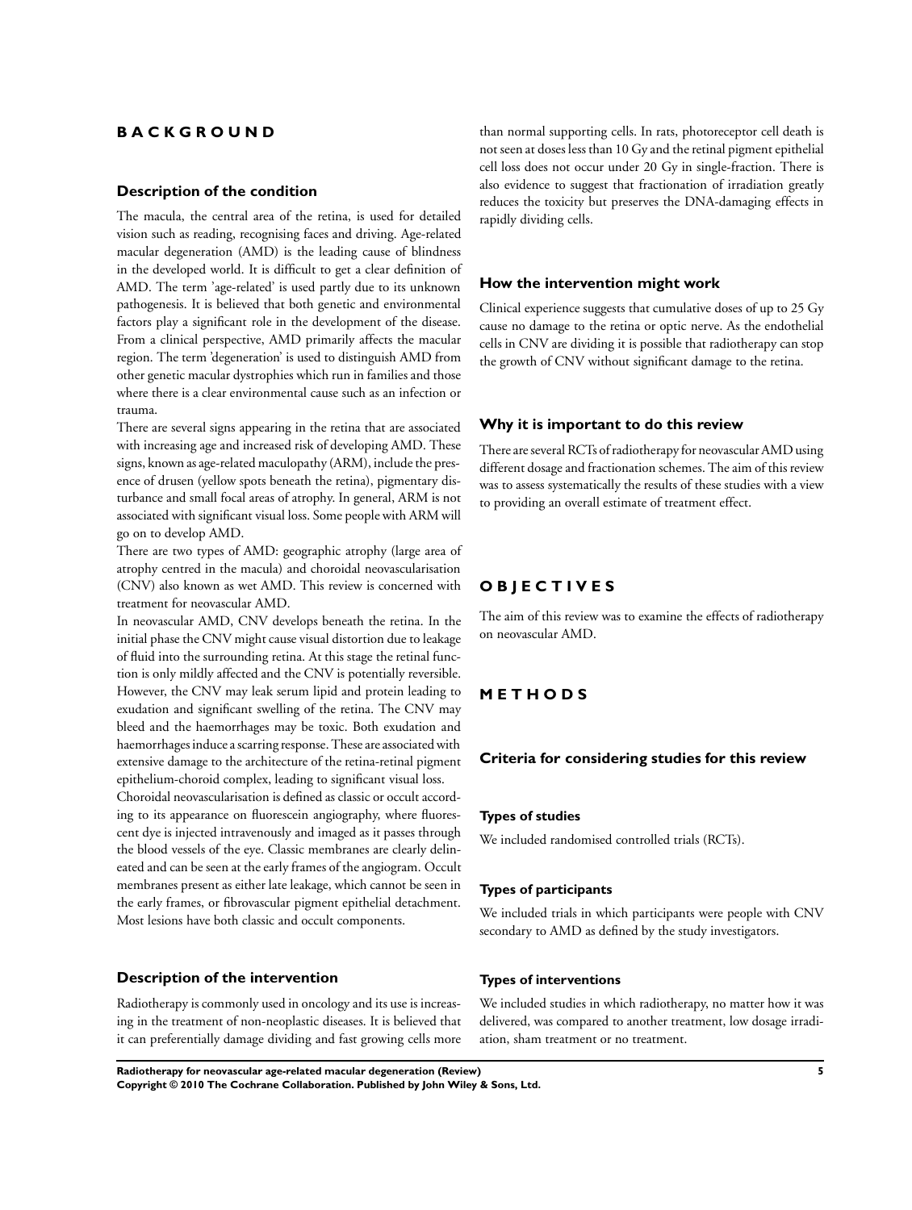# BACKGROUND

## Description of the condition

The macula, the central area of the retina, is used for detailed vision such as reading, recognising faces and driving. Age-related macular degeneration (AMD) is the leading cause of blindness in the developed world. It is difficult to get a clear definition of AMD. The term 'age-related' is used partly due to its unknown pathogenesis. It is believed that both genetic and environmental factors play a significant role in the development of the disease. From a clinical perspective, AMD primarily affects the macular region. The term 'degeneration' is used to distinguish AMD from other genetic macular dystrophies which run in families and those where there is a clear environmental cause such as an infection or trauma.

There are several signs appearing in the retina that are associated with increasing age and increased risk of developing AMD. These signs, known as age-related maculopathy (ARM), include the presence of drusen (yellow spots beneath the retina), pigmentary disturbance and small focal areas of atrophy. In general, ARM is not associated with significant visual loss. Some people with ARM will go on to develop AMD.

There are two types of AMD: geographic atrophy (large area of atrophy centred in the macula) and choroidal neovascularisation (CNV) also known as wet AMD. This review is concerned with treatment for neovascular AMD.

In neovascular AMD, CNV develops beneath the retina. In the initial phase the CNV might cause visual distortion due to leakage of fluid into the surrounding retina. At this stage the retinal function is only mildly affected and the CNV is potentially reversible. However, the CNV may leak serum lipid and protein leading to exudation and significant swelling of the retina. The CNV may bleed and the haemorrhages may be toxic. Both exudation and haemorrhages induce a scarring response. These are associated with extensive damage to the architecture of the retina-retinal pigment epithelium-choroid complex, leading to significant visual loss.

Choroidal neovascularisation is defined as classic or occult according to its appearance on fluorescein angiography, where fluorescent dye is injected intravenously and imaged as it passes through the blood vessels of the eye. Classic membranes are clearly delineated and can be seen at the early frames of the angiogram. Occult membranes present as either late leakage, which cannot be seen in the early frames, or fibrovascular pigment epithelial detachment. Most lesions have both classic and occult components.

## Description of the intervention

Radiotherapy is commonly used in oncology and its use is increasing in the treatment of non-neoplastic diseases. It is believed that it can preferentially damage dividing and fast growing cells more than normal supporting cells. In rats, photoreceptor cell death is not seen at doses less than 10 Gy and the retinal pigment epithelial cell loss does not occur under 20 Gy in single-fraction. There is also evidence to suggest that fractionation of irradiation greatly reduces the toxicity but preserves the DNA-damaging effects in rapidly dividing cells.

## How the intervention might work

Clinical experience suggests that cumulative doses of up to 25 Gy cause no damage to the retina or optic nerve. As the endothelial cells in CNV are dividing it is possible that radiotherapy can stop the growth of CNV without significant damage to the retina.

## Why it is important to do this review

There are several RCTs of radiotherapy for neovascular AMD using different dosage and fractionation schemes. The aim of this review was to assess systematically the results of these studies with a view to providing an overall estimate of treatment effect.

# OBJECTIVES

The aim of this review was to examine the effects of radiotherapy on neovascular AMD.

# METHODS

## Criteria for considering studies for this review

### Types of studies

We included randomised controlled trials (RCTs).

### Types of participants

We included trials in which participants were people with CNV secondary to AMD as defined by the study investigators.

### Types of interventions

We included studies in which radiotherapy, no matter how it was delivered, was compared to another treatment, low dosage irradiation, sham treatment or no treatment.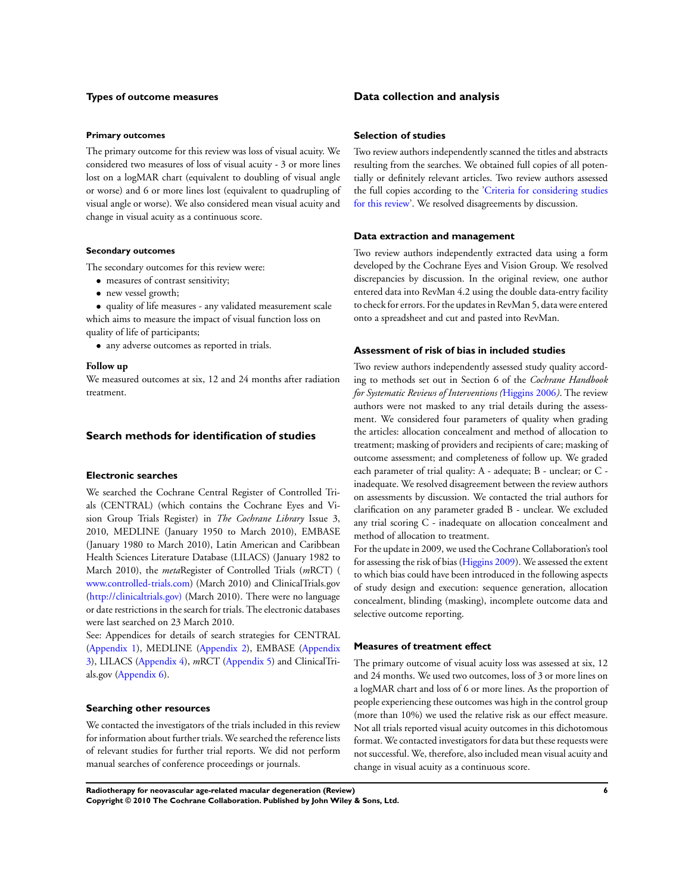### Types of outcome measures

#### Primary outcomes

The primary outcome for this review was loss of visual acuity. We considered two measures of loss of visual acuity - 3 or more lines lost on a logMAR chart (equivalent to doubling of visual angle or worse) and 6 or more lines lost (equivalent to quadrupling of visual angle or worse). We also considered mean visual acuity and change in visual acuity as a continuous score.

#### Secondary outcomes

The secondary outcomes for this review were:

- measures of contrast sensitivity;
- new vessel growth;
- quality of life measures - any validated measurement scale which aims to measure the impact of visual function loss on quality of life of participants;
- any adverse outcomes as reported in trials.

**Follow up**

We measured outcomes at six, 12 and 24 months after radiation treatment.

## Search methods for identification of studies

### Electronic searches

We searched the Cochrane Central Register of Controlled Trials (CENTRAL) (which contains the Cochrane Eyes and Vision Group Trials Register) in *The Cochrane Library* Issue 3, 2010, MEDLINE (January 1950 to March 2010), EMBASE (January 1980 to March 2010), Latin American and Caribbean Health Sciences Literature Database (LILACS) (January 1982 to March 2010), the *meta*Register of Controlled Trials (*m*RCT) (www.controlled-trials.com) (March 2010) and ClinicalTrials.gov (http://clinicaltrials.gov) (March 2010). There were no language or date restrictions in the search for trials. The electronic databases were last searched on 23 March 2010.

See: Appendices for details of search strategies for CENTRAL (Appendix 1), MEDLINE (Appendix 2), EMBASE (Appendix 3), LILACS (Appendix 4), *m*RCT (Appendix 5) and ClinicalTrials.gov (Appendix 6).

### Searching other resources

We contacted the investigators of the trials included in this review for information about further trials. We searched the reference lists of relevant studies for further trial reports. We did not perform manual searches of conference proceedings or journals.

## Data collection and analysis

### Selection of studies

Two review authors independently scanned the titles and abstracts resulting from the searches. We obtained full copies of all potentially or definitely relevant articles. Two review authors assessed the full copies according to the 'Criteria for considering studies for this review'. We resolved disagreements by discussion.

### Data extraction and management

Two review authors independently extracted data using a form developed by the Cochrane Eyes and Vision Group. We resolved discrepancies by discussion. In the original review, one author entered data into RevMan 4.2 using the double data-entry facility to check for errors. For the updates in RevMan 5, data were entered onto a spreadsheet and cut and pasted into RevMan.

### Assessment of risk of bias in included studies

Two review authors independently assessed study quality according to methods set out in Section 6 of the *Cochrane Handbook for Systematic Reviews of Interventions (*Higgins 2006*)*. The review authors were not masked to any trial details during the assessment. We considered four parameters of quality when grading the articles: allocation concealment and method of allocation to treatment; masking of providers and recipients of care; masking of outcome assessment; and completeness of follow up. We graded each parameter of trial quality: A - adequate; B - unclear; or C - inadequate. We resolved disagreement between the review authors on assessments by discussion. We contacted the trial authors for clarification on any parameter graded B - unclear. We excluded any trial scoring C - inadequate on allocation concealment and method of allocation to treatment.

For the update in 2009, we used the Cochrane Collaboration's tool for assessing the risk of bias (Higgins 2009). We assessed the extent to which bias could have been introduced in the following aspects of study design and execution: sequence generation, allocation concealment, blinding (masking), incomplete outcome data and selective outcome reporting.

### Measures of treatment effect

The primary outcome of visual acuity loss was assessed at six, 12 and 24 months. We used two outcomes, loss of 3 or more lines on a logMAR chart and loss of 6 or more lines. As the proportion of people experiencing these outcomes was high in the control group (more than 10%) we used the relative risk as our effect measure. Not all trials reported visual acuity outcomes in this dichotomous format. We contacted investigators for data but these requests were not successful. We, therefore, also included mean visual acuity and change in visual acuity as a continuous score.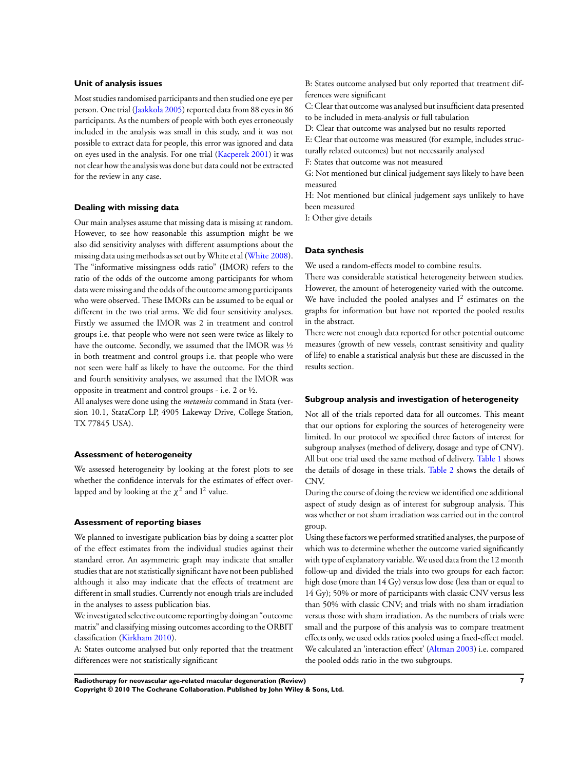### Unit of analysis issues

Most studies randomised participants and then studied one eye per person. One trial (Jaakkola 2005) reported data from 88 eyes in 86 participants. As the numbers of people with both eyes erroneously included in the analysis was small in this study, and it was not possible to extract data for people, this error was ignored and data on eyes used in the analysis. For one trial (Kacperek 2001) it was not clear how the analysis was done but data could not be extracted for the review in any case.

### Dealing with missing data

Our main analyses assume that missing data is missing at random. However, to see how reasonable this assumption might be we also did sensitivity analyses with different assumptions about the missing data using methods as set out by White et al (White 2008). The "informative missingness odds ratio" (IMOR) refers to the ratio of the odds of the outcome among participants for whom data were missing and the odds of the outcome among participants who were observed. These IMORs can be assumed to be equal or different in the two trial arms. We did four sensitivity analyses. Firstly we assumed the IMOR was 2 in treatment and control groups i.e. that people who were not seen were twice as likely to have the outcome. Secondly, we assumed that the IMOR was ½ in both treatment and control groups i.e. that people who were not seen were half as likely to have the outcome. For the third and fourth sensitivity analyses, we assumed that the IMOR was opposite in treatment and control groups - i.e. 2 or ½.

All analyses were done using the *metamiss* command in Stata (version 10.1, StataCorp LP, 4905 Lakeway Drive, College Station, TX 77845 USA).

### Assessment of heterogeneity

We assessed heterogeneity by looking at the forest plots to see whether the confidence intervals for the estimates of effect overlapped and by looking at the $\chi^2$ and $I^2$ value.

### Assessment of reporting biases

We planned to investigate publication bias by doing a scatter plot of the effect estimates from the individual studies against their standard error. An asymmetric graph may indicate that smaller studies that are not statistically significant have not been published although it also may indicate that the effects of treatment are different in small studies. Currently not enough trials are included in the analyses to assess publication bias.

We investigated selective outcome reporting by doing an "outcome matrix" and classifying missing outcomes according to the ORBIT classification (Kirkham 2010).

A: States outcome analysed but only reported that the treatment differences were not statistically significant

B: States outcome analysed but only reported that treatment differences were significant

C: Clear that outcome was analysed but insufficient data presented to be included in meta-analysis or full tabulation

D: Clear that outcome was analysed but no results reported

E: Clear that outcome was measured (for example, includes structurally related outcomes) but not necessarily analysed

F: States that outcome was not measured

G: Not mentioned but clinical judgement says likely to have been measured

H: Not mentioned but clinical judgement says unlikely to have been measured

I: Other give details

### Data synthesis

We used a random-effects model to combine results.

There was considerable statistical heterogeneity between studies. However, the amount of heterogeneity varied with the outcome. We have included the pooled analyses and $I^2$ estimates on the graphs for information but have not reported the pooled results in the abstract.

There were not enough data reported for other potential outcome measures (growth of new vessels, contrast sensitivity and quality of life) to enable a statistical analysis but these are discussed in the results section.

### Subgroup analysis and investigation of heterogeneity

Not all of the trials reported data for all outcomes. This meant that our options for exploring the sources of heterogeneity were limited. In our protocol we specified three factors of interest for subgroup analyses (method of delivery, dosage and type of CNV). All but one trial used the same method of delivery. Table 1 shows the details of dosage in these trials. Table 2 shows the details of CNV.

During the course of doing the review we identified one additional aspect of study design as of interest for subgroup analysis. This was whether or not sham irradiation was carried out in the control group.

Using these factors we performed stratified analyses, the purpose of which was to determine whether the outcome varied significantly with type of explanatory variable. We used data from the 12 month follow-up and divided the trials into two groups for each factor: high dose (more than 14 Gy) versus low dose (less than or equal to 14 Gy); 50% or more of participants with classic CNV versus less than 50% with classic CNV; and trials with no sham irradiation versus those with sham irradiation. As the numbers of trials were small and the purpose of this analysis was to compare treatment effects only, we used odds ratios pooled using a fixed-effect model. We calculated an 'interaction effect' (Altman 2003) i.e. compared the pooled odds ratio in the two subgroups.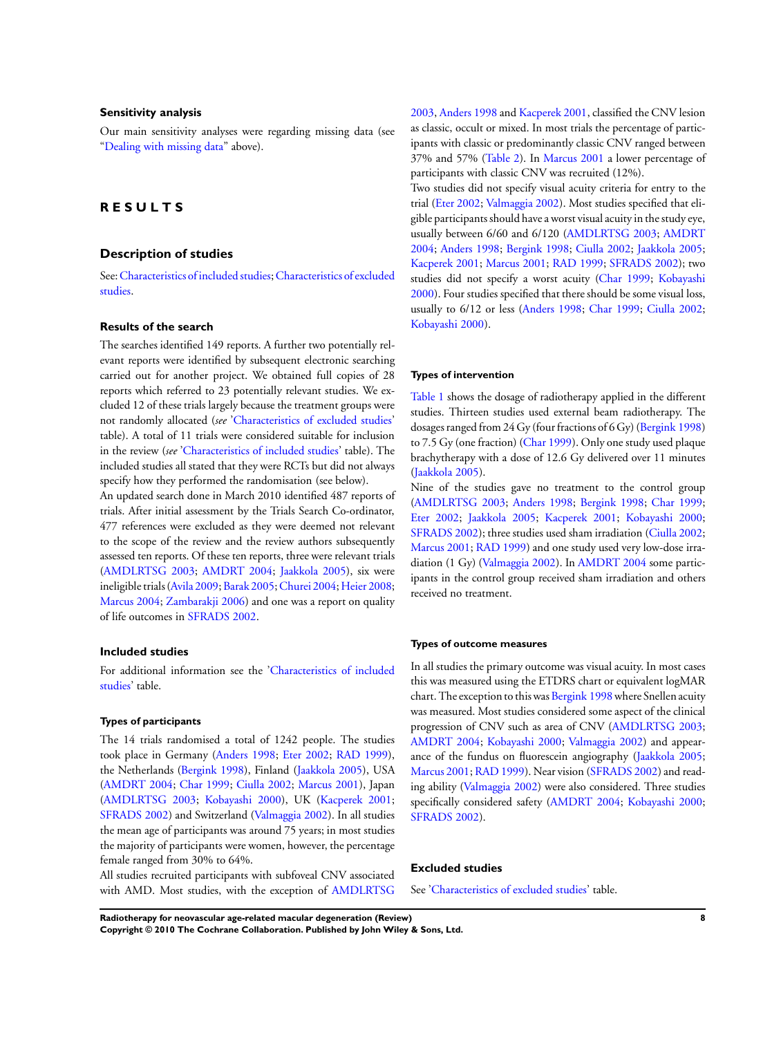### Sensitivity analysis

Our main sensitivity analyses were regarding missing data (see "Dealing with missing data" above).

## RESULTS

### Description of studies

See: Characteristics of included studies; Characteristics of excluded studies.

#### Results of the search

The searches identified 149 reports. A further two potentially relevant reports were identified by subsequent electronic searching carried out for another project. We obtained full copies of 28 reports which referred to 23 potentially relevant studies. We excluded 12 of these trials largely because the treatment groups were not randomly allocated (*see* 'Characteristics of excluded studies' table). A total of 11 trials were considered suitable for inclusion in the review (*see* 'Characteristics of included studies' table). The included studies all stated that they were RCTs but did not always specify how they performed the randomisation (see below).

An updated search done in March 2010 identified 487 reports of trials. After initial assessment by the Trials Search Co-ordinator, 477 references were excluded as they were deemed not relevant to the scope of the review and the review authors subsequently assessed ten reports. Of these ten reports, three were relevant trials (AMDLRTSG 2003; AMDRT 2004; Jaakkola 2005), six were ineligible trials (Avila 2009; Barak 2005; Churei 2004; Heier 2008; Marcus 2004; Zambarakji 2006) and one was a report on quality of life outcomes in SFRADS 2002.

#### Included studies

For additional information see the 'Characteristics of included studies' table.

##### Types of participants

The 14 trials randomised a total of 1242 people. The studies took place in Germany (Anders 1998; Eter 2002; RAD 1999), the Netherlands (Bergink 1998), Finland (Jaakkola 2005), USA (AMDRT 2004; Char 1999; Ciulla 2002; Marcus 2001), Japan (AMDLRTSG 2003; Kobayashi 2000), UK (Kacperek 2001; SFRADS 2002) and Switzerland (Valmaggia 2002). In all studies the mean age of participants was around 75 years; in most studies the majority of participants were women, however, the percentage female ranged from 30% to 64%.

All studies recruited participants with subfoveal CNV associated with AMD. Most studies, with the exception of AMDLRTSG 2003, Anders 1998 and Kacperek 2001, classified the CNV lesion as classic, occult or mixed. In most trials the percentage of participants with classic or predominantly classic CNV ranged between 37% and 57% (Table 2). In Marcus 2001 a lower percentage of participants with classic CNV was recruited (12%).

Two studies did not specify visual acuity criteria for entry to the trial (Eter 2002; Valmaggia 2002). Most studies specified that eligible participants should have a worst visual acuity in the study eye, usually between 6/60 and 6/120 (AMDLRTSG 2003; AMDRT 2004; Anders 1998; Bergink 1998; Ciulla 2002; Jaakkola 2005; Kacperek 2001; Marcus 2001; RAD 1999; SFRADS 2002); two studies did not specify a worst acuity (Char 1999; Kobayashi 2000). Four studies specified that there should be some visual loss, usually to 6/12 or less (Anders 1998; Char 1999; Ciulla 2002; Kobayashi 2000).

##### Types of intervention

Table 1 shows the dosage of radiotherapy applied in the different studies. Thirteen studies used external beam radiotherapy. The dosages ranged from 24 Gy (four fractions of 6 Gy) (Bergink 1998) to 7.5 Gy (one fraction) (Char 1999). Only one study used plaque brachytherapy with a dose of 12.6 Gy delivered over 11 minutes (Jaakkola 2005).

Nine of the studies gave no treatment to the control group (AMDLRTSG 2003; Anders 1998; Bergink 1998; Char 1999; Eter 2002; Jaakkola 2005; Kacperek 2001; Kobayashi 2000; SFRADS 2002); three studies used sham irradiation (Ciulla 2002; Marcus 2001; RAD 1999) and one study used very low-dose irradiation (1 Gy) (Valmaggia 2002). In AMDRT 2004 some participants in the control group received sham irradiation and others received no treatment.

##### Types of outcome measures

In all studies the primary outcome was visual acuity. In most cases this was measured using the ETDRS chart or equivalent logMAR chart. The exception to this was Bergink 1998 where Snellen acuity was measured. Most studies considered some aspect of the clinical progression of CNV such as area of CNV (AMDLRTSG 2003; AMDRT 2004; Kobayashi 2000; Valmaggia 2002) and appearance of the fundus on fluorescein angiography (Jaakkola 2005; Marcus 2001; RAD 1999). Near vision (SFRADS 2002) and reading ability (Valmaggia 2002) were also considered. Three studies specifically considered safety (AMDRT 2004; Kobayashi 2000; SFRADS 2002).

#### Excluded studies

See 'Characteristics of excluded studies' table.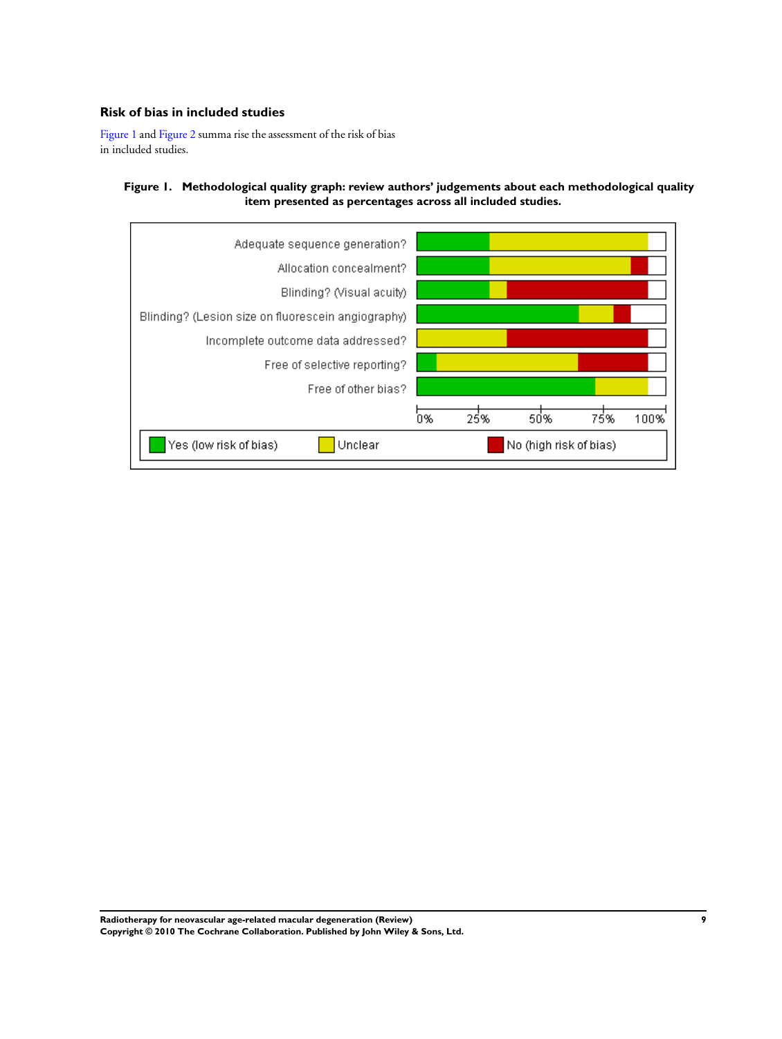### Risk of bias in included studies

Figure 1 and Figure 2 summa rise the assessment of the risk of bias in included studies.

**Figure 1. Methodological quality graph: review authors' judgements about each methodological quality item presented as percentages across all included studies.**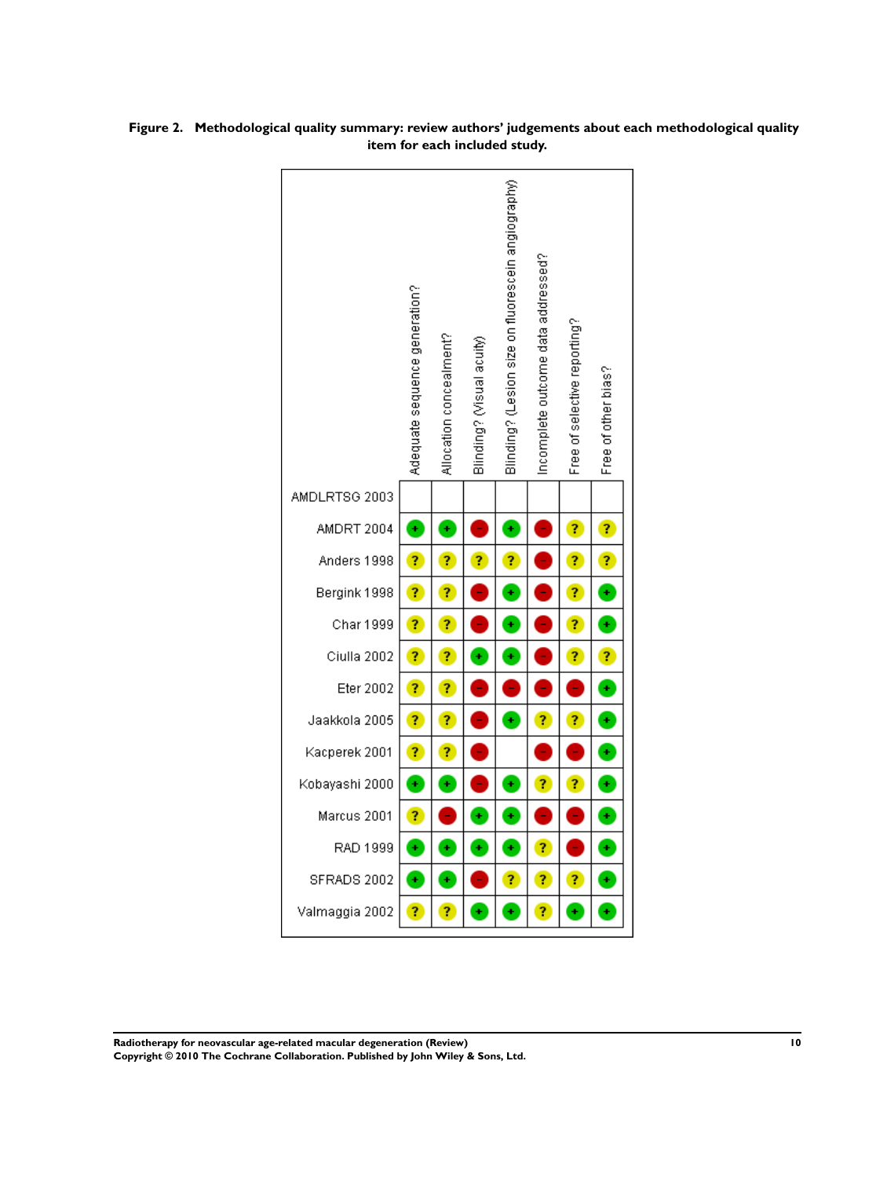**Figure 2. Methodological quality summary: review authors' judgements about each methodological quality item for each included study.**

| | Adequate sequence generation? | Allocation concealment? | Blinding? (Visual acuity) | Blinding? (Lesion size on fluorescein angiography) | Incomplete outcome data addressed? | Free of selective reporting? | Free of other bias? |
|---|---|---|---|---|---|---|---|
| AMDLRTSG 2003 | | | | | | | |
| AMDRT 2004 | + | + | - | + | - | ? | ? |
| Anders 1998 | ? | ? | ? | ? | - | ? | ? |
| Bergink 1998 | ? | ? | - | + | - | ? | + |
| Char 1999 | ? | ? | - | + | - | ? | + |
| Ciulla 2002 | ? | ? | + | + | - | ? | ? |
| Eter 2002 | ? | ? | - | - | - | - | + |
| Jaakkola 2005 | ? | ? | - | + | ? | ? | + |
| Kacperek 2001 | ? | ? | - | | - | - | + |
| Kobayashi 2000 | + | + | - | + | ? | ? | + |
| Marcus 2001 | ? | - | + | + | - | - | + |
| RAD 1999 | + | + | + | + | ? | - | + |
| SFRADS 2002 | + | + | - | ? | ? | ? | + |
| Valmaggia 2002 | ? | ? | + | + | ? | + | + |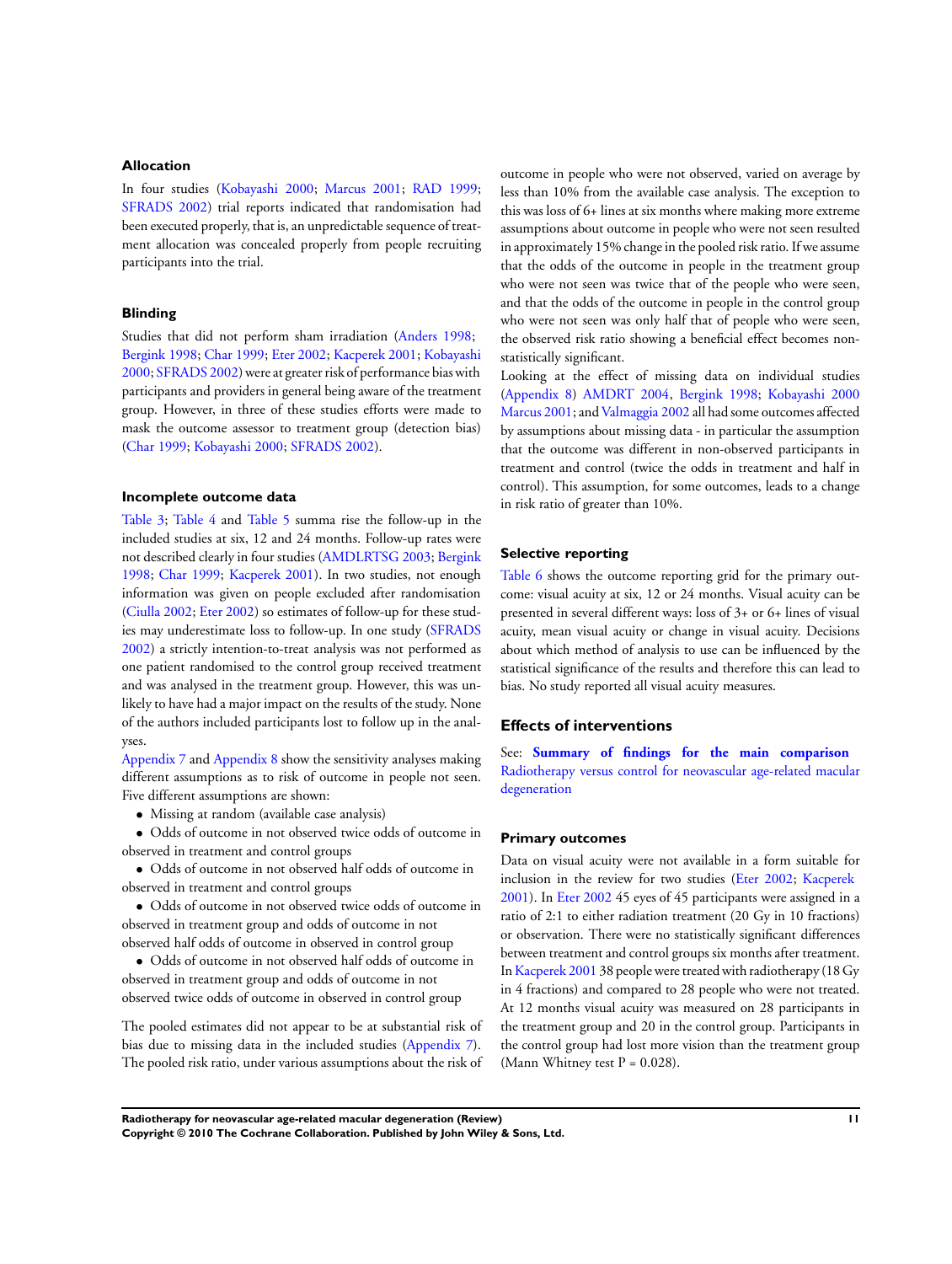### Allocation

In four studies (Kobayashi 2000; Marcus 2001; RAD 1999; SFRADS 2002) trial reports indicated that randomisation had been executed properly, that is, an unpredictable sequence of treatment allocation was concealed properly from people recruiting participants into the trial.

### Blinding

Studies that did not perform sham irradiation (Anders 1998; Bergink 1998; Char 1999; Eter 2002; Kacperek 2001; Kobayashi 2000; SFRADS 2002) were at greater risk of performance bias with participants and providers in general being aware of the treatment group. However, in three of these studies efforts were made to mask the outcome assessor to treatment group (detection bias) (Char 1999; Kobayashi 2000; SFRADS 2002).

### Incomplete outcome data

Table 3; Table 4 and Table 5 summa rise the follow-up in the included studies at six, 12 and 24 months. Follow-up rates were not described clearly in four studies (AMDLRTSG 2003; Bergink 1998; Char 1999; Kacperek 2001). In two studies, not enough information was given on people excluded after randomisation (Ciulla 2002; Eter 2002) so estimates of follow-up for these studies may underestimate loss to follow-up. In one study (SFRADS 2002) a strictly intention-to-treat analysis was not performed as one patient randomised to the control group received treatment and was analysed in the treatment group. However, this was unlikely to have had a major impact on the results of the study. None of the authors included participants lost to follow up in the analyses.

Appendix 7 and Appendix 8 show the sensitivity analyses making different assumptions as to risk of outcome in people not seen. Five different assumptions are shown:

- Missing at random (available case analysis)
- Odds of outcome in not observed twice odds of outcome in observed in treatment and control groups
- Odds of outcome in not observed half odds of outcome in observed in treatment and control groups
- Odds of outcome in not observed twice odds of outcome in observed in treatment group and odds of outcome in not observed half odds of outcome in observed in control group
- Odds of outcome in not observed half odds of outcome in observed in treatment group and odds of outcome in not observed twice odds of outcome in observed in control group

The pooled estimates did not appear to be at substantial risk of bias due to missing data in the included studies (Appendix 7). The pooled risk ratio, under various assumptions about the risk of outcome in people who were not observed, varied on average by less than 10% from the available case analysis. The exception to this was loss of 6+ lines at six months where making more extreme assumptions about outcome in people who were not seen resulted in approximately 15% change in the pooled risk ratio. If we assume that the odds of the outcome in people in the treatment group who were not seen was twice that of the people who were seen, and that the odds of the outcome in people in the control group who were not seen was only half that of people who were seen, the observed risk ratio showing a beneficial effect becomes non-statistically significant.

Looking at the effect of missing data on individual studies (Appendix 8) AMDRT 2004, Bergink 1998; Kobayashi 2000 Marcus 2001; and Valmaggia 2002 all had some outcomes affected by assumptions about missing data - in particular the assumption that the outcome was different in non-observed participants in treatment and control (twice the odds in treatment and half in control). This assumption, for some outcomes, leads to a change in risk ratio of greater than 10%.

### Selective reporting

Table 6 shows the outcome reporting grid for the primary outcome: visual acuity at six, 12 or 24 months. Visual acuity can be presented in several different ways: loss of 3+ or 6+ lines of visual acuity, mean visual acuity or change in visual acuity. Decisions about which method of analysis to use can be influenced by the statistical significance of the results and therefore this can lead to bias. No study reported all visual acuity measures.

## Effects of interventions

See: **Summary of findings for the main comparison** Radiotherapy versus control for neovascular age-related macular degeneration

### Primary outcomes

Data on visual acuity were not available in a form suitable for inclusion in the review for two studies (Eter 2002; Kacperek 2001). In Eter 2002 45 eyes of 45 participants were assigned in a ratio of 2:1 to either radiation treatment (20 Gy in 10 fractions) or observation. There were no statistically significant differences between treatment and control groups six months after treatment. In Kacperek 2001 38 people were treated with radiotherapy (18 Gy in 4 fractions) and compared to 28 people who were not treated. At 12 months visual acuity was measured on 28 participants in the treatment group and 20 in the control group. Participants in the control group had lost more vision than the treatment group (Mann Whitney test P = 0.028).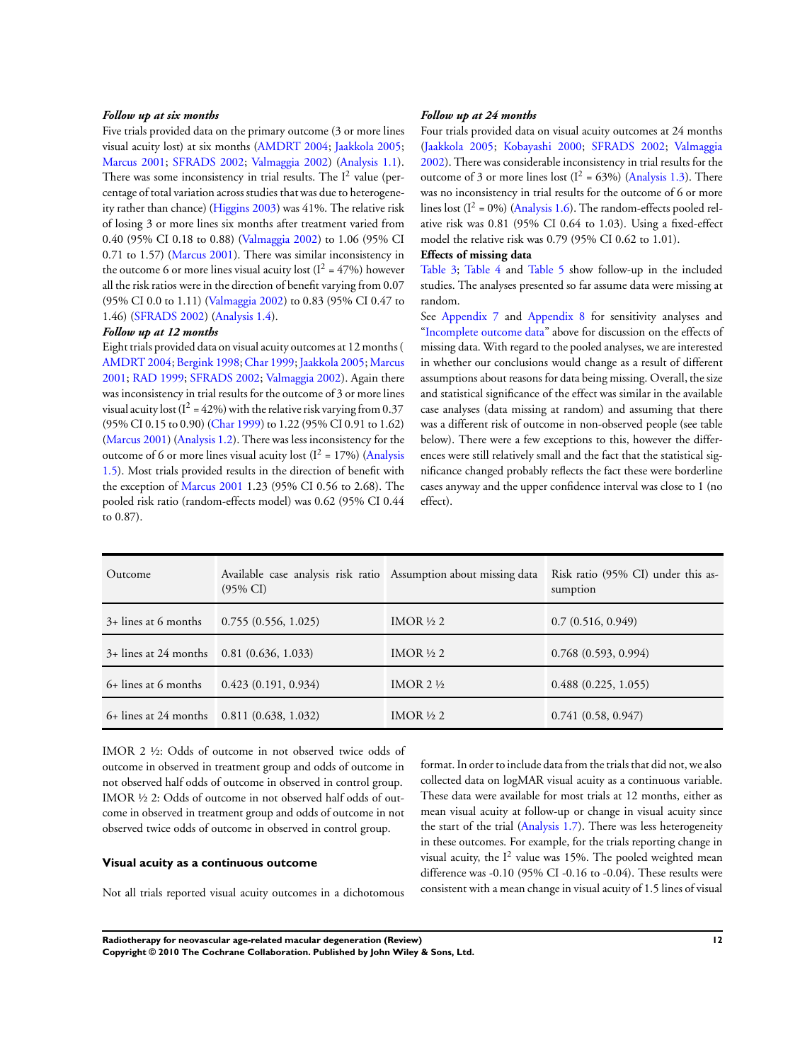***Follow up at six months***

Five trials provided data on the primary outcome (3 or more lines visual acuity lost) at six months (AMDRT 2004; Jaakkola 2005; Marcus 2001; SFRADS 2002; Valmaggia 2002) (Analysis 1.1). There was some inconsistency in trial results. The $I^2$ value (percentage of total variation across studies that was due to heterogeneity rather than chance) (Higgins 2003) was 41%. The relative risk of losing 3 or more lines six months after treatment varied from 0.40 (95% CI 0.18 to 0.88) (Valmaggia 2002) to 1.06 (95% CI 0.71 to 1.57) (Marcus 2001). There was similar inconsistency in the outcome 6 or more lines visual acuity lost ($I^2$ = 47%) however all the risk ratios were in the direction of benefit varying from 0.07 (95% CI 0.0 to 1.11) (Valmaggia 2002) to 0.83 (95% CI 0.47 to 1.46) (SFRADS 2002) (Analysis 1.4).

***Follow up at 12 months***

Eight trials provided data on visual acuity outcomes at 12 months ( AMDRT 2004; Bergink 1998; Char 1999; Jaakkola 2005; Marcus 2001; RAD 1999; SFRADS 2002; Valmaggia 2002). Again there was inconsistency in trial results for the outcome of 3 or more lines visual acuity lost ($I^2$ = 42%) with the relative risk varying from 0.37 (95% CI 0.15 to 0.90) (Char 1999) to 1.22 (95% CI 0.91 to 1.62) (Marcus 2001) (Analysis 1.2). There was less inconsistency for the outcome of 6 or more lines visual acuity lost ($I^2$ = 17%) (Analysis 1.5). Most trials provided results in the direction of benefit with the exception of Marcus 2001 1.23 (95% CI 0.56 to 2.68). The pooled risk ratio (random-effects model) was 0.62 (95% CI 0.44 to 0.87).

***Follow up at 24 months***

Four trials provided data on visual acuity outcomes at 24 months (Jaakkola 2005; Kobayashi 2000; SFRADS 2002; Valmaggia 2002). There was considerable inconsistency in trial results for the outcome of 3 or more lines lost ($I^2$ = 63%) (Analysis 1.3). There was no inconsistency in trial results for the outcome of 6 or more lines lost ($I^2$ = 0%) (Analysis 1.6). The random-effects pooled relative risk was 0.81 (95% CI 0.64 to 1.03). Using a fixed-effect model the relative risk was 0.79 (95% CI 0.62 to 1.01).

**Effects of missing data**

Table 3; Table 4 and Table 5 show follow-up in the included studies. The analyses presented so far assume data were missing at random.

See Appendix 7 and Appendix 8 for sensitivity analyses and "Incomplete outcome data" above for discussion on the effects of missing data. With regard to the pooled analyses, we are interested in whether our conclusions would change as a result of different assumptions about reasons for data being missing. Overall, the size and statistical significance of the effect was similar in the available case analyses (data missing at random) and assuming that there was a different risk of outcome in non-observed people (see table below). There were a few exceptions to this, however the differences were still relatively small and the fact that the statistical significance changed probably reflects the fact these were borderline cases anyway and the upper confidence interval was close to 1 (no effect).

| Outcome | Available case analysis risk ratio (95% CI) | Assumption about missing data | Risk ratio (95% CI) under this assumption |
|---|---|---|---|
| 3+ lines at 6 months | 0.755 (0.556, 1.025) | IMOR ½ 2 | 0.7 (0.516, 0.949) |
| 3+ lines at 24 months | 0.81 (0.636, 1.033) | IMOR ½ 2 | 0.768 (0.593, 0.994) |
| 6+ lines at 6 months | 0.423 (0.191, 0.934) | IMOR 2 ½ | 0.488 (0.225, 1.055) |
| 6+ lines at 24 months | 0.811 (0.638, 1.032) | IMOR ½ 2 | 0.741 (0.58, 0.947) |

IMOR 2 ½: Odds of outcome in not observed twice odds of outcome in observed in treatment group and odds of outcome in not observed half odds of outcome in observed in control group. IMOR ½ 2: Odds of outcome in not observed half odds of outcome in observed in treatment group and odds of outcome in not observed twice odds of outcome in observed in control group.

### Visual acuity as a continuous outcome

Not all trials reported visual acuity outcomes in a dichotomous format. In order to include data from the trials that did not, we also collected data on logMAR visual acuity as a continuous variable. These data were available for most trials at 12 months, either as mean visual acuity at follow-up or change in visual acuity since the start of the trial (Analysis 1.7). There was less heterogeneity in these outcomes. For example, for the trials reporting change in visual acuity, the $I^2$ value was 15%. The pooled weighted mean difference was -0.10 (95% CI -0.16 to -0.04). These results were consistent with a mean change in visual acuity of 1.5 lines of visual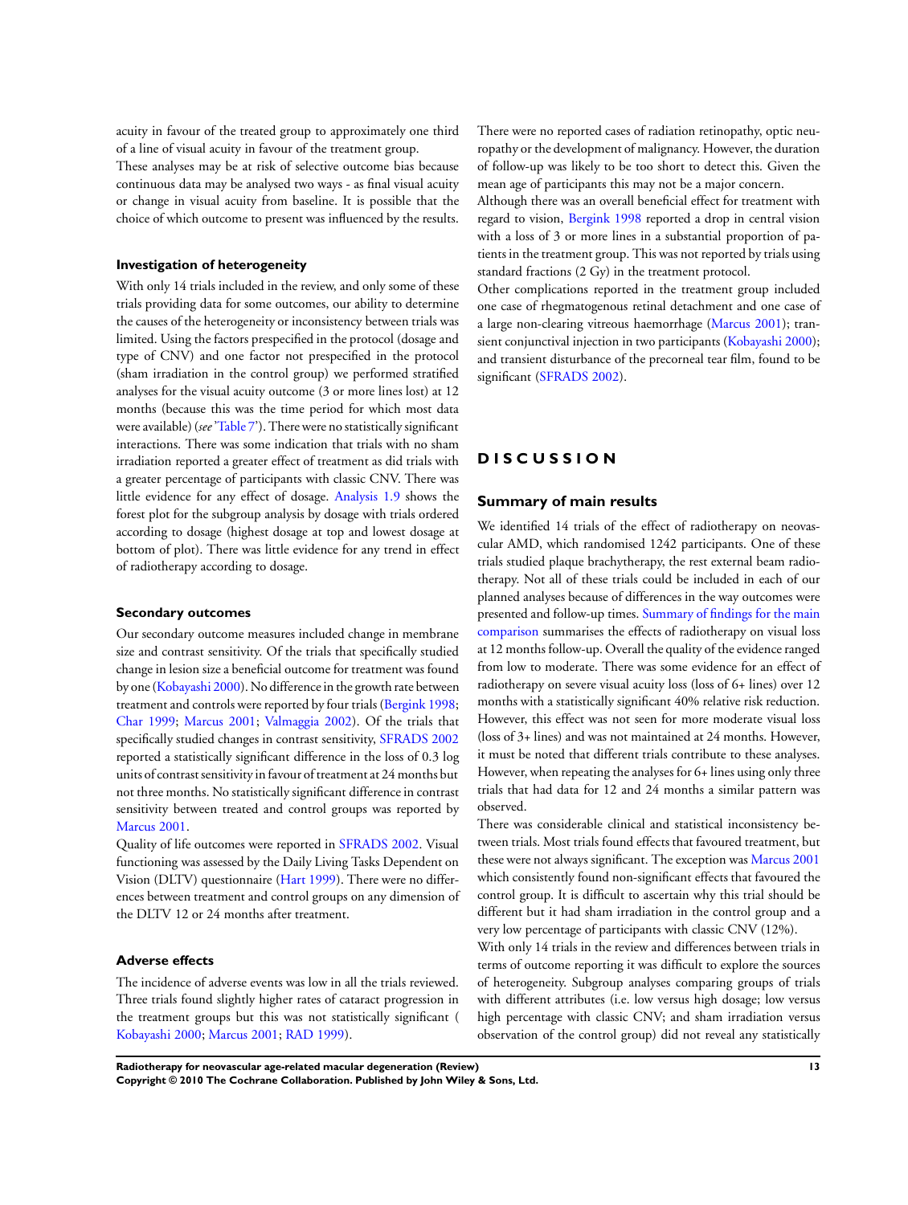acuity in favour of the treated group to approximately one third of a line of visual acuity in favour of the treatment group.

These analyses may be at risk of selective outcome bias because continuous data may be analysed two ways - as final visual acuity or change in visual acuity from baseline. It is possible that the choice of which outcome to present was influenced by the results.

### Investigation of heterogeneity

With only 14 trials included in the review, and only some of these trials providing data for some outcomes, our ability to determine the causes of the heterogeneity or inconsistency between trials was limited. Using the factors prespecified in the protocol (dosage and type of CNV) and one factor not prespecified in the protocol (sham irradiation in the control group) we performed stratified analyses for the visual acuity outcome (3 or more lines lost) at 12 months (because this was the time period for which most data were available) (*see* 'Table 7'). There were no statistically significant interactions. There was some indication that trials with no sham irradiation reported a greater effect of treatment as did trials with a greater percentage of participants with classic CNV. There was little evidence for any effect of dosage. Analysis 1.9 shows the forest plot for the subgroup analysis by dosage with trials ordered according to dosage (highest dosage at top and lowest dosage at bottom of plot). There was little evidence for any trend in effect of radiotherapy according to dosage.

### Secondary outcomes

Our secondary outcome measures included change in membrane size and contrast sensitivity. Of the trials that specifically studied change in lesion size a beneficial outcome for treatment was found by one (Kobayashi 2000). No difference in the growth rate between treatment and controls were reported by four trials (Bergink 1998; Char 1999; Marcus 2001; Valmaggia 2002). Of the trials that specifically studied changes in contrast sensitivity, SFRADS 2002 reported a statistically significant difference in the loss of 0.3 log units of contrast sensitivity in favour of treatment at 24 months but not three months. No statistically significant difference in contrast sensitivity between treated and control groups was reported by Marcus 2001.

Quality of life outcomes were reported in SFRADS 2002. Visual functioning was assessed by the Daily Living Tasks Dependent on Vision (DLTV) questionnaire (Hart 1999). There were no differences between treatment and control groups on any dimension of the DLTV 12 or 24 months after treatment.

### Adverse effects

The incidence of adverse events was low in all the trials reviewed. Three trials found slightly higher rates of cataract progression in the treatment groups but this was not statistically significant ( Kobayashi 2000; Marcus 2001; RAD 1999).

There were no reported cases of radiation retinopathy, optic neuropathy or the development of malignancy. However, the duration of follow-up was likely to be too short to detect this. Given the mean age of participants this may not be a major concern.

Although there was an overall beneficial effect for treatment with regard to vision, Bergink 1998 reported a drop in central vision with a loss of 3 or more lines in a substantial proportion of patients in the treatment group. This was not reported by trials using standard fractions (2 Gy) in the treatment protocol.

Other complications reported in the treatment group included one case of rhegmatogenous retinal detachment and one case of a large non-clearing vitreous haemorrhage (Marcus 2001); transient conjunctival injection in two participants (Kobayashi 2000); and transient disturbance of the precorneal tear film, found to be significant (SFRADS 2002).

# DISCUSSION

## Summary of main results

We identified 14 trials of the effect of radiotherapy on neovascular AMD, which randomised 1242 participants. One of these trials studied plaque brachytherapy, the rest external beam radiotherapy. Not all of these trials could be included in each of our planned analyses because of differences in the way outcomes were presented and follow-up times. Summary of findings for the main comparison summarises the effects of radiotherapy on visual loss at 12 months follow-up. Overall the quality of the evidence ranged from low to moderate. There was some evidence for an effect of radiotherapy on severe visual acuity loss (loss of 6+ lines) over 12 months with a statistically significant 40% relative risk reduction. However, this effect was not seen for more moderate visual loss (loss of 3+ lines) and was not maintained at 24 months. However, it must be noted that different trials contribute to these analyses. However, when repeating the analyses for 6+ lines using only three trials that had data for 12 and 24 months a similar pattern was observed.

There was considerable clinical and statistical inconsistency between trials. Most trials found effects that favoured treatment, but these were not always significant. The exception was Marcus 2001 which consistently found non-significant effects that favoured the control group. It is difficult to ascertain why this trial should be different but it had sham irradiation in the control group and a very low percentage of participants with classic CNV (12%).

With only 14 trials in the review and differences between trials in terms of outcome reporting it was difficult to explore the sources of heterogeneity. Subgroup analyses comparing groups of trials with different attributes (i.e. low versus high dosage; low versus high percentage with classic CNV; and sham irradiation versus observation of the control group) did not reveal any statistically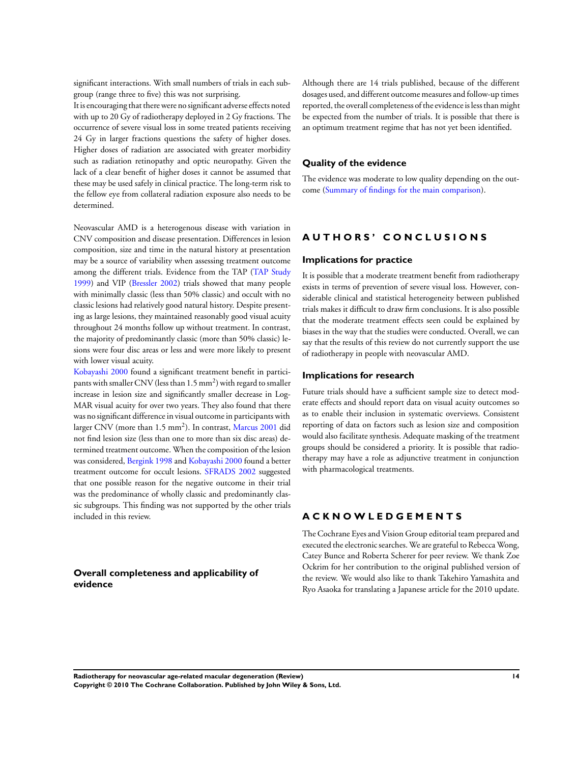significant interactions. With small numbers of trials in each subgroup (range three to five) this was not surprising.

It is encouraging that there were no significant adverse effects noted with up to 20 Gy of radiotherapy deployed in 2 Gy fractions. The occurrence of severe visual loss in some treated patients receiving 24 Gy in larger fractions questions the safety of higher doses. Higher doses of radiation are associated with greater morbidity such as radiation retinopathy and optic neuropathy. Given the lack of a clear benefit of higher doses it cannot be assumed that these may be used safely in clinical practice. The long-term risk to the fellow eye from collateral radiation exposure also needs to be determined.

Neovascular AMD is a heterogenous disease with variation in CNV composition and disease presentation. Differences in lesion composition, size and time in the natural history at presentation may be a source of variability when assessing treatment outcome among the different trials. Evidence from the TAP (TAP Study 1999) and VIP (Bressler 2002) trials showed that many people with minimally classic (less than 50% classic) and occult with no classic lesions had relatively good natural history. Despite presenting as large lesions, they maintained reasonably good visual acuity throughout 24 months follow up without treatment. In contrast, the majority of predominantly classic (more than 50% classic) lesions were four disc areas or less and were more likely to present with lower visual acuity.

Kobayashi 2000 found a significant treatment benefit in participants with smaller CNV (less than 1.5 $mm^2$) with regard to smaller increase in lesion size and significantly smaller decrease in LogMAR visual acuity for over two years. They also found that there was no significant difference in visual outcome in participants with larger CNV (more than 1.5 $mm^2$). In contrast, Marcus 2001 did not find lesion size (less than one to more than six disc areas) determined treatment outcome. When the composition of the lesion was considered, Bergink 1998 and Kobayashi 2000 found a better treatment outcome for occult lesions. SFRADS 2002 suggested that one possible reason for the negative outcome in their trial was the predominance of wholly classic and predominantly classic subgroups. This finding was not supported by the other trials included in this review.

## Overall completeness and applicability of evidence

Although there are 14 trials published, because of the different dosages used, and different outcome measures and follow-up times reported, the overall completeness of the evidence is less than might be expected from the number of trials. It is possible that there is an optimum treatment regime that has not yet been identified.

## Quality of the evidence

The evidence was moderate to low quality depending on the outcome (Summary of findings for the main comparison).

# AUTHORS' CONCLUSIONS

## Implications for practice

It is possible that a moderate treatment benefit from radiotherapy exists in terms of prevention of severe visual loss. However, considerable clinical and statistical heterogeneity between published trials makes it difficult to draw firm conclusions. It is also possible that the moderate treatment effects seen could be explained by biases in the way that the studies were conducted. Overall, we can say that the results of this review do not currently support the use of radiotherapy in people with neovascular AMD.

## Implications for research

Future trials should have a sufficient sample size to detect moderate effects and should report data on visual acuity outcomes so as to enable their inclusion in systematic overviews. Consistent reporting of data on factors such as lesion size and composition would also facilitate synthesis. Adequate masking of the treatment groups should be considered a priority. It is possible that radiotherapy may have a role as adjunctive treatment in conjunction with pharmacological treatments.

# ACKNOWLEDGEMENTS

The Cochrane Eyes and Vision Group editorial team prepared and executed the electronic searches. We are grateful to Rebecca Wong, Catey Bunce and Roberta Scherer for peer review. We thank Zoe Ockrim for her contribution to the original published version of the review. We would also like to thank Takehiro Yamashita and Ryo Asaoka for translating a Japanese article for the 2010 update.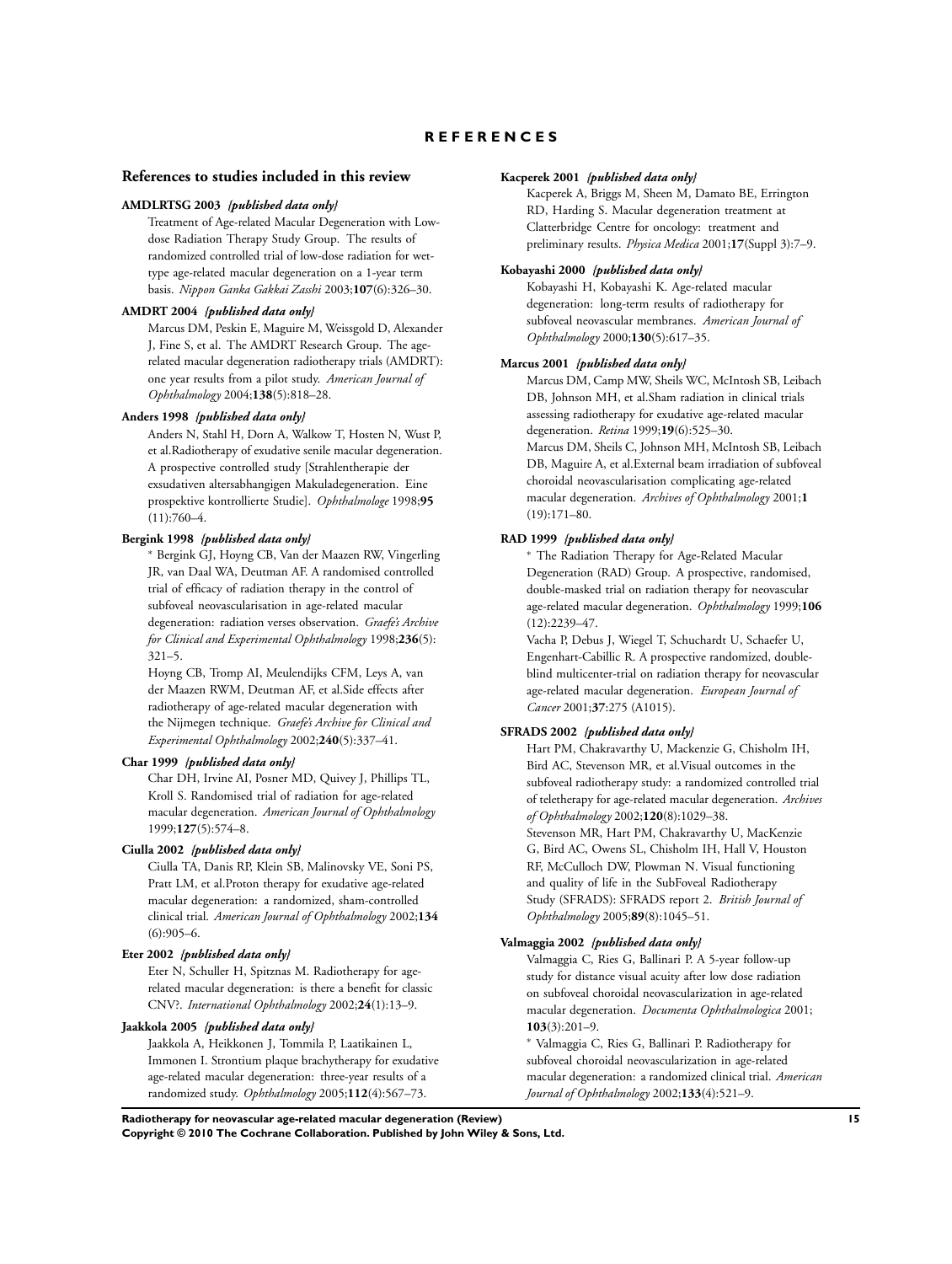# REFERENCES

## References to studies included in this review

**AMDLRTSG 2003** *{published data only}*

Treatment of Age-related Macular Degeneration with Low-dose Radiation Therapy Study Group. The results of randomized controlled trial of low-dose radiation for wet-type age-related macular degeneration on a 1-year term basis. *Nippon Ganka Gakkai Zasshi* 2003;**107**(6):326–30.

**AMDRT 2004** *{published data only}*

Marcus DM, Peskin E, Maguire M, Weissgold D, Alexander J, Fine S, et al. The AMDRT Research Group. The age-related macular degeneration radiotherapy trials (AMDRT): one year results from a pilot study. *American Journal of Ophthalmology* 2004;**138**(5):818–28.

**Anders 1998** *{published data only}*

Anders N, Stahl H, Dorn A, Walkow T, Hosten N, Wust P, et al.Radiotherapy of exudative senile macular degeneration. A prospective controlled study [Strahlentherapie der exsudativen altersabhangigen Makuladegeneration. Eine prospektive kontrollierte Studie]. *Ophthalmologe* 1998;**95** (11):760–4.

**Bergink 1998** *{published data only}*

* Bergink GJ, Hoyng CB, Van der Maazen RW, Vingerling JR, van Daal WA, Deutman AF. A randomised controlled trial of efficacy of radiation therapy in the control of subfoveal neovascularisation in age-related macular degeneration: radiation verses observation. *Graefe's Archive for Clinical and Experimental Ophthalmology* 1998;**236**(5): 321–5.

Hoyng CB, Tromp AI, Meulendijks CFM, Leys A, van der Maazen RWM, Deutman AF, et al.Side effects after radiotherapy of age-related macular degeneration with the Nijmegen technique. *Graefe's Archive for Clinical and Experimental Ophthalmology* 2002;**240**(5):337–41.

**Char 1999** *{published data only}*

Char DH, Irvine AI, Posner MD, Quivey J, Phillips TL, Kroll S. Randomised trial of radiation for age-related macular degeneration. *American Journal of Ophthalmology* 1999;**127**(5):574–8.

**Ciulla 2002** *{published data only}*

Ciulla TA, Danis RP, Klein SB, Malinovsky VE, Soni PS, Pratt LM, et al.Proton therapy for exudative age-related macular degeneration: a randomized, sham-controlled clinical trial. *American Journal of Ophthalmology* 2002;**134** (6):905–6.

**Eter 2002** *{published data only}*

Eter N, Schuller H, Spitznas M. Radiotherapy for age-related macular degeneration: is there a benefit for classic CNV?. *International Ophthalmology* 2002;**24**(1):13–9.

**Jaakkola 2005** *{published data only}*

Jaakkola A, Heikkonen J, Tommila P, Laatikainen L, Immonen I. Strontium plaque brachytherapy for exudative age-related macular degeneration: three-year results of a randomized study. *Ophthalmology* 2005;**112**(4):567–73.

**Kacperek 2001** *{published data only}*

Kacperek A, Briggs M, Sheen M, Damato BE, Errington RD, Harding S. Macular degeneration treatment at Clatterbridge Centre for oncology: treatment and preliminary results. *Physica Medica* 2001;**17**(Suppl 3):7–9.

**Kobayashi 2000** *{published data only}*

Kobayashi H, Kobayashi K. Age-related macular degeneration: long-term results of radiotherapy for subfoveal neovascular membranes. *American Journal of Ophthalmology* 2000;**130**(5):617–35.

**Marcus 2001** *{published data only}*

Marcus DM, Camp MW, Sheils WC, McIntosh SB, Leibach DB, Johnson MH, et al.Sham radiation in clinical trials assessing radiotherapy for exudative age-related macular degeneration. *Retina* 1999;**19**(6):525–30.

Marcus DM, Sheils C, Johnson MH, McIntosh SB, Leibach DB, Maguire A, et al.External beam irradiation of subfoveal choroidal neovascularisation complicating age-related macular degeneration. *Archives of Ophthalmology* 2001;**1** (19):171–80.

**RAD 1999** *{published data only}*

* The Radiation Therapy for Age-Related Macular Degeneration (RAD) Group. A prospective, randomised, double-masked trial on radiation therapy for neovascular age-related macular degeneration. *Ophthalmology* 1999;**106** (12):2239–47.

Vacha P, Debus J, Wiegel T, Schuchardt U, Schaefer U, Engenhart-Cabillic R. A prospective randomized, double-blind multicenter-trial on radiation therapy for neovascular age-related macular degeneration. *European Journal of Cancer* 2001;**37**:275 (A1015).

**SFRADS 2002** *{published data only}*

Hart PM, Chakravarthy U, Mackenzie G, Chisholm IH, Bird AC, Stevenson MR, et al.Visual outcomes in the subfoveal radiotherapy study: a randomized controlled trial of teletherapy for age-related macular degeneration. *Archives of Ophthalmology* 2002;**120**(8):1029–38.

Stevenson MR, Hart PM, Chakravarthy U, MacKenzie G, Bird AC, Owens SL, Chisholm IH, Hall V, Houston RF, McCulloch DW, Plowman N. Visual functioning and quality of life in the SubFoveal Radiotherapy Study (SFRADS): SFRADS report 2. *British Journal of Ophthalmology* 2005;**89**(8):1045–51.

**Valmaggia 2002** *{published data only}*

Valmaggia C, Ries G, Ballinari P. A 5-year follow-up study for distance visual acuity after low dose radiation on subfoveal choroidal neovascularization in age-related macular degeneration. *Documenta Ophthalmologica* 2001; **103**(3):201–9.

* Valmaggia C, Ries G, Ballinari P. Radiotherapy for subfoveal choroidal neovascularization in age-related macular degeneration: a randomized clinical trial. *American Journal of Ophthalmology* 2002;**133**(4):521–9.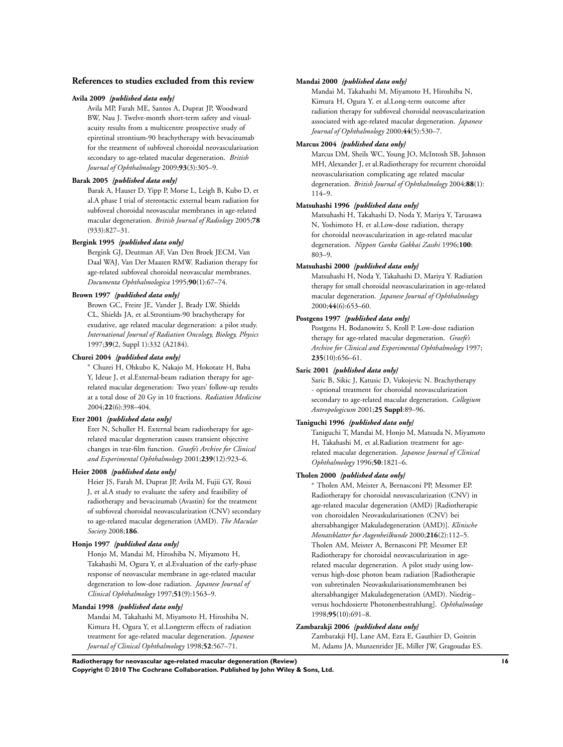## References to studies excluded from this review

**Avila 2009** *{published data only}*

Avila MP, Farah ME, Santos A, Duprat JP, Woodward BW, Nau J. Twelve-month short-term safety and visual-acuity results from a multicentre prospective study of epiretinal strontium-90 brachytherapy with bevacizumab for the treatment of subfoveal choroidal neovascularisation secondary to age-related macular degeneration. *British Journal of Ophthalmology* 2009;**93**(3):305–9.

**Barak 2005** *{published data only}*

Barak A, Hauser D, Yipp P, Morse L, Leigh B, Kubo D, et al.A phase I trial of stereotactic external beam radiation for subfoveal choroidal neovascular membranes in age-related macular degeneration. *British Journal of Radiology* 2005;**78** (933):827–31.

**Bergink 1995** *{published data only}*

Bergink GJ, Deutman AF, Van Den Broek JECM, Van Daal WAJ, Van Der Maazen RMW. Radiation therapy for age-related subfoveal choroidal neovascular membranes. *Documenta Ophthalmologica* 1995;**90**(1):67–74.

**Brown 1997** *{published data only}*

Brown GC, Freire JE, Vander J, Brady LW, Shields CL, Shields JA, et al.Strontium-90 brachytherapy for exudative, age related macular degeneration: a pilot study. *International Journal of Radiation Oncology, Biology, Physics* 1997;**39**(2, Suppl 1):332 (A2184).

**Churei 2004** *{published data only}*

* Churei H, Ohkubo K, Nakajo M, Hokotate H, Baba Y, Ideue J, et al.External-beam radiation therapy for age-related macular degeneration: Two years' follow-up results at a total dose of 20 Gy in 10 fractions. *Radiation Medicine* 2004;**22**(6):398–404.

**Eter 2001** *{published data only}*

Eter N, Schuller H. External beam radiotherapy for age-related macular degeneration causes transient objective changes in tear-film function. *Graefe's Archive for Clinical and Experimental Ophthalmology* 2001;**239**(12):923–6.

**Heier 2008** *{published data only}*

Heier JS, Farah M, Duprat JP, Avila M, Fujii GY, Rossi J, et al.A study to evaluate the safety and feasibility of radiotherapy and bevacizumab (Avastin) for the treatment of subfoveal choroidal neovascularization (CNV) secondary to age-related macular degeneration (AMD). *The Macular Society* 2008;**186**.

**Honjo 1997** *{published data only}*

Honjo M, Mandai M, Hiroshiba N, Miyamoto H, Takahashi M, Ogura Y, et al.Evaluation of the early-phase response of neovascular membrane in age-related macular degeneration to low-dose radiation. *Japanese Journal of Clinical Ophthalmology* 1997;**51**(9):1563–9.

**Mandai 1998** *{published data only}*

Mandai M, Takahashi M, Miyamoto H, Hiroshiba N, Kimura H, Ogura Y, et al.Longterm effects of radiation treatment for age-related macular degeneration. *Japanese Journal of Clinical Ophthalmology* 1998;**52**:567–71.

**Mandai 2000** *{published data only}*

Mandai M, Takahashi M, Miyamoto H, Hiroshiba N, Kimura H, Ogura Y, et al.Long-term outcome after radiation therapy for subfoveal choroidal neovascularization associated with age-related macular degeneration. *Japanese Journal of Ophthalmology* 2000;**44**(5):530–7.

**Marcus 2004** *{published data only}*

Marcus DM, Sheils WC, Young JO, McIntosh SB, Johnson MH, Alexander J, et al.Radiotherapy for recurrent choroidal neovascularisation complicating age related macular degeneration. *British Journal of Ophthalmology* 2004;**88**(1): 114–9.

**Matsuhashi 1996** *{published data only}*

Matsuhashi H, Takahashi D, Noda Y, Mariya Y, Tarusawa N, Yoshimoto H, et al.Low-dose radiation, therapy for choroidal neovascularization in age-related macular degeneration. *Nippon Ganka Gakkai Zasshi* 1996;**100**: 803–9.

**Matsuhashi 2000** *{published data only}*

Matsuhashi H, Noda Y, Takahashi D, Mariya Y. Radiation therapy for small choroidal neovascularization in age-related macular degeneration. *Japanese Journal of Ophthalmology* 2000;**44**(6):653–60.

**Postgens 1997** *{published data only}*

Postgens H, Bodanowitz S, Kroll P. Low-dose radiation therapy for age-related macular degeneration. *Graefe's Archive for Clinical and Experimental Ophthalmology* 1997; **235**(10):656–61.

**Saric 2001** *{published data only}*

Saric B, Sikic J, Katusic D, Vukojevic N. Brachytherapy - optional treatment for choroidal neovascularization secondary to age-related macular degeneration. *Collegium Antropologicum* 2001;**25 Suppl**:89–96.

**Taniguchi 1996** *{published data only}*

Taniguchi T, Mandai M, Honjo M, Matsuda N, Miyamoto H, Takahashi M, et al.Radiation treatment for age-related macular degeneration. *Japanese Journal of Clinical Ophthalmology* 1996;**50**:1821–6.

**Tholen 2000** *{published data only}*

* Tholen AM, Meister A, Bernasconi PP, Messmer EP. Radiotherapy for choroidal neovascularization (CNV) in age-related macular degeneration (AMD) [Radiotherapie von choroidalen Neovaskularisationen (CNV) bei altersabhangiger Makuladegeneration (AMD)]. *Klinische Monatsblatter fur Augenheilkunde* 2000;**216**(2):112–5.

Tholen AM, Meister A, Bernasconi PP, Messmer EP. Radiotherapy for choroidal neovascularization in age-related macular degeneration. A pilot study using low- versus high-dose photon beam radiation [Radiotherapie von subretinalen Neovaskularisationsmembranen bei altersabhangiger Makuladegeneration (AMD). Niedrig– versus hochdosierte Photonenbestrahlung]. *Ophthalmologe* 1998;**95**(10):691–8.

**Zambarakji 2006** *{published data only}*

Zambarakji HJ, Lane AM, Ezra E, Gauthier D, Goitein M, Adams JA, Munzenrider JE, Miller JW, Gragoudas ES.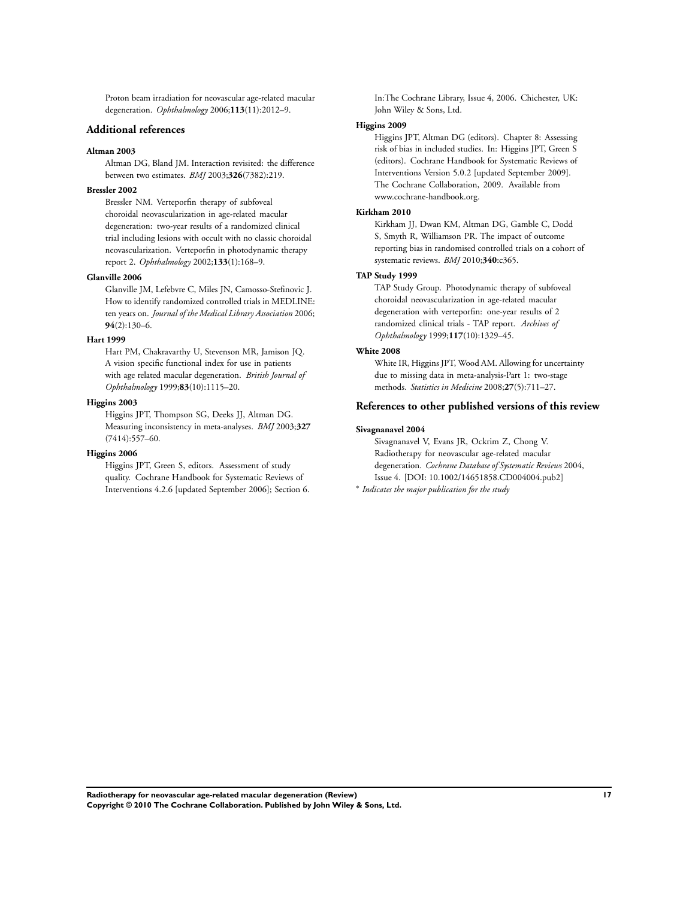Proton beam irradiation for neovascular age-related macular degeneration. *Ophthalmology* 2006;**113**(11):2012–9.

## Additional references

**Altman 2003**

Altman DG, Bland JM. Interaction revisited: the difference between two estimates. *BMJ* 2003;**326**(7382):219.

**Bressler 2002**

Bressler NM. Verteporfin therapy of subfoveal choroidal neovascularization in age-related macular degeneration: two-year results of a randomized clinical trial including lesions with occult with no classic choroidal neovascularization. Verteporfin in photodynamic therapy report 2. *Ophthalmology* 2002;**133**(1):168–9.

**Glanville 2006**

Glanville JM, Lefebvre C, Miles JN, Camosso-Stefinovic J. How to identify randomized controlled trials in MEDLINE: ten years on. *Journal of the Medical Library Association* 2006;**94**(2):130–6.

**Hart 1999**

Hart PM, Chakravarthy U, Stevenson MR, Jamison JQ. A vision specific functional index for use in patients with age related macular degeneration. *British Journal of Ophthalmology* 1999;**83**(10):1115–20.

**Higgins 2003**

Higgins JPT, Thompson SG, Deeks JJ, Altman DG. Measuring inconsistency in meta-analyses. *BMJ* 2003;**327**(7414):557–60.

**Higgins 2006**

Higgins JPT, Green S, editors. Assessment of study quality. Cochrane Handbook for Systematic Reviews of Interventions 4.2.6 [updated September 2006]; Section 6. In:The Cochrane Library, Issue 4, 2006. Chichester, UK: John Wiley & Sons, Ltd.

**Higgins 2009**

Higgins JPT, Altman DG (editors). Chapter 8: Assessing risk of bias in included studies. In: Higgins JPT, Green S (editors). Cochrane Handbook for Systematic Reviews of Interventions Version 5.0.2 [updated September 2009]. The Cochrane Collaboration, 2009. Available from www.cochrane-handbook.org.

**Kirkham 2010**

Kirkham JJ, Dwan KM, Altman DG, Gamble C, Dodd S, Smyth R, Williamson PR. The impact of outcome reporting bias in randomised controlled trials on a cohort of systematic reviews. *BMJ* 2010;**340**:c365.

**TAP Study 1999**

TAP Study Group. Photodynamic therapy of subfoveal choroidal neovascularization in age-related macular degeneration with verteporfin: one-year results of 2 randomized clinical trials - TAP report. *Archives of Ophthalmology* 1999;**117**(10):1329–45.

**White 2008**

White IR, Higgins JPT, Wood AM. Allowing for uncertainty due to missing data in meta-analysis-Part 1: two-stage methods. *Statistics in Medicine* 2008;**27**(5):711–27.

## References to other published versions of this review

**Sivagnanavel 2004**

Sivagnanavel V, Evans JR, Ockrim Z, Chong V. Radiotherapy for neovascular age-related macular degeneration. *Cochrane Database of Systematic Reviews* 2004, Issue 4. [DOI: 10.1002/14651858.CD004004.pub2]

* *Indicates the major publication for the study*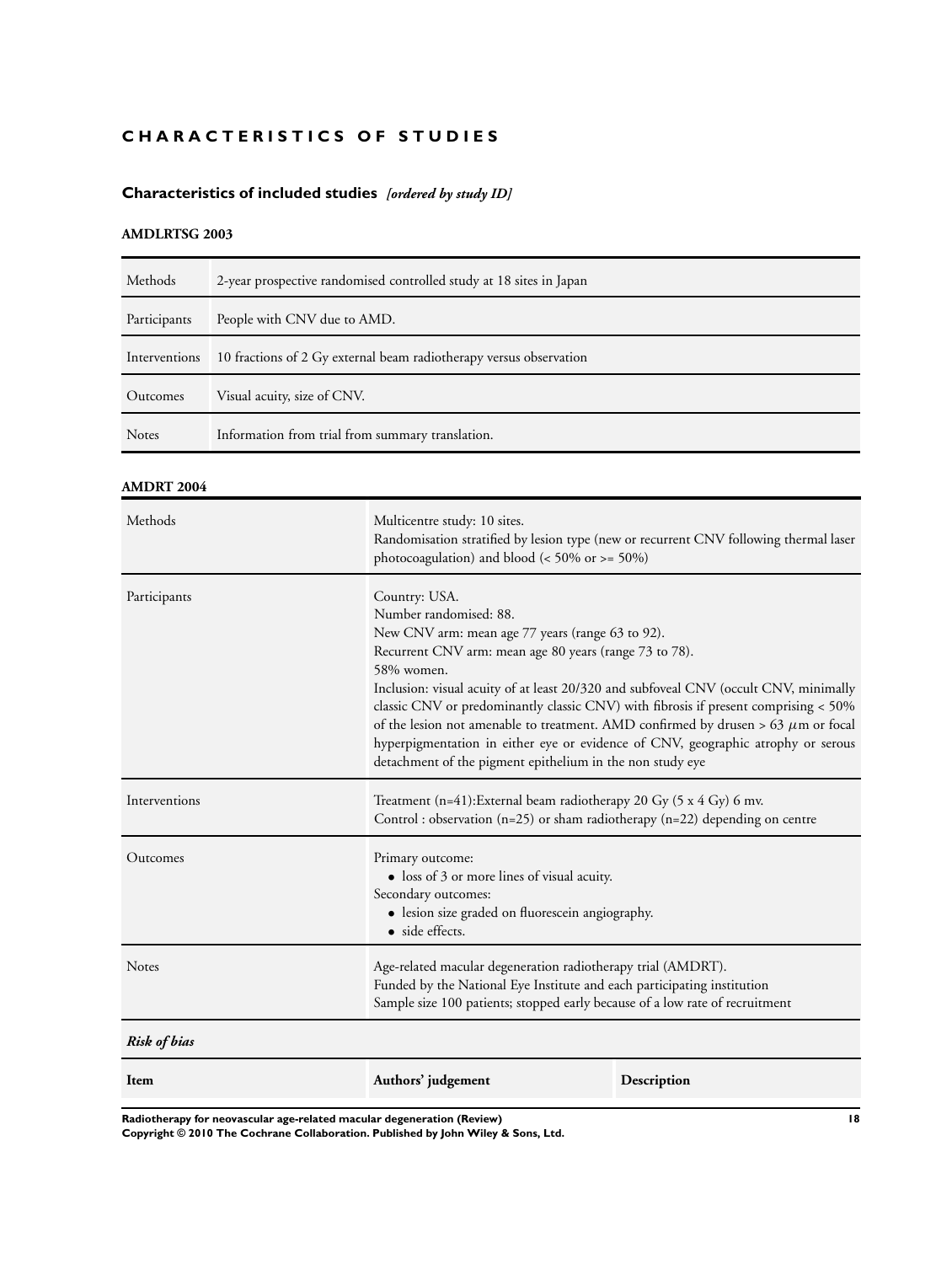# CHARACTERISTICS OF STUDIES

## Characteristics of included studies *[ordered by study ID]*

### AMDLRTSG 2003

| | |
|---|---|
| Methods | 2-year prospective randomised controlled study at 18 sites in Japan |
| Participants | People with CNV due to AMD. |
| Interventions | 10 fractions of 2 Gy external beam radiotherapy versus observation |
| Outcomes | Visual acuity, size of CNV. |
| Notes | Information from trial from summary translation. |

### AMDRT 2004

| | |
|---|---|
| Methods | Multicentre study: 10 sites.<br>Randomisation stratified by lesion type (new or recurrent CNV following thermal laser photocoagulation) and blood (< 50% or >= 50%) |
| Participants | Country: USA.<br>Number randomised: 88.<br>New CNV arm: mean age 77 years (range 63 to 92).<br>Recurrent CNV arm: mean age 80 years (range 73 to 78).<br>58% women.<br>Inclusion: visual acuity of at least 20/320 and subfoveal CNV (occult CNV, minimally classic CNV or predominantly classic CNV) with fibrosis if present comprising < 50% of the lesion not amenable to treatment. AMD confirmed by drusen > 63 $\mu$m or focal hyperpigmentation in either eye or evidence of CNV, geographic atrophy or serous detachment of the pigment epithelium in the non study eye |
| Interventions | Treatment (n=41):External beam radiotherapy 20 Gy (5 x 4 Gy) 6 mv.<br>Control : observation (n=25) or sham radiotherapy (n=22) depending on centre |
| Outcomes | Primary outcome:<br>• loss of 3 or more lines of visual acuity.<br>Secondary outcomes:<br>• lesion size graded on fluorescein angiography.<br>• side effects. |
| Notes | Age-related macular degeneration radiotherapy trial (AMDRT).<br>Funded by the National Eye Institute and each participating institution<br>Sample size 100 patients; stopped early because of a low rate of recruitment |

*Risk of bias*

| Item | Authors' judgement | Description |
|---|---|---|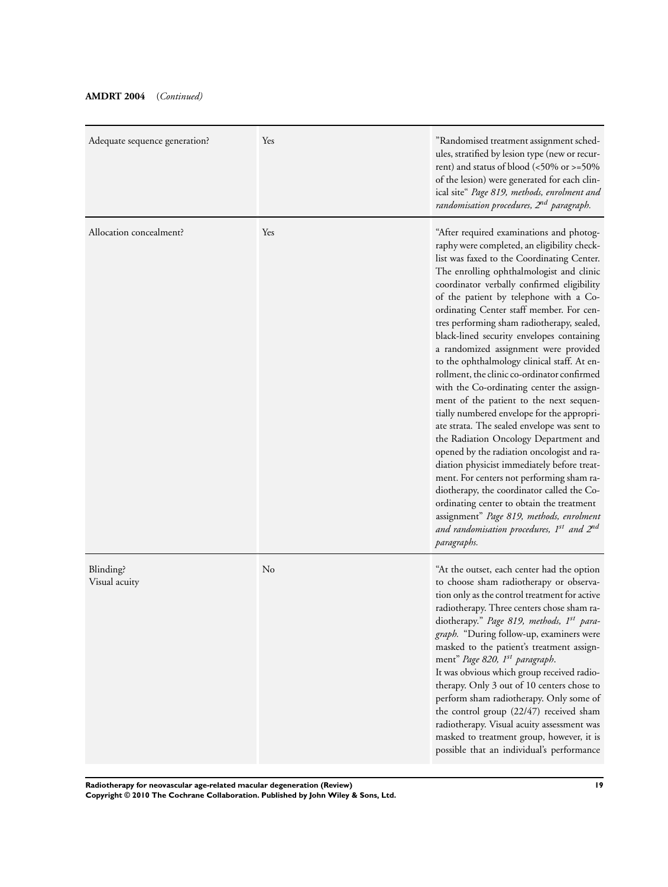**AMDRT 2004** (*Continued*)

| | | |
|---|---|---|
| Adequate sequence generation? | Yes | ”Randomised treatment assignment schedules, stratified by lesion type (new or recurrent) and status of blood (<50% or >=50% of the lesion) were generated for each clinical site“ *Page 819, methods, enrolment and randomisation procedures, 2nd paragraph.* |
| Allocation concealment? | Yes | “After required examinations and photography were completed, an eligibility checklist was faxed to the Coordinating Center. The enrolling ophthalmologist and clinic coordinator verbally confirmed eligibility of the patient by telephone with a Co-ordinating Center staff member. For centres performing sham radiotherapy, sealed, black-lined security envelopes containing a randomized assignment were provided to the ophthalmology clinical staff. At enrollment, the clinic co-ordinator confirmed with the Co-ordinating center the assignment of the patient to the next sequentially numbered envelope for the appropriate strata. The sealed envelope was sent to the Radiation Oncology Department and opened by the radiation oncologist and radiation physicist immediately before treatment. For centers not performing sham radiotherapy, the coordinator called the Co-ordinating center to obtain the treatment assignment” *Page 819, methods, enrolment and randomisation procedures, 1st and 2nd paragraphs.* |
| Blinding?<br>Visual acuity | No | “At the outset, each center had the option to choose sham radiotherapy or observation only as the control treatment for active radiotherapy. Three centers chose sham radiotherapy.” *Page 819, methods, 1st paragraph.* “During follow-up, examiners were masked to the patient’s treatment assignment” *Page 820, 1st paragraph.*<br>It was obvious which group received radiotherapy. Only 3 out of 10 centers chose to perform sham radiotherapy. Only some of the control group (22/47) received sham radiotherapy. Visual acuity assessment was masked to treatment group, however, it is possible that an individual’s performance |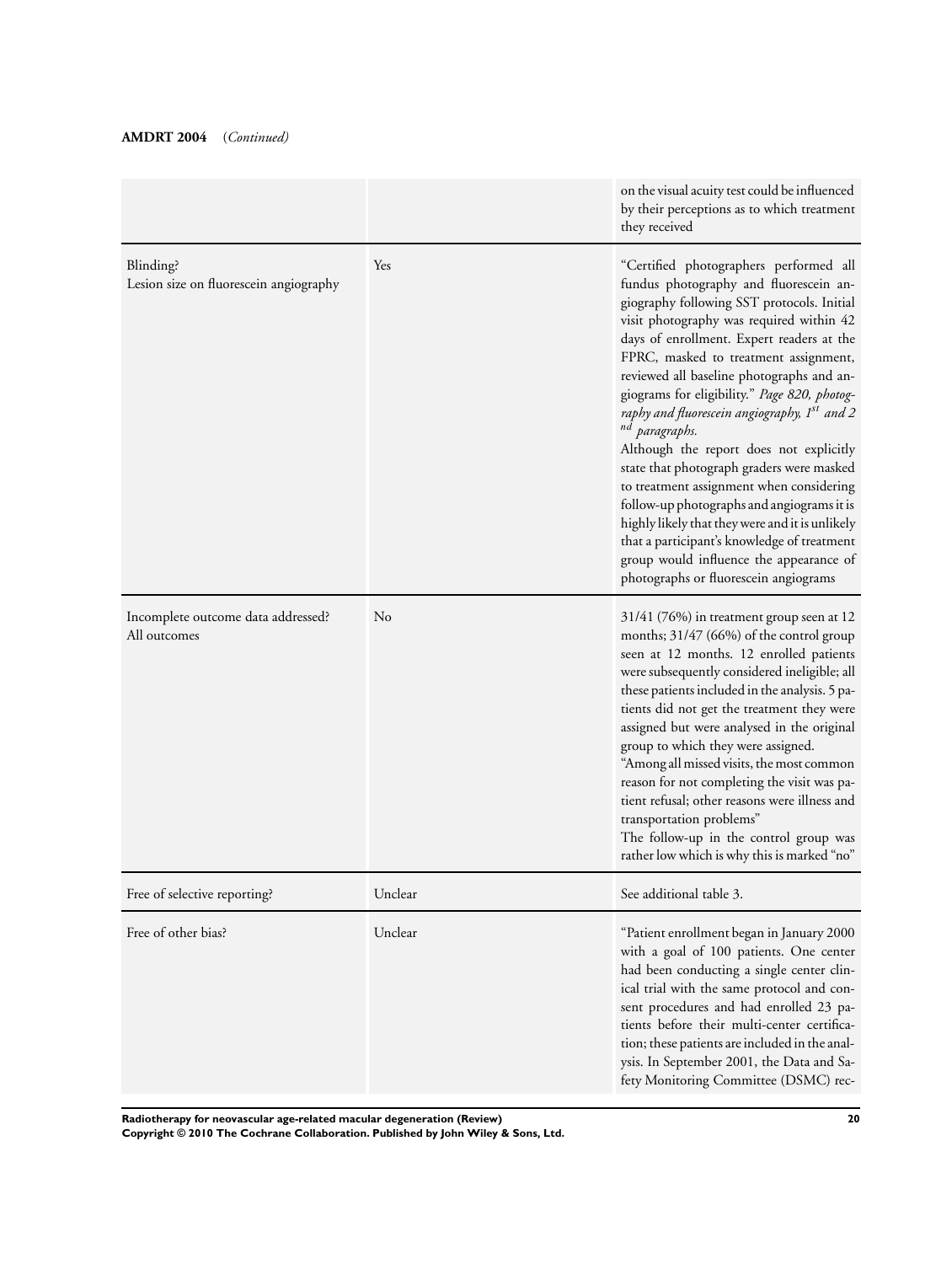**AMDRT 2004** (*Continued*)

| | | |
|---|---|---|
| | | on the visual acuity test could be influenced by their perceptions as to which treatment they received |
| Blinding?<br>Lesion size on fluorescein angiography | Yes | "Certified photographers performed all fundus photography and fluorescein angiography following SST protocols. Initial visit photography was required within 42 days of enrollment. Expert readers at the FPRC, masked to treatment assignment, reviewed all baseline photographs and angiograms for eligibility." *Page 820, photography and fluorescein angiography, 1st and 2nd paragraphs.*<br>Although the report does not explicitly state that photograph graders were masked to treatment assignment when considering follow-up photographs and angiograms it is highly likely that they were and it is unlikely that a participant's knowledge of treatment group would influence the appearance of photographs or fluorescein angiograms |
| Incomplete outcome data addressed?<br>All outcomes | No | 31/41 (76%) in treatment group seen at 12 months; 31/47 (66%) of the control group seen at 12 months. 12 enrolled patients were subsequently considered ineligible; all these patients included in the analysis. 5 patients did not get the treatment they were assigned but were analysed in the original group to which they were assigned.<br>"Among all missed visits, the most common reason for not completing the visit was patient refusal; other reasons were illness and transportation problems"<br>The follow-up in the control group was rather low which is why this is marked "no" |
| Free of selective reporting? | Unclear | See additional table 3. |
| Free of other bias? | Unclear | "Patient enrollment began in January 2000 with a goal of 100 patients. One center had been conducting a single center clinical trial with the same protocol and consent procedures and had enrolled 23 patients before their multi-center certification; these patients are included in the analysis. In September 2001, the Data and Safety Monitoring Committee (DSMC) rec- |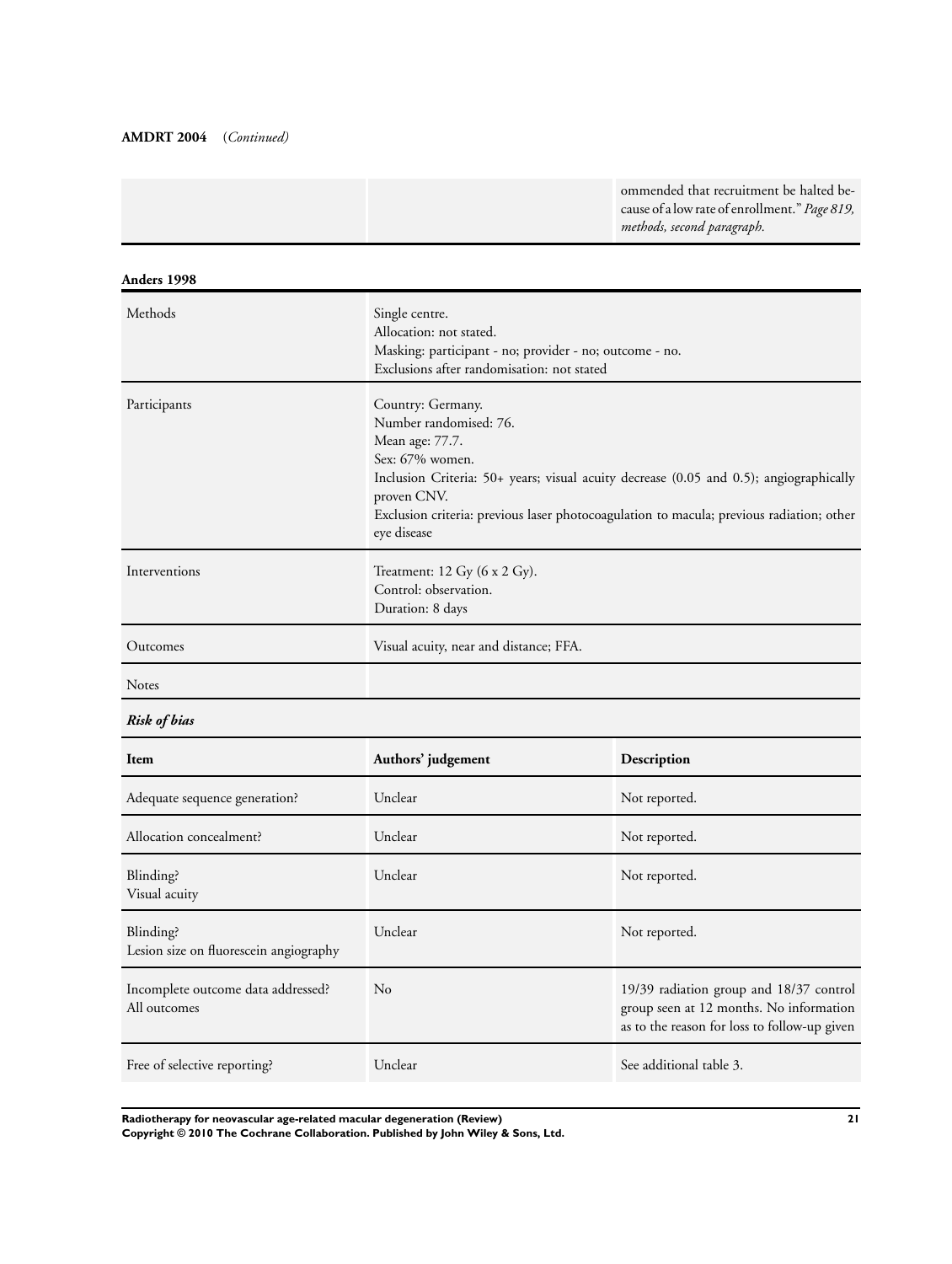**AMDRT 2004** (*Continued*)

| | | |
|---|---|---|
| | | ommended that recruitment be halted because of a low rate of enrollment." *Page 819, methods, second paragraph.* |

**Anders 1998**

| | |
|---|---|
| Methods | Single centre.<br>Allocation: not stated.<br>Masking: participant - no; provider - no; outcome - no.<br>Exclusions after randomisation: not stated |
| Participants | Country: Germany.<br>Number randomised: 76.<br>Mean age: 77.7.<br>Sex: 67% women.<br>Inclusion Criteria: 50+ years; visual acuity decrease (0.05 and 0.5); angiographically proven CNV.<br>Exclusion criteria: previous laser photocoagulation to macula; previous radiation; other eye disease |
| Interventions | Treatment: 12 Gy (6 x 2 Gy).<br>Control: observation.<br>Duration: 8 days |
| Outcomes | Visual acuity, near and distance; FFA. |
| Notes | |

***Risk of bias***

| Item | Authors' judgement | Description |
|---|---|---|
| Adequate sequence generation? | Unclear | Not reported. |
| Allocation concealment? | Unclear | Not reported. |
| Blinding?<br>Visual acuity | Unclear | Not reported. |
| Blinding?<br>Lesion size on fluorescein angiography | Unclear | Not reported. |
| Incomplete outcome data addressed?<br>All outcomes | No | 19/39 radiation group and 18/37 control group seen at 12 months. No information as to the reason for loss to follow-up given |
| Free of selective reporting? | Unclear | See additional table 3. |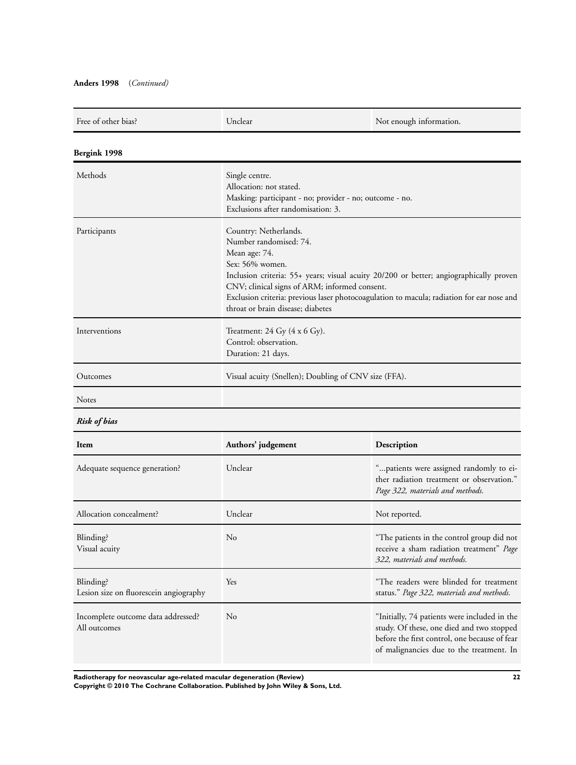**Anders 1998** (*Continued*)

| | | |
|---|---|---|
| Free of other bias? | Unclear | Not enough information. |

**Bergink 1998**

| | |
|---|---|
| Methods | Single centre.<br>Allocation: not stated.<br>Masking: participant - no; provider - no; outcome - no.<br>Exclusions after randomisation: 3. |
| Participants | Country: Netherlands.<br>Number randomised: 74.<br>Mean age: 74.<br>Sex: 56% women.<br>Inclusion criteria: 55+ years; visual acuity 20/200 or better; angiographically proven CNV; clinical signs of ARM; informed consent.<br>Exclusion criteria: previous laser photocoagulation to macula; radiation for ear nose and throat or brain disease; diabetes |
| Interventions | Treatment: 24 Gy (4 x 6 Gy).<br>Control: observation.<br>Duration: 21 days. |
| Outcomes | Visual acuity (Snellen); Doubling of CNV size (FFA). |
| Notes | |

***Risk of bias***

| Item | Authors' judgement | Description |
|---|---|---|
| Adequate sequence generation? | Unclear | "...patients were assigned randomly to either radiation treatment or observation." *Page 322, materials and methods.* |
| Allocation concealment? | Unclear | Not reported. |
| Blinding?<br>Visual acuity | No | "The patients in the control group did not receive a sham radiation treatment" *Page 322, materials and methods.* |
| Blinding?<br>Lesion size on fluorescein angiography | Yes | "The readers were blinded for treatment status." *Page 322, materials and methods.* |
| Incomplete outcome data addressed?<br>All outcomes | No | "Initially, 74 patients were included in the study. Of these, one died and two stopped before the first control, one because of fear of malignancies due to the treatment. In |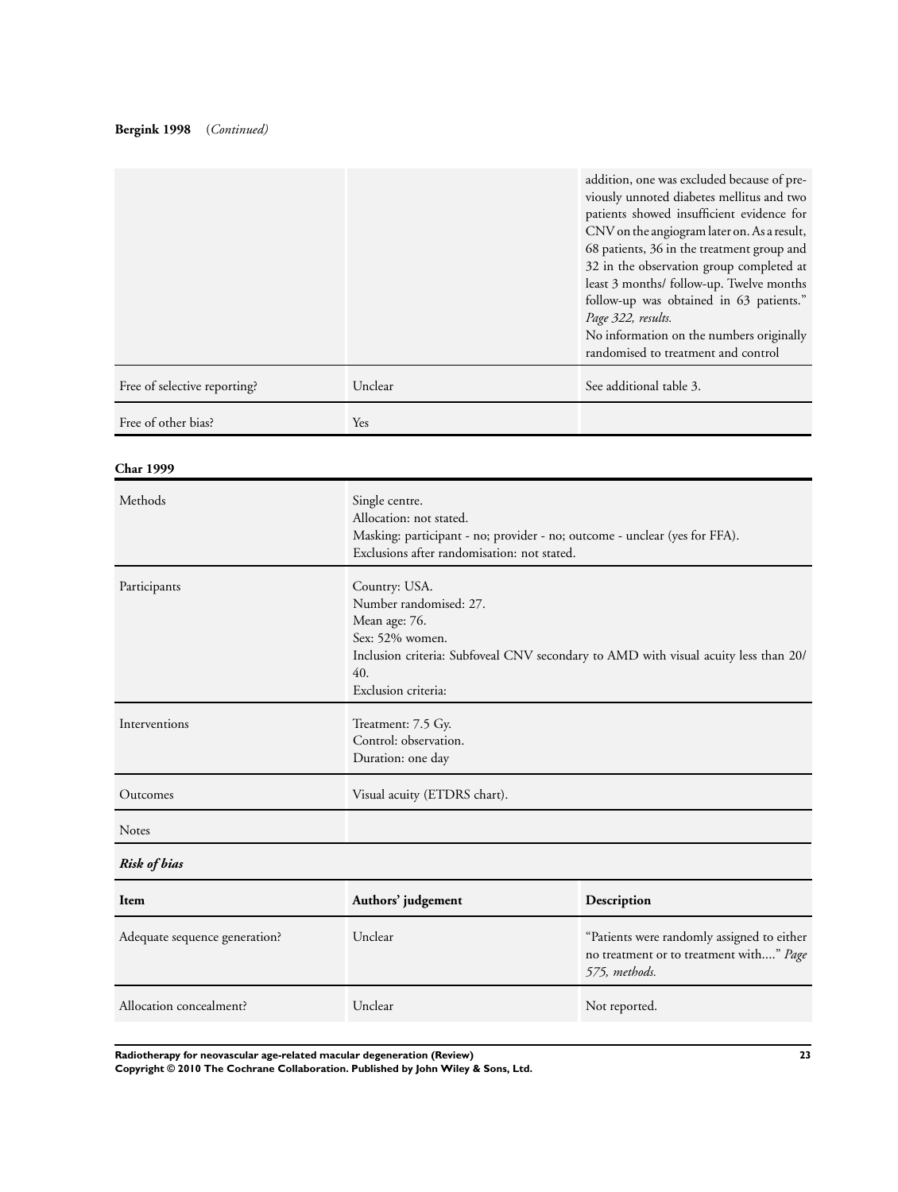**Bergink 1998** (*Continued*)

| | | |
|---|---|---|
| | | addition, one was excluded because of previously unnoted diabetes mellitus and two patients showed insufficient evidence for CNV on the angiogram later on. As a result, 68 patients, 36 in the treatment group and 32 in the observation group completed at least 3 months/ follow-up. Twelve months follow-up was obtained in 63 patients." *Page 322, results.*<br>No information on the numbers originally randomised to treatment and control |
| Free of selective reporting? | Unclear | See additional table 3. |
| Free of other bias? | Yes | |

**Char 1999**

| | |
|---|---|
| Methods | Single centre.<br>Allocation: not stated.<br>Masking: participant - no; provider - no; outcome - unclear (yes for FFA).<br>Exclusions after randomisation: not stated. |
| Participants | Country: USA.<br>Number randomised: 27.<br>Mean age: 76.<br>Sex: 52% women.<br>Inclusion criteria: Subfoveal CNV secondary to AMD with visual acuity less than 20/40.<br>Exclusion criteria: |
| Interventions | Treatment: 7.5 Gy.<br>Control: observation.<br>Duration: one day |
| Outcomes | Visual acuity (ETDRS chart). |
| Notes | |

***Risk of bias***

| Item | Authors' judgement | Description |
|---|---|---|
| Adequate sequence generation? | Unclear | "Patients were randomly assigned to either no treatment or to treatment with...." *Page 575, methods.* |
| Allocation concealment? | Unclear | Not reported. |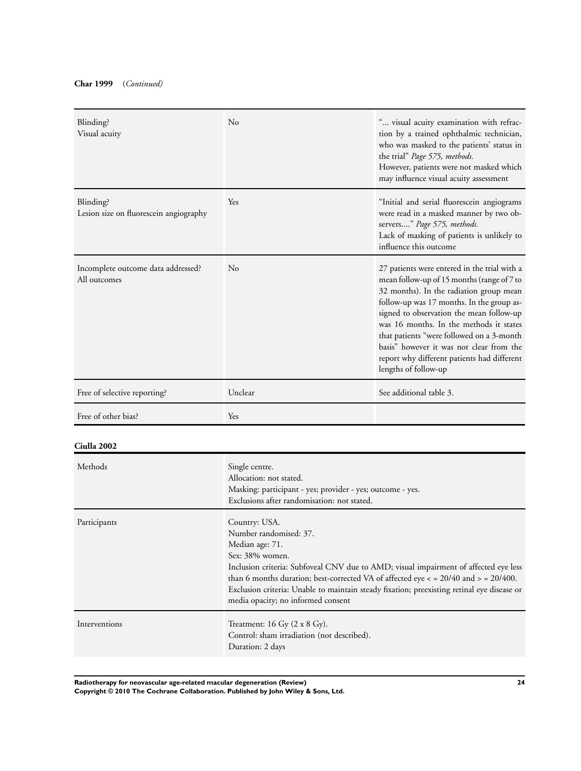**Char 1999** (*Continued*)

| | | |
|---|---|---|
| Blinding?<br>Visual acuity | No | "... visual acuity examination with refraction by a trained ophthalmic technician, who was masked to the patients' status in the trial" *Page 575, methods.*<br>However, patients were not masked which may influence visual acuity assessment |
| Blinding?<br>Lesion size on fluorescein angiography | Yes | "Initial and serial fluorescein angiograms were read in a masked manner by two observers...." *Page 575, methods.*<br>Lack of masking of patients is unlikely to influence this outcome |
| Incomplete outcome data addressed?<br>All outcomes | No | 27 patients were entered in the trial with a mean follow-up of 15 months (range of 7 to 32 months). In the radiation group mean follow-up was 17 months. In the group assigned to observation the mean follow-up was 16 months. In the methods it states that patients "were followed on a 3-month basis" however it was not clear from the report why different patients had different lengths of follow-up |
| Free of selective reporting? | Unclear | See additional table 3. |
| Free of other bias? | Yes | |

**Ciulla 2002**

| | |
|---|---|
| Methods | Single centre.<br>Allocation: not stated.<br>Masking: participant - yes; provider - yes; outcome - yes.<br>Exclusions after randomisation: not stated. |
| Participants | Country: USA.<br>Number randomised: 37.<br>Median age: 71.<br>Sex: 38% women.<br>Inclusion criteria: Subfoveal CNV due to AMD; visual impairment of affected eye less than 6 months duration; best-corrected VA of affected eye < = 20/40 and > = 20/400.<br>Exclusion criteria: Unable to maintain steady fixation; preexisting retinal eye disease or media opacity; no informed consent |
| Interventions | Treatment: 16 Gy (2 x 8 Gy).<br>Control: sham irradiation (not described).<br>Duration: 2 days |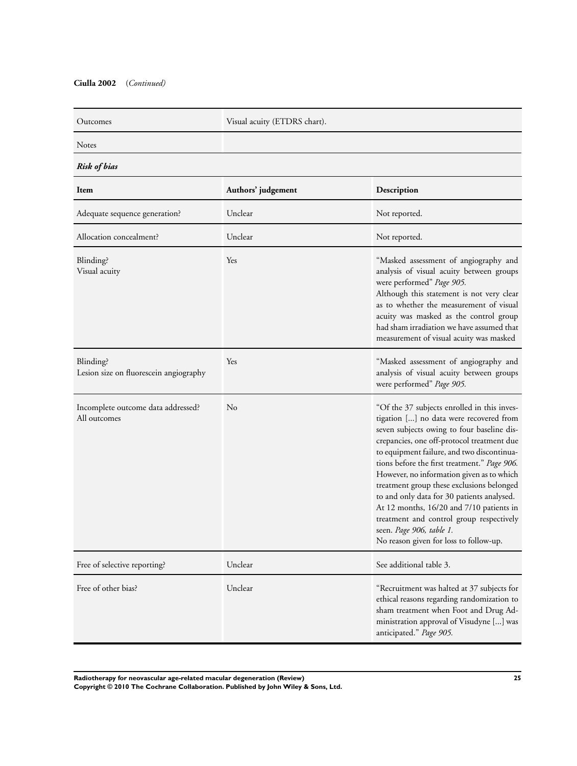**Ciulla 2002** (*Continued*)

| | |
|---|---|
| Outcomes | Visual acuity (ETDRS chart). |
| Notes | |

***Risk of bias***

| Item | Authors' judgement | Description |
|---|---|---|
| Adequate sequence generation? | Unclear | Not reported. |
| Allocation concealment? | Unclear | Not reported. |
| Blinding?<br>Visual acuity | Yes | "Masked assessment of angiography and analysis of visual acuity between groups were performed" *Page 905.*<br>Although this statement is not very clear as to whether the measurement of visual acuity was masked as the control group had sham irradiation we have assumed that measurement of visual acuity was masked |
| Blinding?<br>Lesion size on fluorescein angiography | Yes | "Masked assessment of angiography and analysis of visual acuity between groups were performed" *Page 905.* |
| Incomplete outcome data addressed?<br>All outcomes | No | "Of the 37 subjects enrolled in this investigation [...] no data were recovered from seven subjects owing to four baseline discrepancies, one off-protocol treatment due to equipment failure, and two discontinuations before the first treatment." *Page 906.*<br>However, no information given as to which treatment group these exclusions belonged to and only data for 30 patients analysed. At 12 months, 16/20 and 7/10 patients in treatment and control group respectively seen. *Page 906, table 1.*<br>No reason given for loss to follow-up. |
| Free of selective reporting? | Unclear | See additional table 3. |
| Free of other bias? | Unclear | "Recruitment was halted at 37 subjects for ethical reasons regarding randomization to sham treatment when Foot and Drug Administration approval of Visudyne [...] was anticipated." *Page 905.* |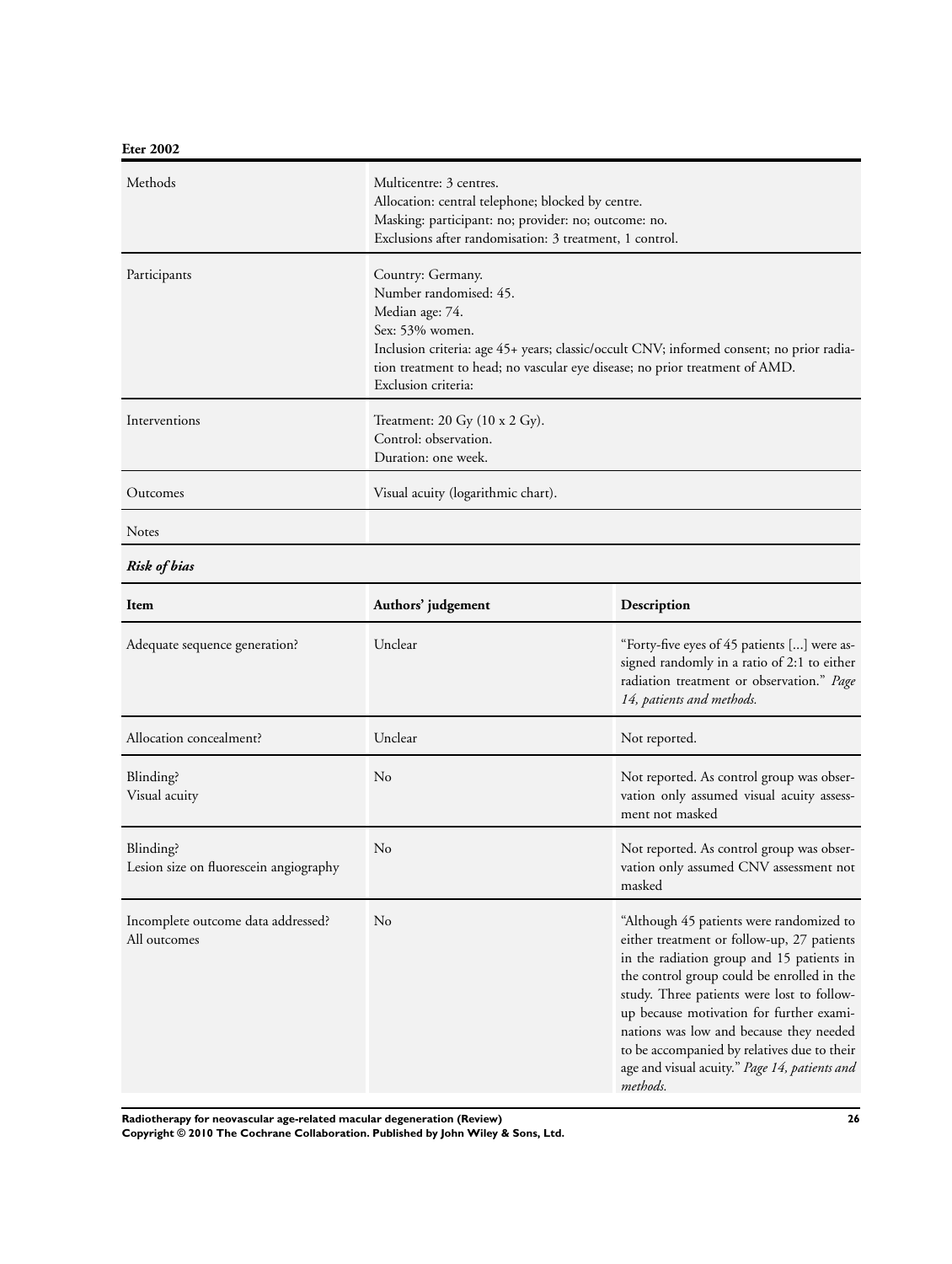**Eter 2002**

| | |
|---|---|
| Methods | Multicentre: 3 centres.<br>Allocation: central telephone; blocked by centre.<br>Masking: participant: no; provider: no; outcome: no.<br>Exclusions after randomisation: 3 treatment, 1 control. |
| Participants | Country: Germany.<br>Number randomised: 45.<br>Median age: 74.<br>Sex: 53% women.<br>Inclusion criteria: age 45+ years; classic/occult CNV; informed consent; no prior radiation treatment to head; no vascular eye disease; no prior treatment of AMD.<br>Exclusion criteria: |
| Interventions | Treatment: 20 Gy (10 x 2 Gy).<br>Control: observation.<br>Duration: one week. |
| Outcomes | Visual acuity (logarithmic chart). |
| Notes | |

***Risk of bias***

| Item | Authors' judgement | Description |
|---|---|---|
| Adequate sequence generation? | Unclear | "Forty-five eyes of 45 patients [...] were assigned randomly in a ratio of 2:1 to either radiation treatment or observation." *Page 14, patients and methods.* |
| Allocation concealment? | Unclear | Not reported. |
| Blinding?<br>Visual acuity | No | Not reported. As control group was observation only assumed visual acuity assessment not masked |
| Blinding?<br>Lesion size on fluorescein angiography | No | Not reported. As control group was observation only assumed CNV assessment not masked |
| Incomplete outcome data addressed?<br>All outcomes | No | "Although 45 patients were randomized to either treatment or follow-up, 27 patients in the radiation group and 15 patients in the control group could be enrolled in the study. Three patients were lost to follow-up because motivation for further examinations was low and because they needed to be accompanied by relatives due to their age and visual acuity." *Page 14, patients and methods.* |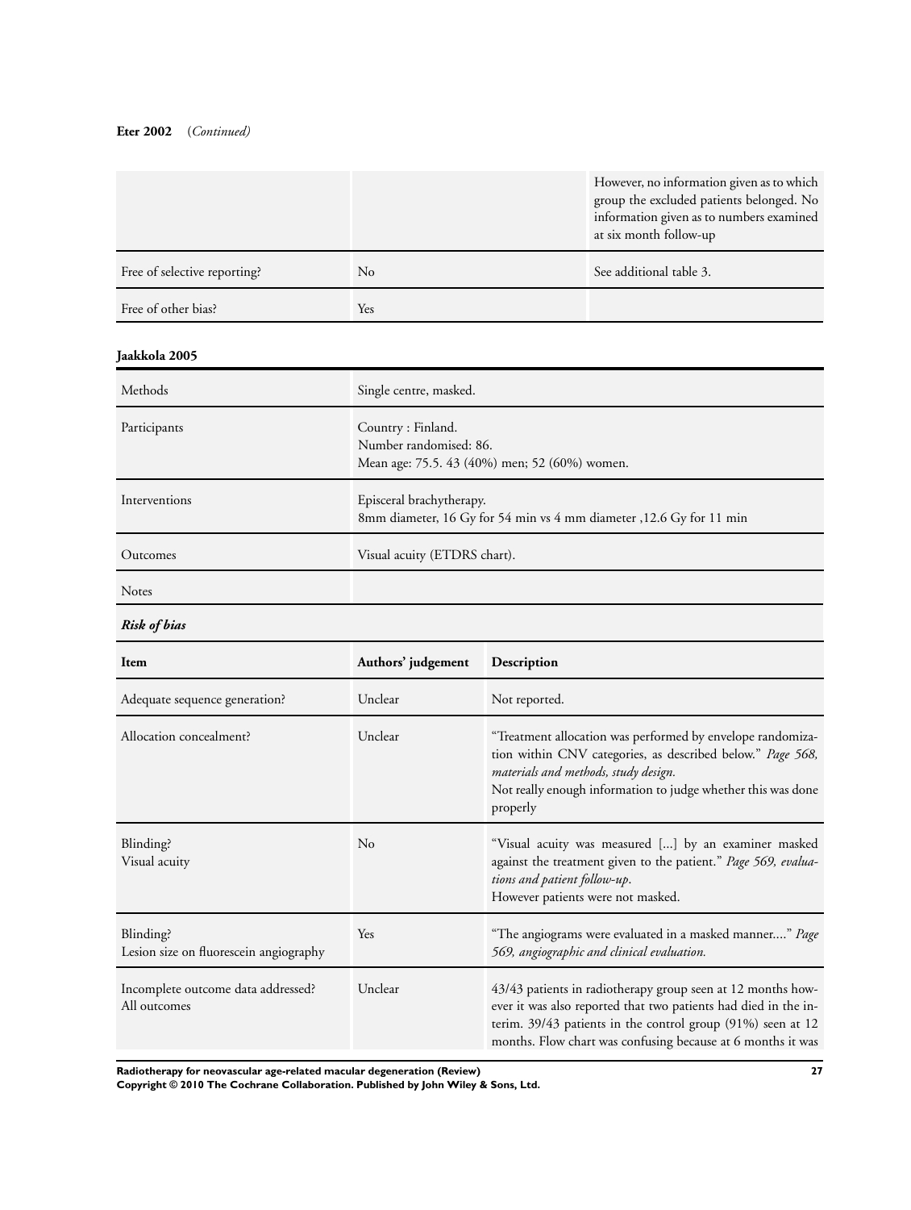**Eter 2002** (*Continued*)

| | | |
|---|---|---|
| | | However, no information given as to which group the excluded patients belonged. No information given as to numbers examined at six month follow-up |
| Free of selective reporting? | No | See additional table 3. |
| Free of other bias? | Yes | |

**Jaakkola 2005**

| | |
|---|---|
| Methods | Single centre, masked. |
| Participants | Country : Finland.<br>Number randomised: 86.<br>Mean age: 75.5. 43 (40%) men; 52 (60%) women. |
| Interventions | Episceral brachytherapy.<br>8mm diameter, 16 Gy for 54 min vs 4 mm diameter ,12.6 Gy for 11 min |
| Outcomes | Visual acuity (ETDRS chart). |
| Notes | |

***Risk of bias***

| Item | Authors' judgement | Description |
|---|---|---|
| Adequate sequence generation? | Unclear | Not reported. |
| Allocation concealment? | Unclear | "Treatment allocation was performed by envelope randomization within CNV categories, as described below." *Page 568, materials and methods, study design.*<br>Not really enough information to judge whether this was done properly |
| Blinding?<br>Visual acuity | No | "Visual acuity was measured [...] by an examiner masked against the treatment given to the patient." *Page 569, evaluations and patient follow-up*.<br>However patients were not masked. |
| Blinding?<br>Lesion size on fluorescein angiography | Yes | "The angiograms were evaluated in a masked manner...." *Page 569, angiographic and clinical evaluation.* |
| Incomplete outcome data addressed?<br>All outcomes | Unclear | 43/43 patients in radiotherapy group seen at 12 months however it was also reported that two patients had died in the interim. 39/43 patients in the control group (91%) seen at 12 months. Flow chart was confusing because at 6 months it was |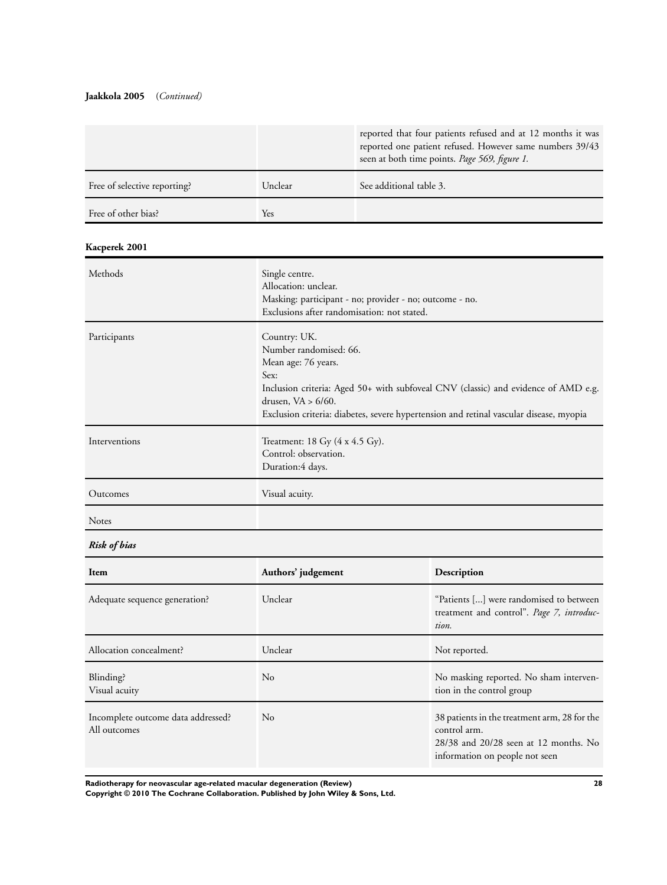**Jaakkola 2005** (*Continued*)

| | | |
|---|---|---|
| | | reported that four patients refused and at 12 months it was reported one patient refused. However same numbers 39/43 seen at both time points. *Page 569, figure 1.* |
| Free of selective reporting? | Unclear | See additional table 3. |
| Free of other bias? | Yes | |

**Kacperek 2001**

| | |
|---|---|
| Methods | Single centre.<br>Allocation: unclear.<br>Masking: participant - no; provider - no; outcome - no.<br>Exclusions after randomisation: not stated. |
| Participants | Country: UK.<br>Number randomised: 66.<br>Mean age: 76 years.<br>Sex:<br>Inclusion criteria: Aged 50+ with subfoveal CNV (classic) and evidence of AMD e.g. drusen, VA > 6/60.<br>Exclusion criteria: diabetes, severe hypertension and retinal vascular disease, myopia |
| Interventions | Treatment: 18 Gy (4 x 4.5 Gy).<br>Control: observation.<br>Duration:4 days. |
| Outcomes | Visual acuity. |
| Notes | |

***Risk of bias***

| Item | Authors' judgement | Description |
|---|---|---|
| Adequate sequence generation? | Unclear | "Patients [...] were randomised to between treatment and control". *Page 7, introduction.* |
| Allocation concealment? | Unclear | Not reported. |
| Blinding?<br>Visual acuity | No | No masking reported. No sham intervention in the control group |
| Incomplete outcome data addressed?<br>All outcomes | No | 38 patients in the treatment arm, 28 for the control arm.<br>28/38 and 20/28 seen at 12 months. No information on people not seen |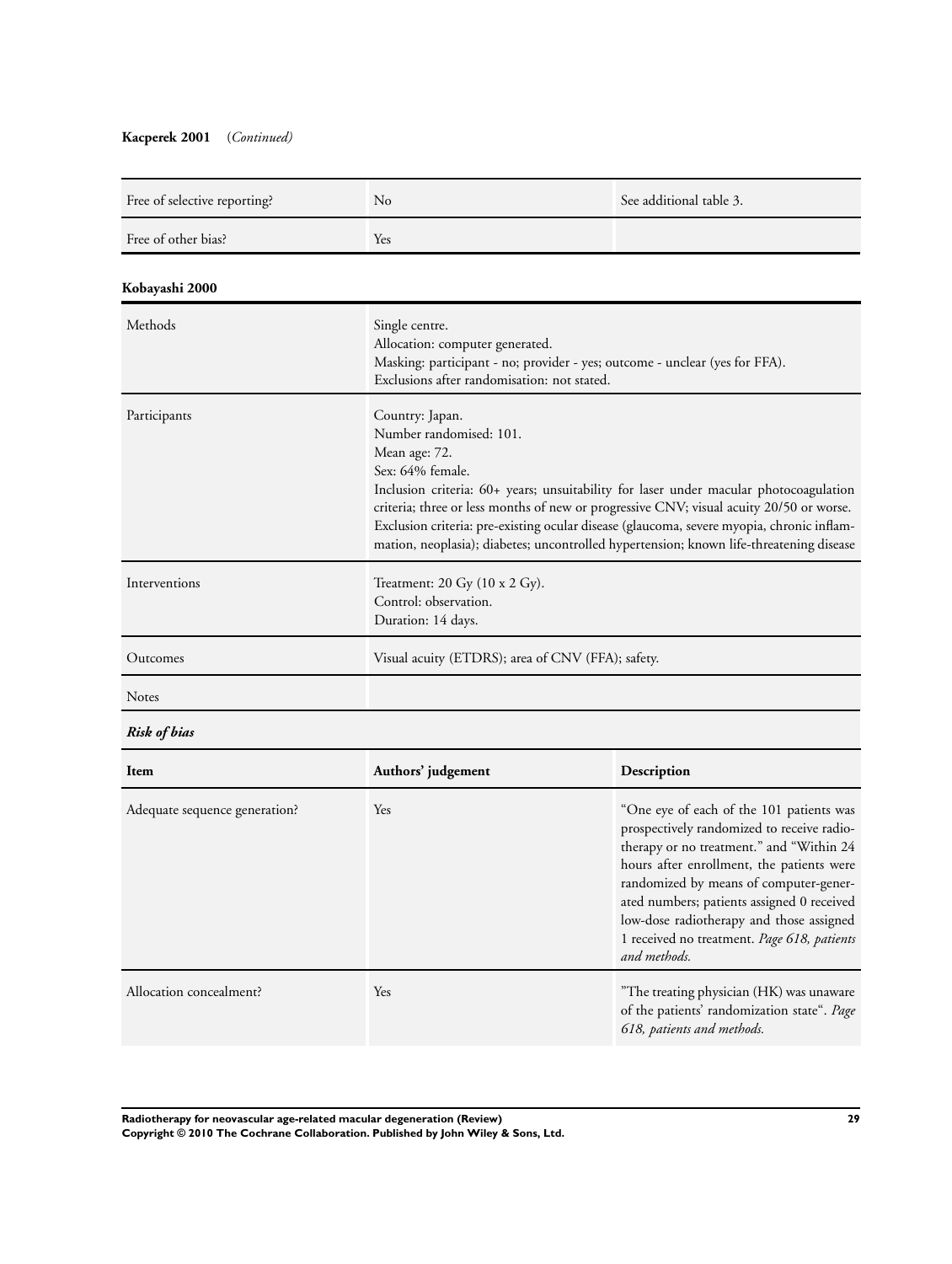**Kacperek 2001** (*Continued*)

| | | |
|---|---|---|
| Free of selective reporting? | No | See additional table 3. |
| Free of other bias? | Yes | |

**Kobayashi 2000**

| | |
|---|---|
| Methods | Single centre.<br>Allocation: computer generated.<br>Masking: participant - no; provider - yes; outcome - unclear (yes for FFA).<br>Exclusions after randomisation: not stated. |
| Participants | Country: Japan.<br>Number randomised: 101.<br>Mean age: 72.<br>Sex: 64% female.<br>Inclusion criteria: 60+ years; unsuitability for laser under macular photocoagulation criteria; three or less months of new or progressive CNV; visual acuity 20/50 or worse.<br>Exclusion criteria: pre-existing ocular disease (glaucoma, severe myopia, chronic inflammation, neoplasia); diabetes; uncontrolled hypertension; known life-threatening disease |
| Interventions | Treatment: 20 Gy (10 x 2 Gy).<br>Control: observation.<br>Duration: 14 days. |
| Outcomes | Visual acuity (ETDRS); area of CNV (FFA); safety. |
| Notes | |

***Risk of bias***

| Item | Authors' judgement | Description |
|---|---|---|
| Adequate sequence generation? | Yes | "One eye of each of the 101 patients was prospectively randomized to receive radiotherapy or no treatment." and "Within 24 hours after enrollment, the patients were randomized by means of computer-generated numbers; patients assigned 0 received low-dose radiotherapy and those assigned 1 received no treatment. *Page 618, patients and methods.* |
| Allocation concealment? | Yes | "The treating physician (HK) was unaware of the patients' randomization state". *Page 618, patients and methods.* |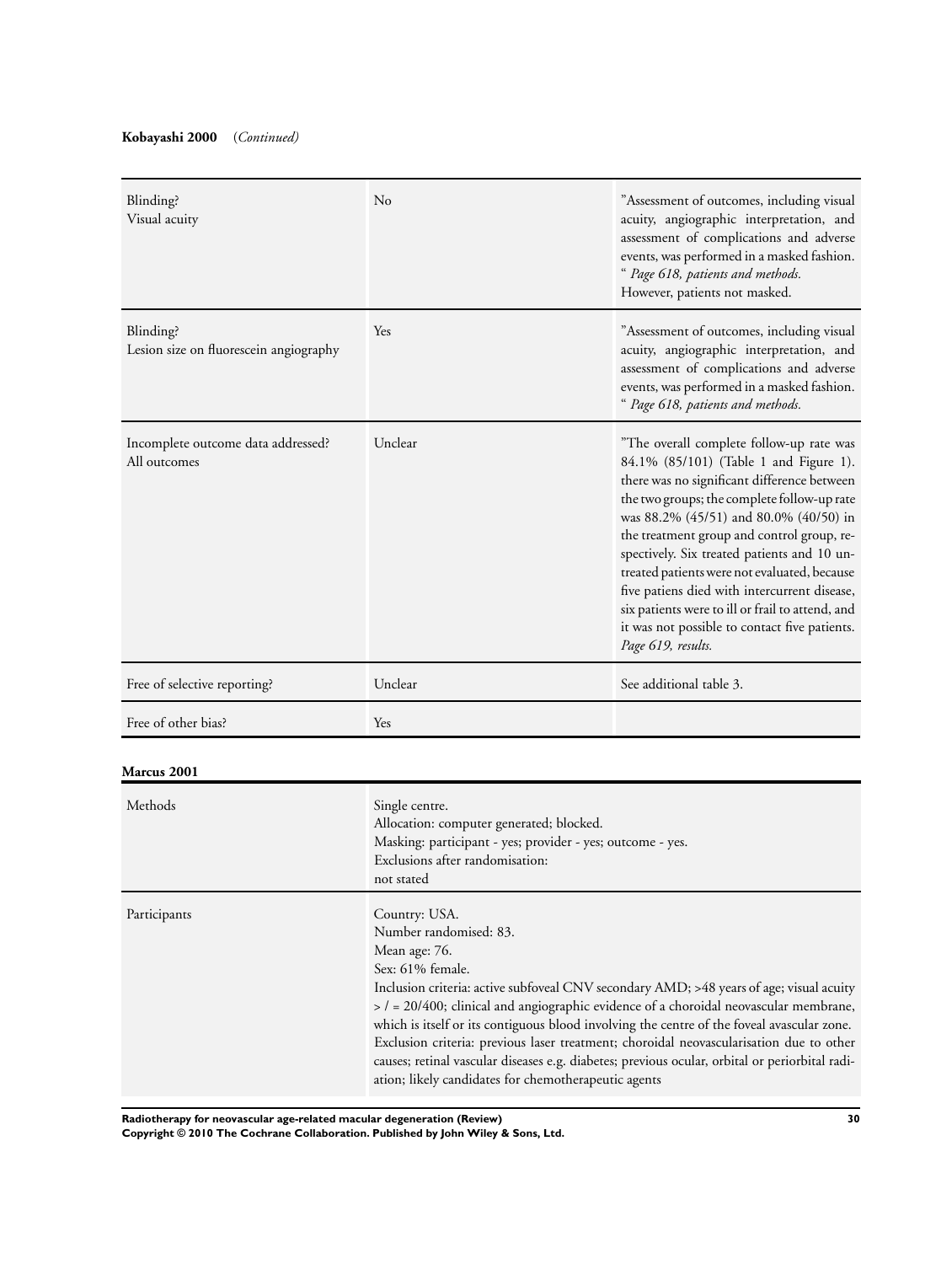**Kobayashi 2000** (*Continued*)

| | | |
|---|---|---|
| Blinding?<br>Visual acuity | No | "Assessment of outcomes, including visual acuity, angiographic interpretation, and assessment of complications and adverse events, was performed in a masked fashion. " *Page 618, patients and methods.*<br>However, patients not masked. |
| Blinding?<br>Lesion size on fluorescein angiography | Yes | "Assessment of outcomes, including visual acuity, angiographic interpretation, and assessment of complications and adverse events, was performed in a masked fashion. " *Page 618, patients and methods.* |
| Incomplete outcome data addressed?<br>All outcomes | Unclear | "The overall complete follow-up rate was 84.1% (85/101) (Table 1 and Figure 1). there was no significant difference between the two groups; the complete follow-up rate was 88.2% (45/51) and 80.0% (40/50) in the treatment group and control group, respectively. Six treated patients and 10 untreated patients were not evaluated, because five patiens died with intercurrent disease, six patients were to ill or frail to attend, and it was not possible to contact five patients. *Page 619, results.* |
| Free of selective reporting? | Unclear | See additional table 3. |
| Free of other bias? | Yes | |

**Marcus 2001**

| | |
|---|---|
| Methods | Single centre.<br>Allocation: computer generated; blocked.<br>Masking: participant - yes; provider - yes; outcome - yes.<br>Exclusions after randomisation:<br>not stated |
| Participants | Country: USA.<br>Number randomised: 83.<br>Mean age: 76.<br>Sex: 61% female.<br>Inclusion criteria: active subfoveal CNV secondary AMD; >48 years of age; visual acuity > / = 20/400; clinical and angiographic evidence of a choroidal neovascular membrane, which is itself or its contiguous blood involving the centre of the foveal avascular zone.<br>Exclusion criteria: previous laser treatment; choroidal neovascularisation due to other causes; retinal vascular diseases e.g. diabetes; previous ocular, orbital or periorbital radiation; likely candidates for chemotherapeutic agents |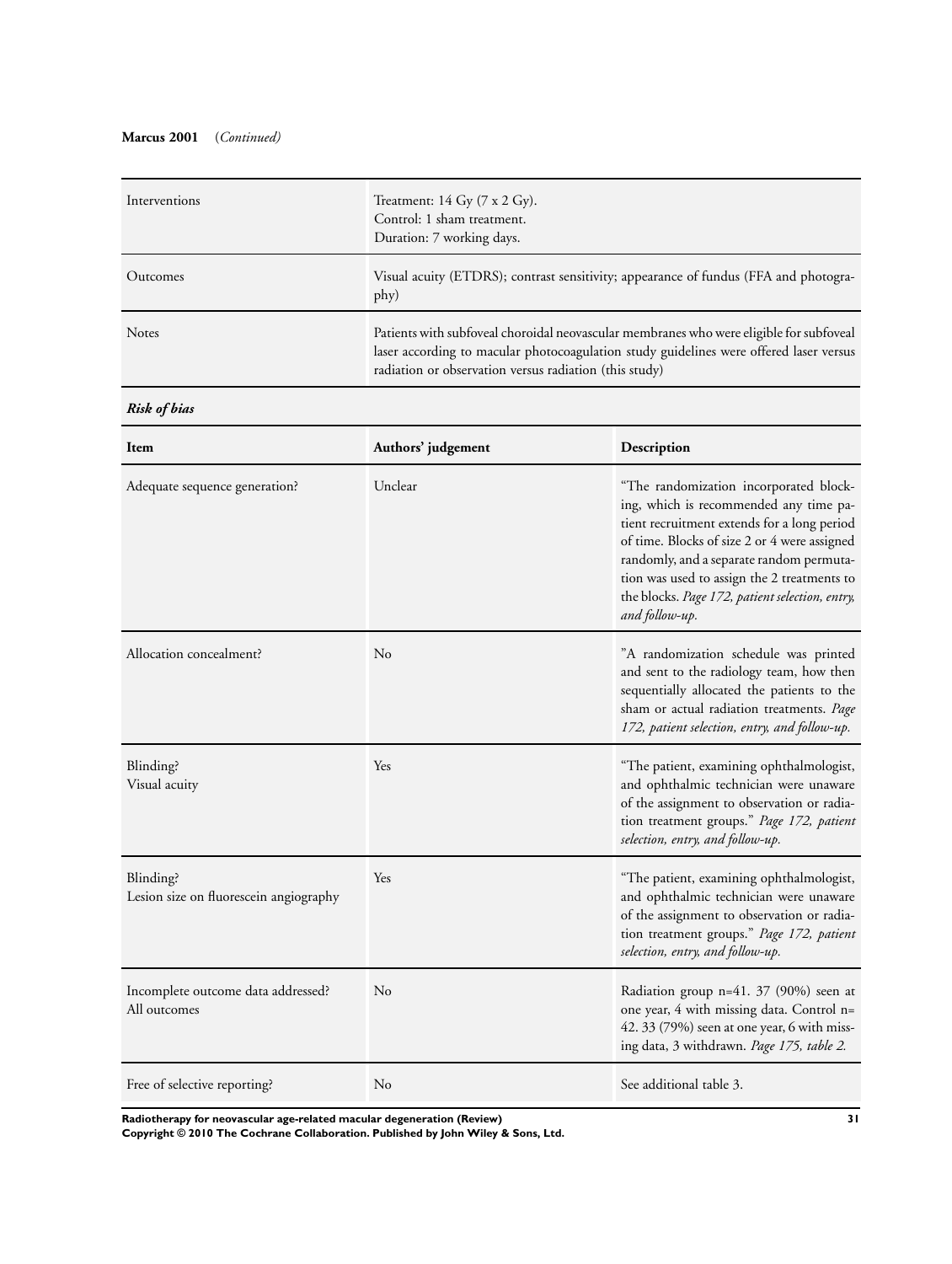**Marcus 2001** (*Continued*)

| | |
|---|---|
| Interventions | Treatment: 14 Gy (7 x 2 Gy).<br>Control: 1 sham treatment.<br>Duration: 7 working days. |
| Outcomes | Visual acuity (ETDRS); contrast sensitivity; appearance of fundus (FFA and photography) |
| Notes | Patients with subfoveal choroidal neovascular membranes who were eligible for subfoveal laser according to macular photocoagulation study guidelines were offered laser versus radiation or observation versus radiation (this study) |

***Risk of bias***

| Item | Authors' judgement | Description |
|---|---|---|
| Adequate sequence generation? | Unclear | "The randomization incorporated blocking, which is recommended any time patient recruitment extends for a long period of time. Blocks of size 2 or 4 were assigned randomly, and a separate random permutation was used to assign the 2 treatments to the blocks. *Page 172, patient selection, entry, and follow-up.* |
| Allocation concealment? | No | "A randomization schedule was printed and sent to the radiology team, how then sequentially allocated the patients to the sham or actual radiation treatments. *Page 172, patient selection, entry, and follow-up.* |
| Blinding?<br>Visual acuity | Yes | "The patient, examining ophthalmologist, and ophthalmic technician were unaware of the assignment to observation or radiation treatment groups." *Page 172, patient selection, entry, and follow-up.* |
| Blinding?<br>Lesion size on fluorescein angiography | Yes | "The patient, examining ophthalmologist, and ophthalmic technician were unaware of the assignment to observation or radiation treatment groups." *Page 172, patient selection, entry, and follow-up.* |
| Incomplete outcome data addressed?<br>All outcomes | No | Radiation group n=41. 37 (90%) seen at one year, 4 with missing data. Control n=42. 33 (79%) seen at one year, 6 with missing data, 3 withdrawn. *Page 175, table 2.* |
| Free of selective reporting? | No | See additional table 3. |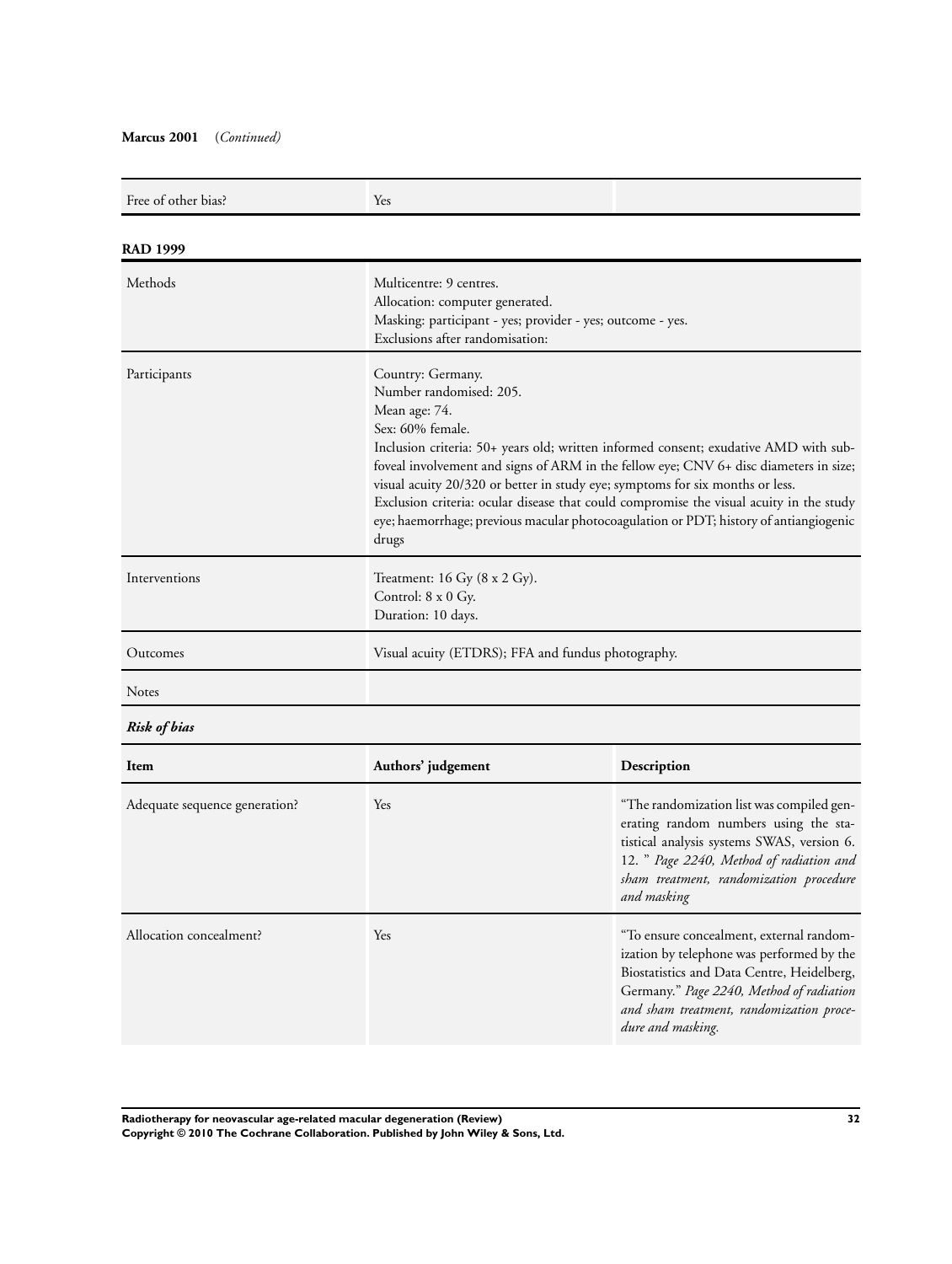**Marcus 2001** (*Continued*)

| | | |
|---|---|---|
| Free of other bias? | Yes | |

**RAD 1999**

| | |
|---|---|
| Methods | Multicentre: 9 centres.<br>Allocation: computer generated.<br>Masking: participant - yes; provider - yes; outcome - yes.<br>Exclusions after randomisation: |
| Participants | Country: Germany.<br>Number randomised: 205.<br>Mean age: 74.<br>Sex: 60% female.<br>Inclusion criteria: 50+ years old; written informed consent; exudative AMD with subfoveal involvement and signs of ARM in the fellow eye; CNV 6+ disc diameters in size; visual acuity 20/320 or better in study eye; symptoms for six months or less.<br>Exclusion criteria: ocular disease that could compromise the visual acuity in the study eye; haemorrhage; previous macular photocoagulation or PDT; history of antiangiogenic drugs |
| Interventions | Treatment: 16 Gy (8 x 2 Gy).<br>Control: 8 x 0 Gy.<br>Duration: 10 days. |
| Outcomes | Visual acuity (ETDRS); FFA and fundus photography. |
| Notes | |

***Risk of bias***

| Item | Authors' judgement | Description |
|---|---|---|
| Adequate sequence generation? | Yes | "The randomization list was compiled generating random numbers using the statistical analysis systems SWAS, version 6. 12. " *Page 2240, Method of radiation and sham treatment, randomization procedure and masking* |
| Allocation concealment? | Yes | "To ensure concealment, external randomization by telephone was performed by the Biostatistics and Data Centre, Heidelberg, Germany." *Page 2240, Method of radiation and sham treatment, randomization procedure and masking.* |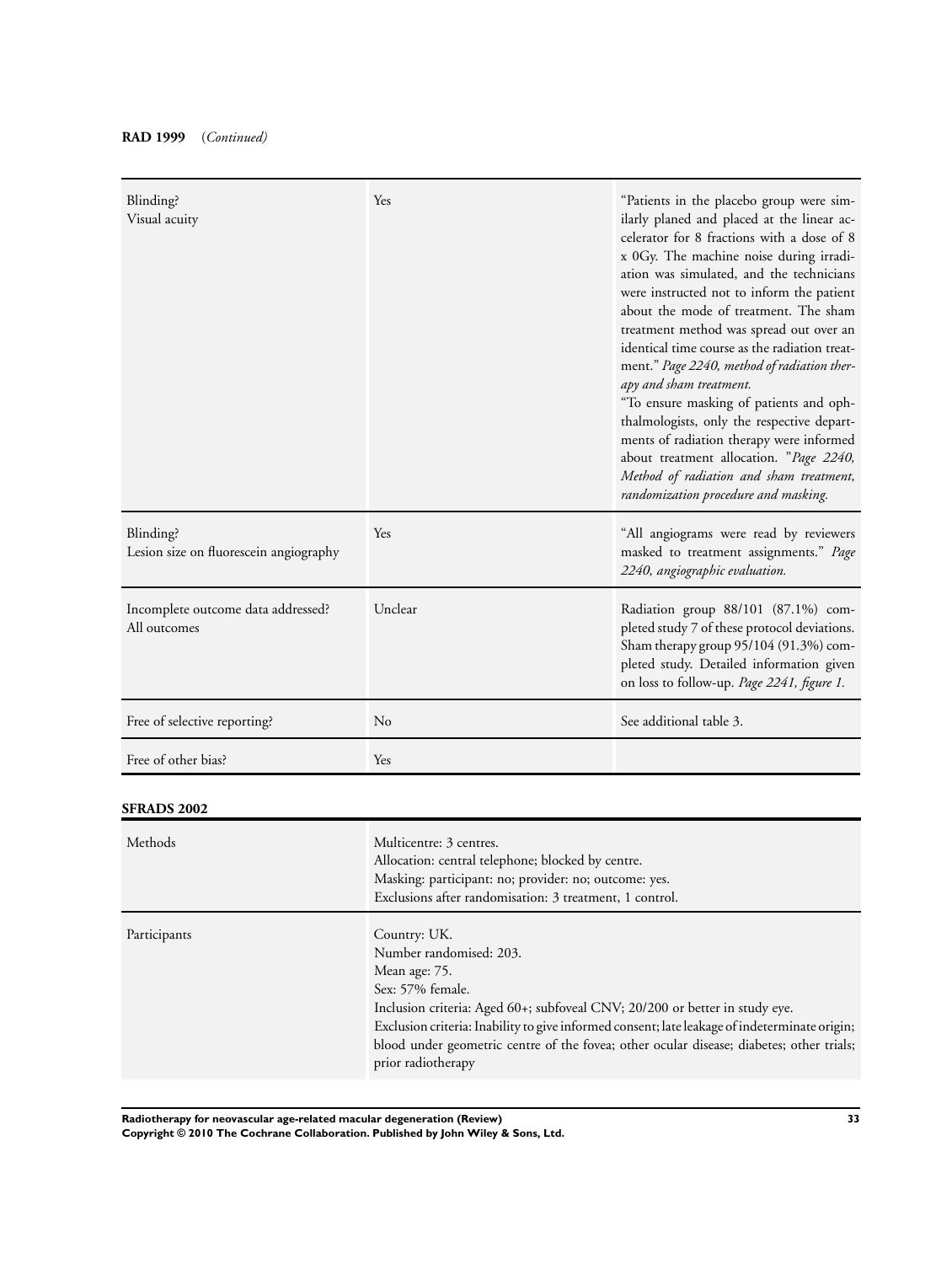**RAD 1999** (*Continued*)

| | | |
|---|---|---|
| Blinding?<br>Visual acuity | Yes | "Patients in the placebo group were similarly planed and placed at the linear accelerator for 8 fractions with a dose of 8 x 0Gy. The machine noise during irradiation was simulated, and the technicians were instructed not to inform the patient about the mode of treatment. The sham treatment method was spread out over an identical time course as the radiation treatment." *Page 2240, method of radiation therapy and sham treatment.*<br>"To ensure masking of patients and ophthalmologists, only the respective departments of radiation therapy were informed about treatment allocation. "*Page 2240, Method of radiation and sham treatment, randomization procedure and masking.* |
| Blinding?<br>Lesion size on fluorescein angiography | Yes | "All angiograms were read by reviewers masked to treatment assignments." *Page 2240, angiographic evaluation.* |
| Incomplete outcome data addressed?<br>All outcomes | Unclear | Radiation group 88/101 (87.1%) completed study 7 of these protocol deviations. Sham therapy group 95/104 (91.3%) completed study. Detailed information given on loss to follow-up. *Page 2241, figure 1.* |
| Free of selective reporting? | No | See additional table 3. |
| Free of other bias? | Yes | |

**SFRADS 2002**

| | |
|---|---|
| Methods | Multicentre: 3 centres.<br>Allocation: central telephone; blocked by centre.<br>Masking: participant: no; provider: no; outcome: yes.<br>Exclusions after randomisation: 3 treatment, 1 control. |
| Participants | Country: UK.<br>Number randomised: 203.<br>Mean age: 75.<br>Sex: 57% female.<br>Inclusion criteria: Aged 60+; subfoveal CNV; 20/200 or better in study eye.<br>Exclusion criteria: Inability to give informed consent; late leakage of indeterminate origin; blood under geometric centre of the fovea; other ocular disease; diabetes; other trials; prior radiotherapy |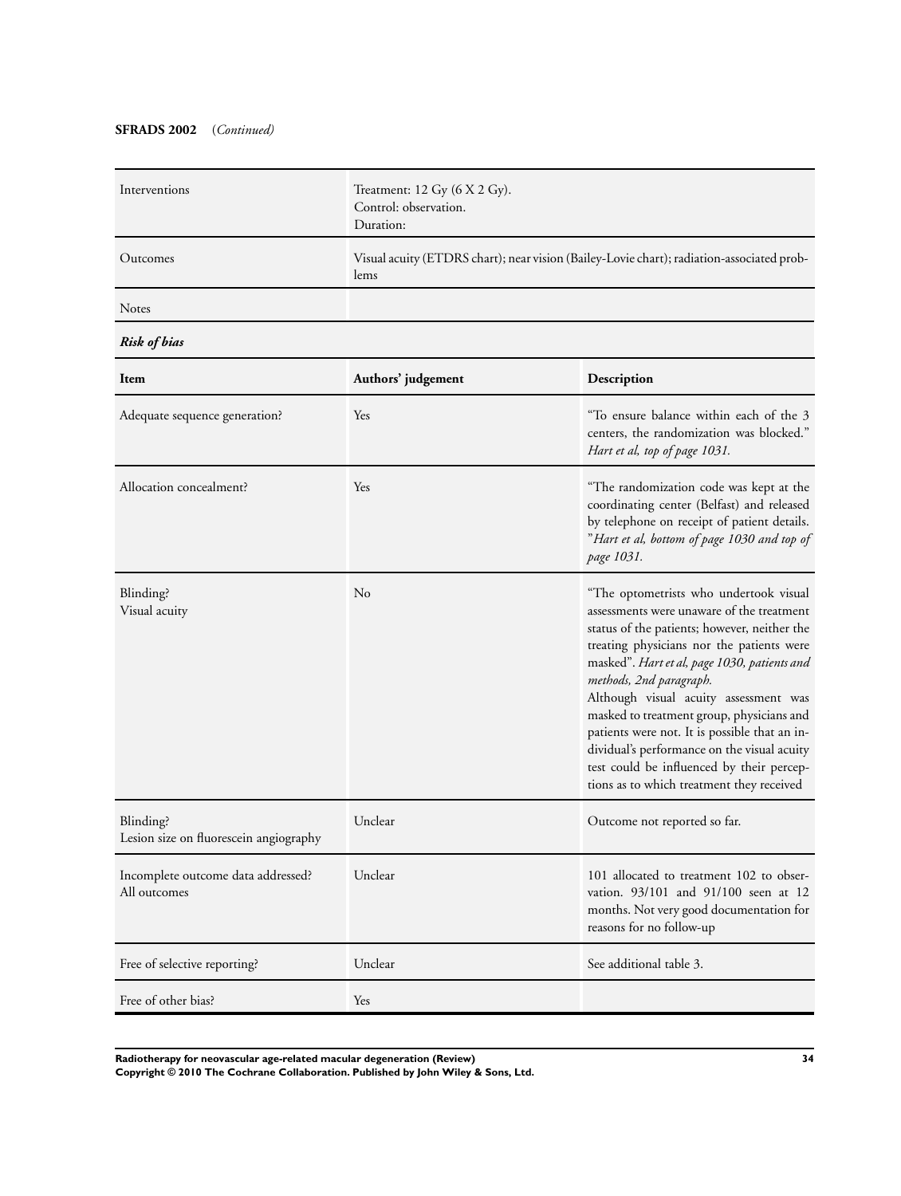**SFRADS 2002** (*Continued*)

| | |
|---|---|
| Interventions | Treatment: 12 Gy (6 X 2 Gy).<br>Control: observation.<br>Duration: |
| Outcomes | Visual acuity (ETDRS chart); near vision (Bailey-Lovie chart); radiation-associated problems |
| Notes | |

***Risk of bias***

| Item | Authors' judgement | Description |
|---|---|---|
| Adequate sequence generation? | Yes | "To ensure balance within each of the 3 centers, the randomization was blocked." *Hart et al, top of page 1031.* |
| Allocation concealment? | Yes | "The randomization code was kept at the coordinating center (Belfast) and released by telephone on receipt of patient details. "*Hart et al, bottom of page 1030 and top of page 1031.* |
| Blinding?<br>Visual acuity | No | "The optometrists who undertook visual assessments were unaware of the treatment status of the patients; however, neither the treating physicians nor the patients were masked". *Hart et al, page 1030, patients and methods, 2nd paragraph.*<br>Although visual acuity assessment was masked to treatment group, physicians and patients were not. It is possible that an individual's performance on the visual acuity test could be influenced by their perceptions as to which treatment they received |
| Blinding?<br>Lesion size on fluorescein angiography | Unclear | Outcome not reported so far. |
| Incomplete outcome data addressed?<br>All outcomes | Unclear | 101 allocated to treatment 102 to observation. 93/101 and 91/100 seen at 12 months. Not very good documentation for reasons for no follow-up |
| Free of selective reporting? | Unclear | See additional table 3. |
| Free of other bias? | Yes | |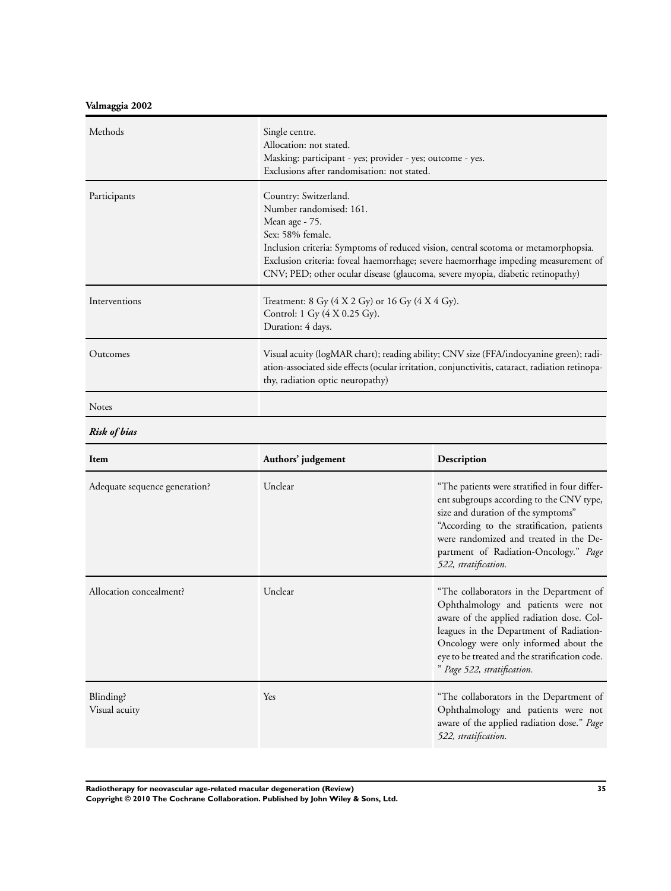**Valmaggia 2002**

| Methods | Single centre.<br>Allocation: not stated.<br>Masking: participant - yes; provider - yes; outcome - yes.<br>Exclusions after randomisation: not stated. |
|---|---|
| Participants | Country: Switzerland.<br>Number randomised: 161.<br>Mean age - 75.<br>Sex: 58% female.<br>Inclusion criteria: Symptoms of reduced vision, central scotoma or metamorphopsia.<br>Exclusion criteria: foveal haemorrhage; severe haemorrhage impeding measurement of CNV; PED; other ocular disease (glaucoma, severe myopia, diabetic retinopathy) |
| Interventions | Treatment: 8 Gy (4 X 2 Gy) or 16 Gy (4 X 4 Gy).<br>Control: 1 Gy (4 X 0.25 Gy).<br>Duration: 4 days. |
| Outcomes | Visual acuity (logMAR chart); reading ability; CNV size (FFA/indocyanine green); radiation-associated side effects (ocular irritation, conjunctivitis, cataract, radiation retinopathy, radiation optic neuropathy) |
| Notes | |

***Risk of bias***

| Item | Authors' judgement | Description |
|---|---|---|
| Adequate sequence generation? | Unclear | "The patients were stratified in four different subgroups according to the CNV type, size and duration of the symptoms"<br>"According to the stratification, patients were randomized and treated in the Department of Radiation-Oncology." *Page 522, stratification.* |
| Allocation concealment? | Unclear | "The collaborators in the Department of Ophthalmology and patients were not aware of the applied radiation dose. Colleagues in the Department of Radiation-Oncology were only informed about the eye to be treated and the stratification code." *Page 522, stratification.* |
| Blinding?<br>Visual acuity | Yes | "The collaborators in the Department of Ophthalmology and patients were not aware of the applied radiation dose." *Page 522, stratification.* |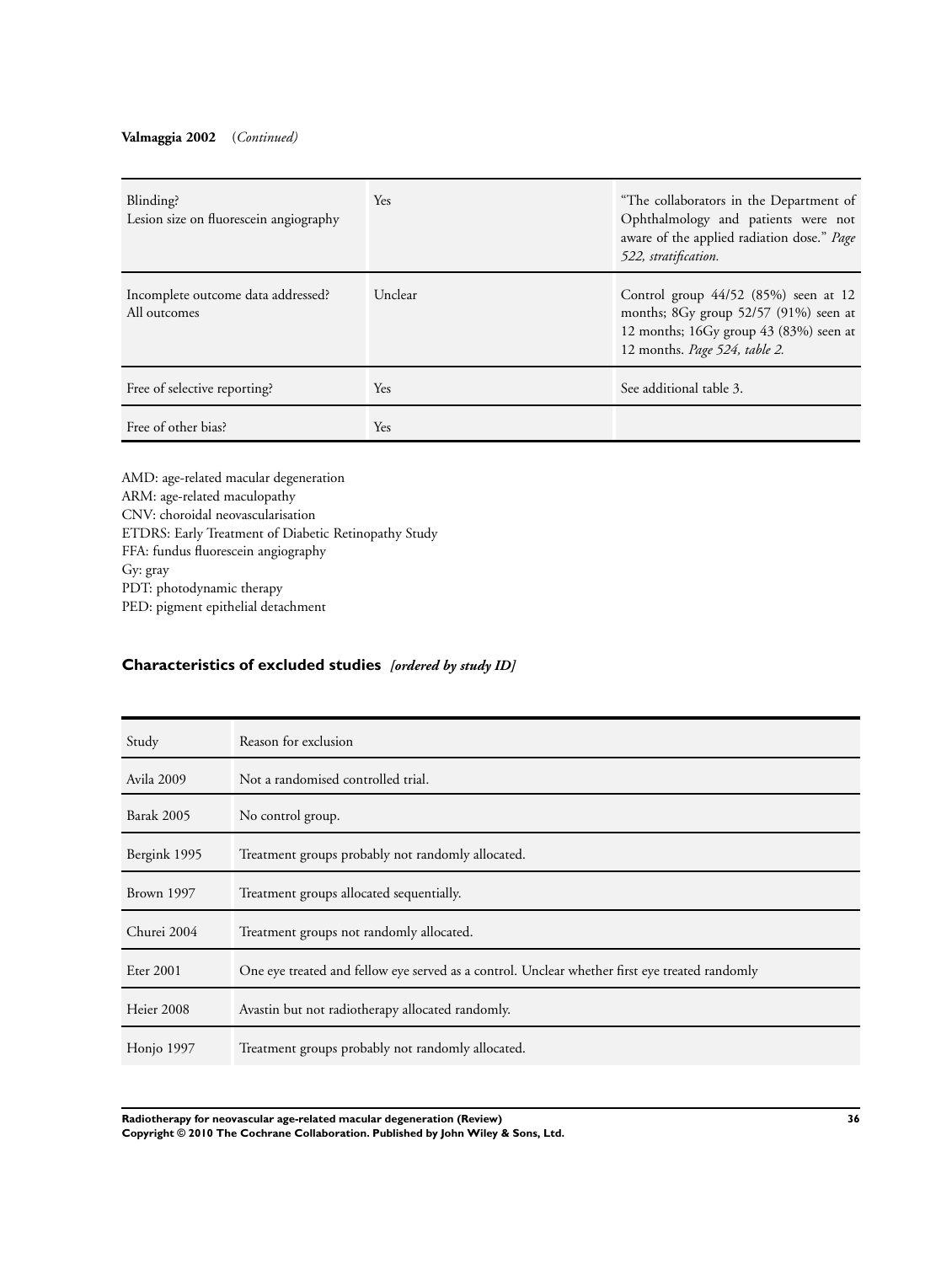**Valmaggia 2002** (*Continued*)

| | | |
|---|---|---|
| Blinding?<br>Lesion size on fluorescein angiography | Yes | "The collaborators in the Department of Ophthalmology and patients were not aware of the applied radiation dose." *Page 522, stratification.* |
| Incomplete outcome data addressed?<br>All outcomes | Unclear | Control group 44/52 (85%) seen at 12 months; 8Gy group 52/57 (91%) seen at 12 months; 16Gy group 43 (83%) seen at 12 months. *Page 524, table 2.* |
| Free of selective reporting? | Yes | See additional table 3. |
| Free of other bias? | Yes | |

AMD: age-related macular degeneration
ARM: age-related maculopathy
CNV: choroidal neovascularisation
ETDRS: Early Treatment of Diabetic Retinopathy Study
FFA: fundus fluorescein angiography
Gy: gray
PDT: photodynamic therapy
PED: pigment epithelial detachment

## Characteristics of excluded studies *[ordered by study ID]*

| Study | Reason for exclusion |
|---|---|
| Avila 2009 | Not a randomised controlled trial. |
| Barak 2005 | No control group. |
| Bergink 1995 | Treatment groups probably not randomly allocated. |
| Brown 1997 | Treatment groups allocated sequentially. |
| Churei 2004 | Treatment groups not randomly allocated. |
| Eter 2001 | One eye treated and fellow eye served as a control. Unclear whether first eye treated randomly |
| Heier 2008 | Avastin but not radiotherapy allocated randomly. |
| Honjo 1997 | Treatment groups probably not randomly allocated. |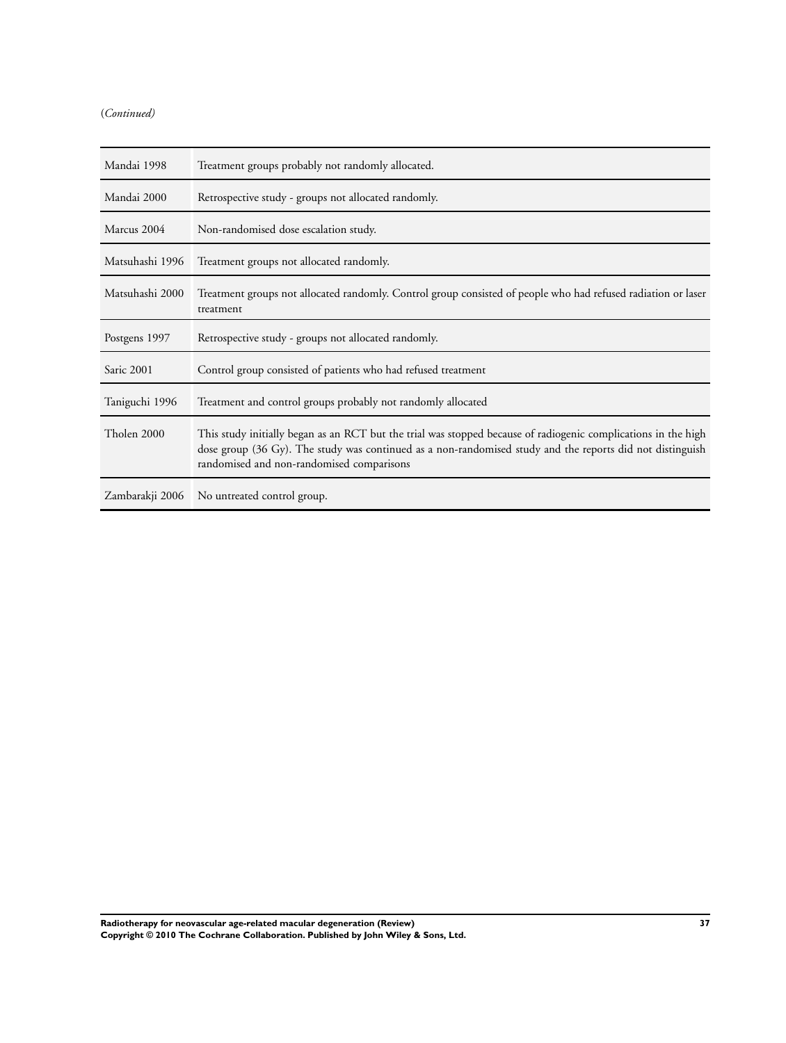(*Continued)*

| | |
|---|---|
| Mandai 1998 | Treatment groups probably not randomly allocated. |
| Mandai 2000 | Retrospective study - groups not allocated randomly. |
| Marcus 2004 | Non-randomised dose escalation study. |
| Matsuhashi 1996 | Treatment groups not allocated randomly. |
| Matsuhashi 2000 | Treatment groups not allocated randomly. Control group consisted of people who had refused radiation or laser treatment |
| Postgens 1997 | Retrospective study - groups not allocated randomly. |
| Saric 2001 | Control group consisted of patients who had refused treatment |
| Taniguchi 1996 | Treatment and control groups probably not randomly allocated |
| Tholen 2000 | This study initially began as an RCT but the trial was stopped because of radiogenic complications in the high dose group (36 Gy). The study was continued as a non-randomised study and the reports did not distinguish randomised and non-randomised comparisons |
| Zambarakji 2006 | No untreated control group. |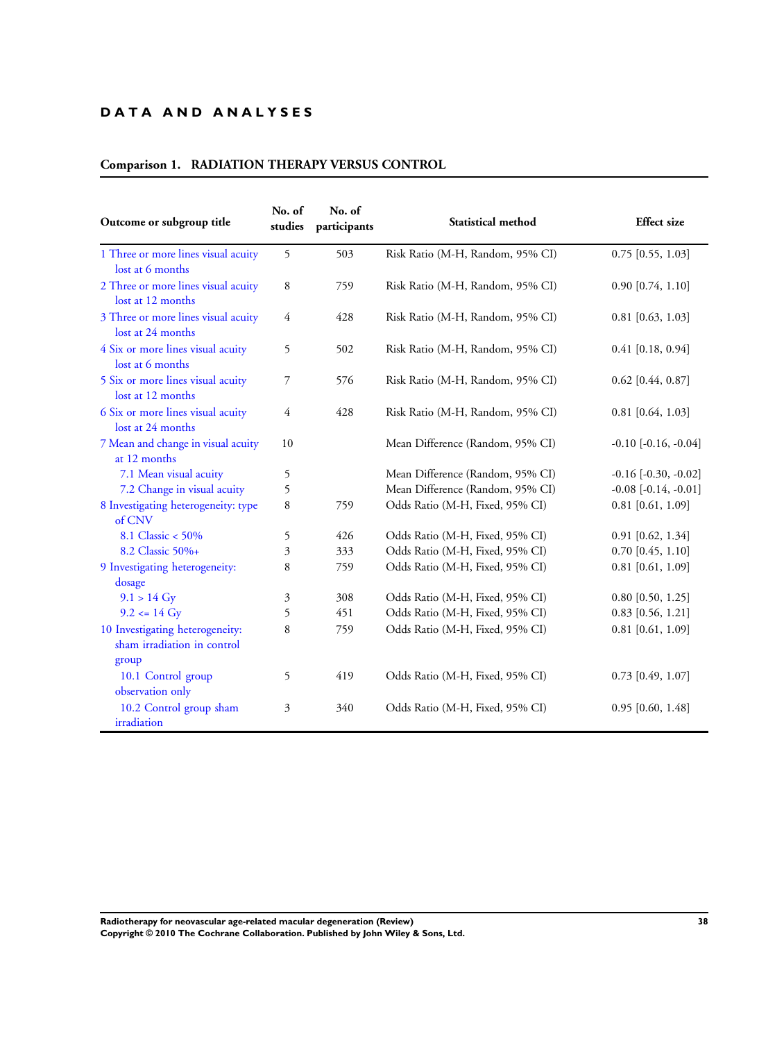# DATA AND ANALYSES

## Comparison 1. RADIATION THERAPY VERSUS CONTROL

| Outcome or subgroup title | No. of studies | No. of participants | Statistical method | Effect size |
|---|---|---|---|---|
| 1 Three or more lines visual acuity lost at 6 months | 5 | 503 | Risk Ratio (M-H, Random, 95% CI) | 0.75 [0.55, 1.03] |
| 2 Three or more lines visual acuity lost at 12 months | 8 | 759 | Risk Ratio (M-H, Random, 95% CI) | 0.90 [0.74, 1.10] |
| 3 Three or more lines visual acuity lost at 24 months | 4 | 428 | Risk Ratio (M-H, Random, 95% CI) | 0.81 [0.63, 1.03] |
| 4 Six or more lines visual acuity lost at 6 months | 5 | 502 | Risk Ratio (M-H, Random, 95% CI) | 0.41 [0.18, 0.94] |
| 5 Six or more lines visual acuity lost at 12 months | 7 | 576 | Risk Ratio (M-H, Random, 95% CI) | 0.62 [0.44, 0.87] |
| 6 Six or more lines visual acuity lost at 24 months | 4 | 428 | Risk Ratio (M-H, Random, 95% CI) | 0.81 [0.64, 1.03] |
| 7 Mean and change in visual acuity at 12 months | 10 | | Mean Difference (Random, 95% CI) | -0.10 [-0.16, -0.04] |
| 7.1 Mean visual acuity | 5 | | Mean Difference (Random, 95% CI) | -0.16 [-0.30, -0.02] |
| 7.2 Change in visual acuity | 5 | | Mean Difference (Random, 95% CI) | -0.08 [-0.14, -0.01] |
| 8 Investigating heterogeneity: type of CNV | 8 | 759 | Odds Ratio (M-H, Fixed, 95% CI) | 0.81 [0.61, 1.09] |
| 8.1 Classic < 50% | 5 | 426 | Odds Ratio (M-H, Fixed, 95% CI) | 0.91 [0.62, 1.34] |
| 8.2 Classic 50%+ | 3 | 333 | Odds Ratio (M-H, Fixed, 95% CI) | 0.70 [0.45, 1.10] |
| 9 Investigating heterogeneity: dosage | 8 | 759 | Odds Ratio (M-H, Fixed, 95% CI) | 0.81 [0.61, 1.09] |
| 9.1 > 14 Gy | 3 | 308 | Odds Ratio (M-H, Fixed, 95% CI) | 0.80 [0.50, 1.25] |
| 9.2 <= 14 Gy | 5 | 451 | Odds Ratio (M-H, Fixed, 95% CI) | 0.83 [0.56, 1.21] |
| 10 Investigating heterogeneity: sham irradiation in control group | 8 | 759 | Odds Ratio (M-H, Fixed, 95% CI) | 0.81 [0.61, 1.09] |
| 10.1 Control group observation only | 5 | 419 | Odds Ratio (M-H, Fixed, 95% CI) | 0.73 [0.49, 1.07] |
| 10.2 Control group sham irradiation | 3 | 340 | Odds Ratio (M-H, Fixed, 95% CI) | 0.95 [0.60, 1.48] |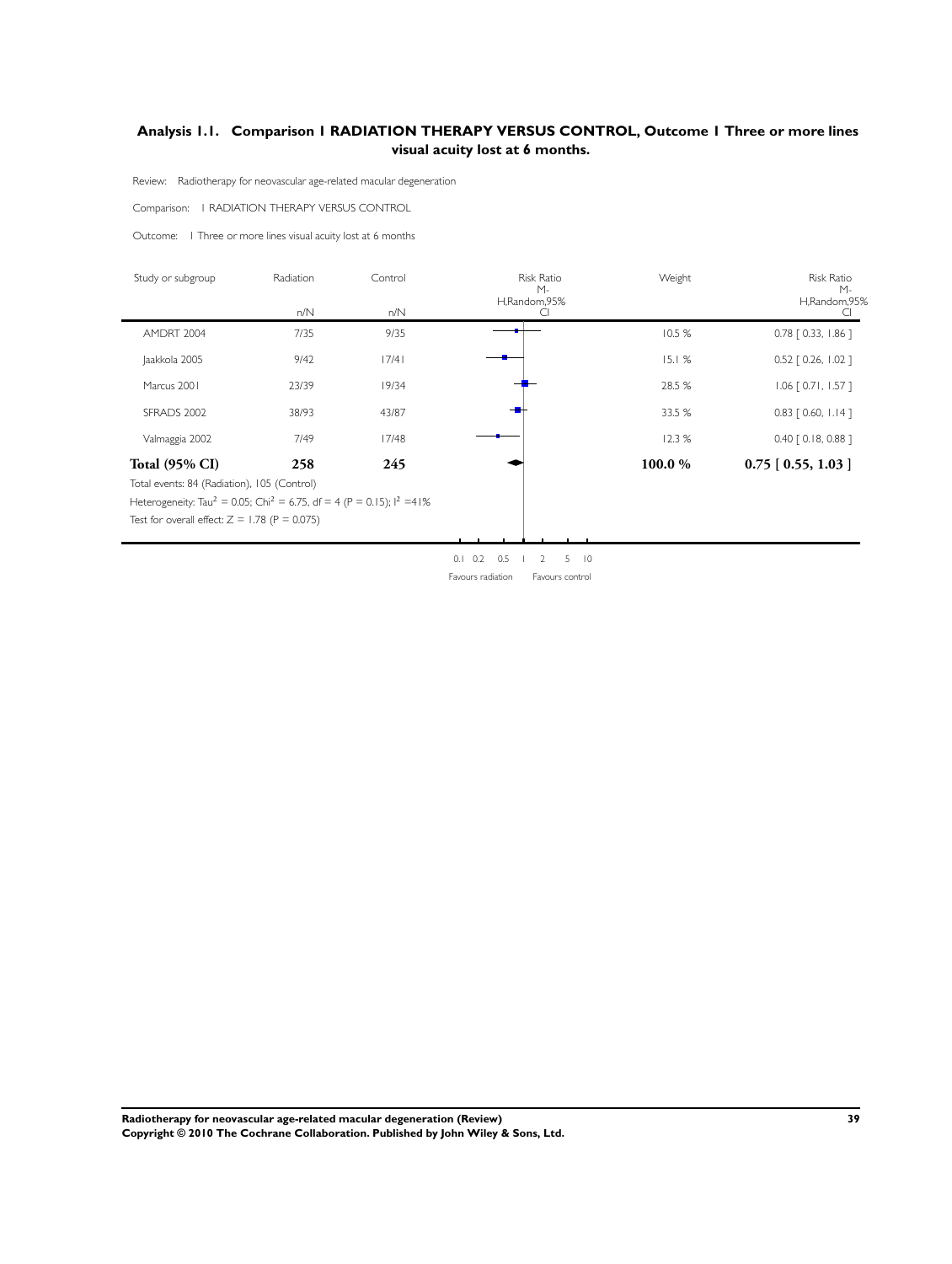## Analysis 1.1. Comparison 1 RADIATION THERAPY VERSUS CONTROL, Outcome 1 Three or more lines visual acuity lost at 6 months.

Review: Radiotherapy for neovascular age-related macular degeneration

Comparison: 1 RADIATION THERAPY VERSUS CONTROL

Outcome: 1 Three or more lines visual acuity lost at 6 months

| Study or subgroup | Radiation n/N | Control n/N | Risk Ratio M-H,Random,95% CI | Weight | Risk Ratio M-H,Random,95% CI |
|---|---|---|---|---|---|
| AMDRT 2004 | 7/35 | 9/35 | | 10.5 % | 0.78 [ 0.33, 1.86 ] |
| Jaakkola 2005 | 9/42 | 17/41 | | 15.1 % | 0.52 [ 0.26, 1.02 ] |
| Marcus 2001 | 23/39 | 19/34 | | 28.5 % | 1.06 [ 0.71, 1.57 ] |
| SFRADS 2002 | 38/93 | 43/87 | | 33.5 % | 0.83 [ 0.60, 1.14 ] |
| Valmaggia 2002 | 7/49 | 17/48 | | 12.3 % | 0.40 [ 0.18, 0.88 ] |
| **Total (95% CI)** | **258** | **245** | | **100.0 %** | **0.75 [ 0.55, 1.03 ]** |

Total events: 84 (Radiation), 105 (Control)

Heterogeneity: $Tau^2 = 0.05$; $Chi^2 = 6.75$, df = 4 (P = 0.15); $I^2 = 41\%$

Test for overall effect: Z = 1.78 (P = 0.075)

0.1 0.2 0.5 1 2 5 10

Favours radiation Favours control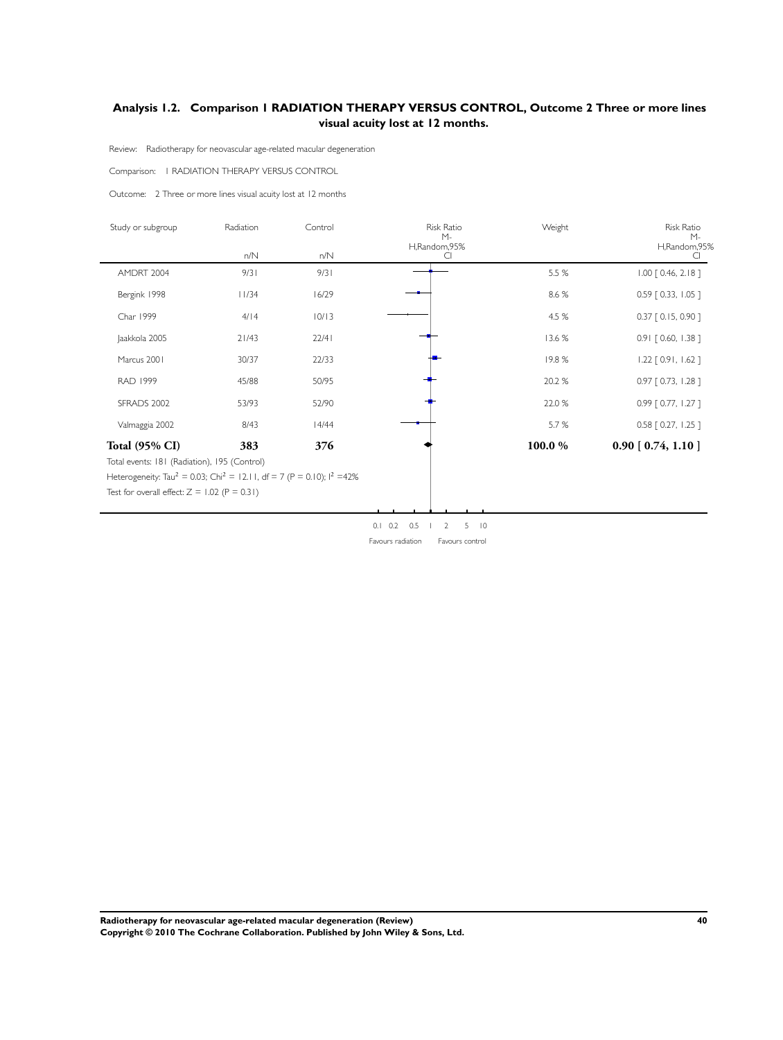## Analysis 1.2. Comparison 1 RADIATION THERAPY VERSUS CONTROL, Outcome 2 Three or more lines visual acuity lost at 12 months.

Review: Radiotherapy for neovascular age-related macular degeneration

Comparison: 1 RADIATION THERAPY VERSUS CONTROL

Outcome: 2 Three or more lines visual acuity lost at 12 months

| Study or subgroup | Radiation n/N | Control n/N | Risk Ratio M-H,Random,95% CI | Weight | Risk Ratio M-H,Random,95% CI |
|---|---|---|---|---|---|
| AMDRT 2004 | 9/31 | 9/31 | | 5.5 % | 1.00 [ 0.46, 2.18 ] |
| Bergink 1998 | 11/34 | 16/29 | | 8.6 % | 0.59 [ 0.33, 1.05 ] |
| Char 1999 | 4/14 | 10/13 | | 4.5 % | 0.37 [ 0.15, 0.90 ] |
| Jaakkola 2005 | 21/43 | 22/41 | | 13.6 % | 0.91 [ 0.60, 1.38 ] |
| Marcus 2001 | 30/37 | 22/33 | | 19.8 % | 1.22 [ 0.91, 1.62 ] |
| RAD 1999 | 45/88 | 50/95 | | 20.2 % | 0.97 [ 0.73, 1.28 ] |
| SFRADS 2002 | 53/93 | 52/90 | | 22.0 % | 0.99 [ 0.77, 1.27 ] |
| Valmaggia 2002 | 8/43 | 14/44 | | 5.7 % | 0.58 [ 0.27, 1.25 ] |
| **Total (95% CI)** | **383** | **376** | | **100.0 %** | **0.90 [ 0.74, 1.10 ]** |

Total events: 181 (Radiation), 195 (Control)

Heterogeneity: $Tau^2 = 0.03$; $Chi^2 = 12.11$, df = 7 (P = 0.10); $I^2 = 42\%$

Test for overall effect: Z = 1.02 (P = 0.31)

0.1 0.2 0.5 1 2 5 10

Favours radiation Favours control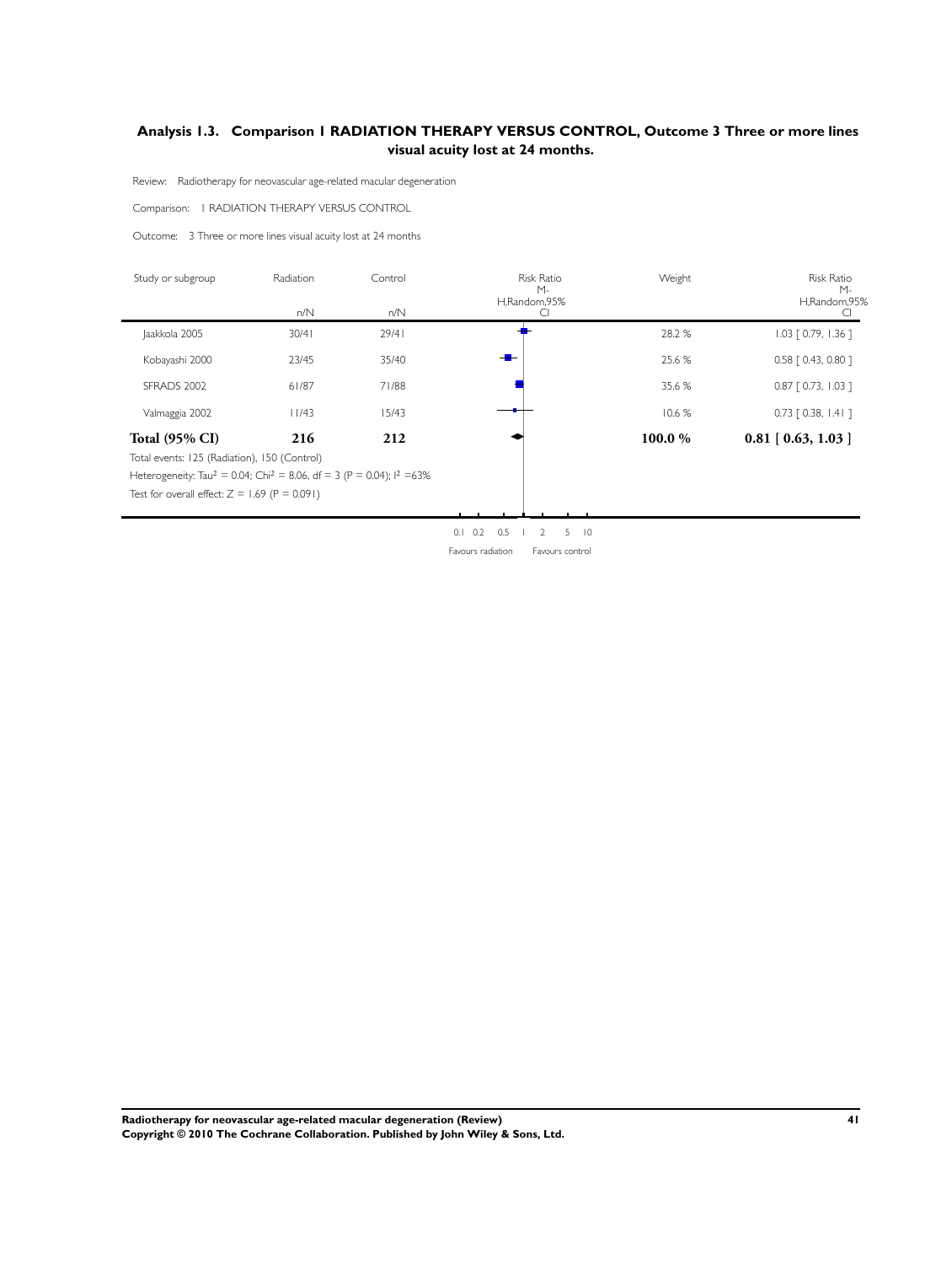## Analysis 1.3. Comparison 1 RADIATION THERAPY VERSUS CONTROL, Outcome 3 Three or more lines visual acuity lost at 24 months.

Review: Radiotherapy for neovascular age-related macular degeneration

Comparison: 1 RADIATION THERAPY VERSUS CONTROL

Outcome: 3 Three or more lines visual acuity lost at 24 months

| Study or subgroup | Radiation n/N | Control n/N | Risk Ratio M-H,Random,95% CI | Weight | Risk Ratio M-H,Random,95% CI |
|---|---|---|---|---|---|
| Jaakkola 2005 | 30/41 | 29/41 | | 28.2 % | 1.03 [ 0.79, 1.36 ] |
| Kobayashi 2000 | 23/45 | 35/40 | | 25.6 % | 0.58 [ 0.43, 0.80 ] |
| SFRADS 2002 | 61/87 | 71/88 | | 35.6 % | 0.87 [ 0.73, 1.03 ] |
| Valmaggia 2002 | 11/43 | 15/43 | | 10.6 % | 0.73 [ 0.38, 1.41 ] |
| **Total (95% CI)** | **216** | **212** | | **100.0 %** | **0.81 [ 0.63, 1.03 ]** |

Total events: 125 (Radiation), 150 (Control)

Heterogeneity: $Tau^2 = 0.04$; $Chi^2 = 8.06$, df = 3 (P = 0.04); $I^2 = 63\%$

Test for overall effect: Z = 1.69 (P = 0.091)

0.1 0.2 0.5 1 2 5 10

Favours radiation Favours control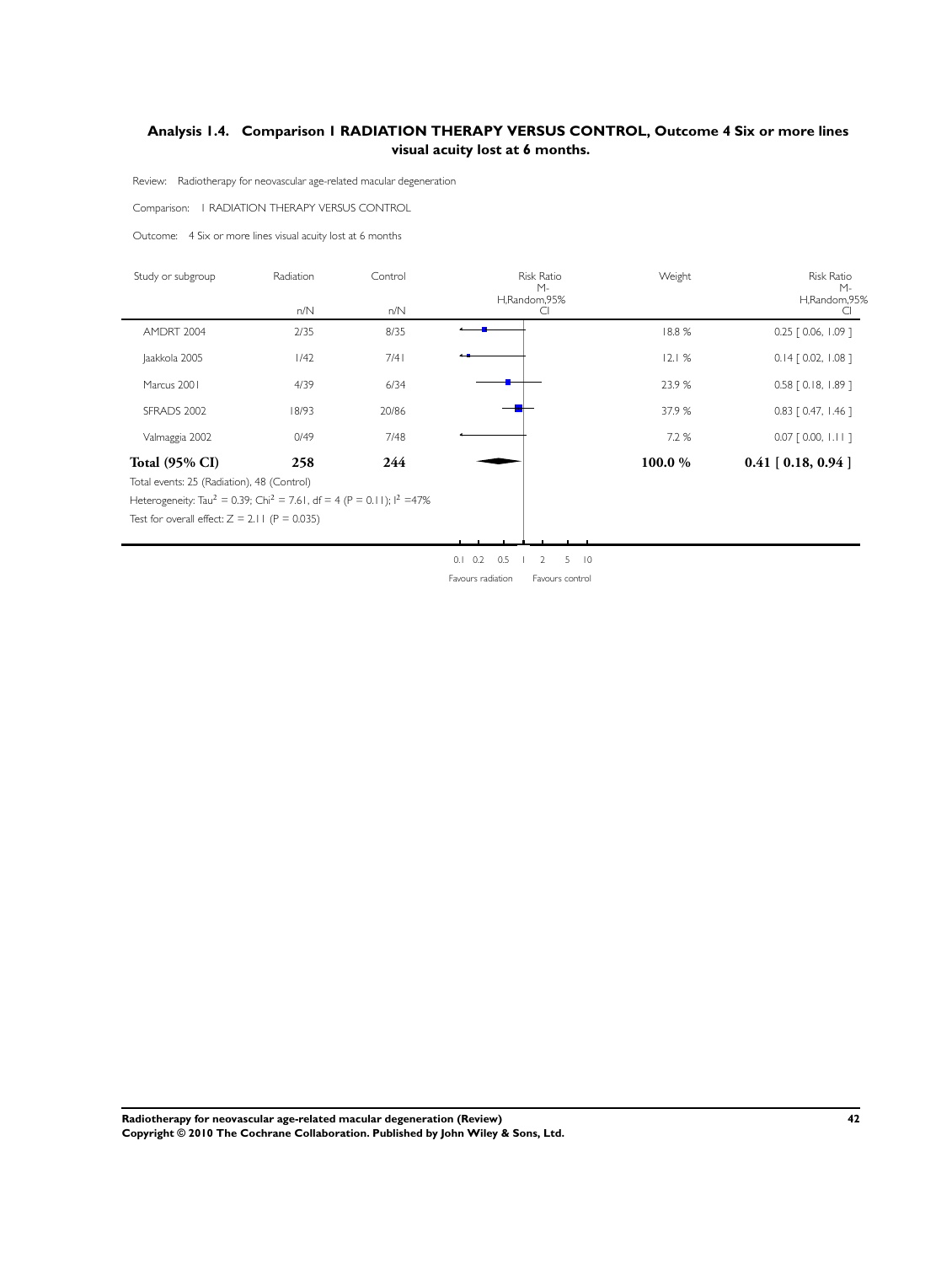### Analysis 1.4. Comparison 1 RADIATION THERAPY VERSUS CONTROL, Outcome 4 Six or more lines visual acuity lost at 6 months.

Review: Radiotherapy for neovascular age-related macular degeneration

Comparison: 1 RADIATION THERAPY VERSUS CONTROL

Outcome: 4 Six or more lines visual acuity lost at 6 months

| Study or subgroup | Radiation n/N | Control n/N | Risk Ratio M-H,Random,95% CI | Weight | Risk Ratio M-H,Random,95% CI |
|---|---|---|---|---|---|
| AMDRT 2004 | 2/35 | 8/35 | | 18.8 % | 0.25 [ 0.06, 1.09 ] |
| Jaakkola 2005 | 1/42 | 7/41 | | 12.1 % | 0.14 [ 0.02, 1.08 ] |
| Marcus 2001 | 4/39 | 6/34 | | 23.9 % | 0.58 [ 0.18, 1.89 ] |
| SFRADS 2002 | 18/93 | 20/86 | | 37.9 % | 0.83 [ 0.47, 1.46 ] |
| Valmaggia 2002 | 0/49 | 7/48 | | 7.2 % | 0.07 [ 0.00, 1.11 ] |
| **Total (95% CI)** | **258** | **244** | | **100.0 %** | **0.41 [ 0.18, 0.94 ]** |

Total events: 25 (Radiation), 48 (Control)

Heterogeneity: $Tau^2 = 0.39$; $Chi^2 = 7.61$, df = 4 (P = 0.11); $I^2 = 47\%$

Test for overall effect: Z = 2.11 (P = 0.035)

0.1 0.2 0.5 1 2 5 10

Favours radiation Favours control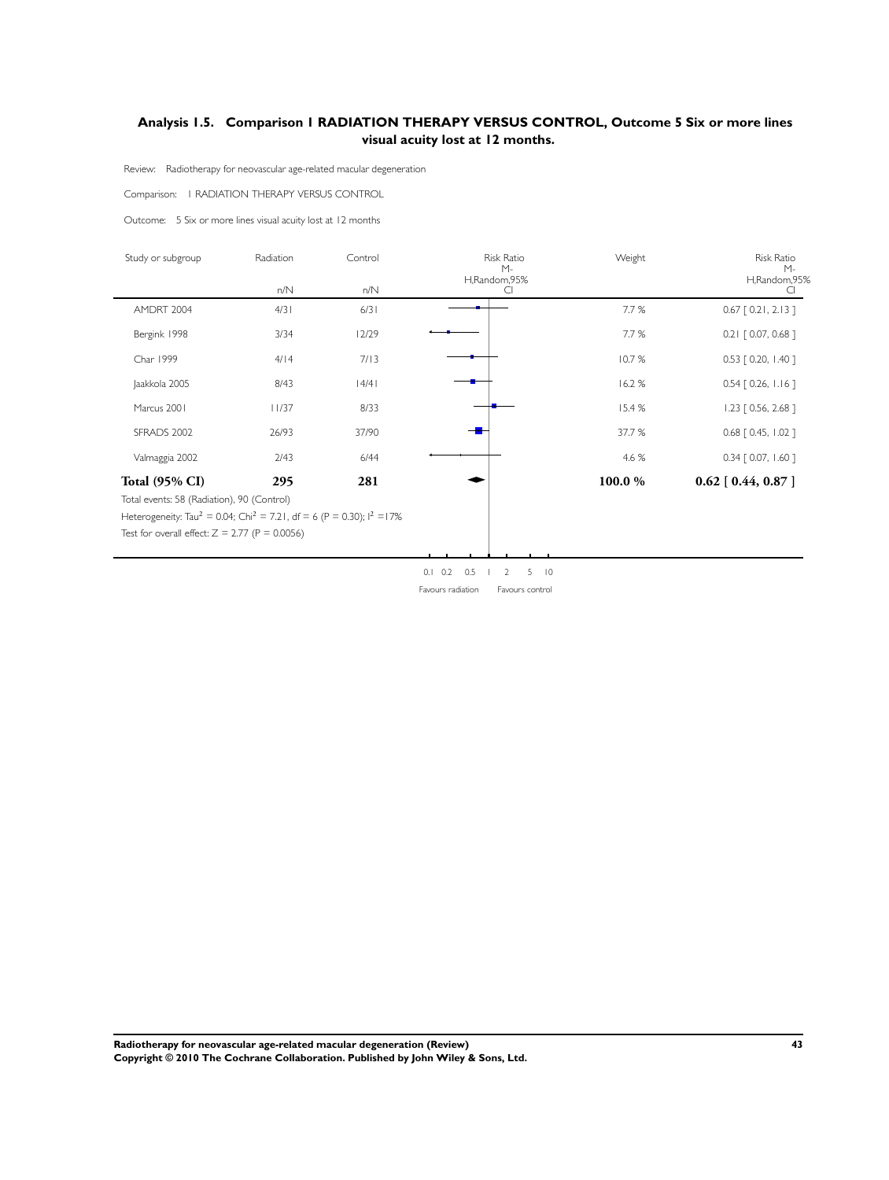## Analysis 1.5. Comparison 1 RADIATION THERAPY VERSUS CONTROL, Outcome 5 Six or more lines visual acuity lost at 12 months.

Review: Radiotherapy for neovascular age-related macular degeneration

Comparison: 1 RADIATION THERAPY VERSUS CONTROL

Outcome: 5 Six or more lines visual acuity lost at 12 months

| Study or subgroup | Radiation n/N | Control n/N | Risk Ratio M-H,Random,95% CI | Weight | Risk Ratio M-H,Random,95% CI |
|---|---|---|---|---|---|
| AMDRT 2004 | 4/31 | 6/31 | | 7.7 % | 0.67 [ 0.21, 2.13 ] |
| Bergink 1998 | 3/34 | 12/29 | | 7.7 % | 0.21 [ 0.07, 0.68 ] |
| Char 1999 | 4/14 | 7/13 | | 10.7 % | 0.53 [ 0.20, 1.40 ] |
| Jaakkola 2005 | 8/43 | 14/41 | | 16.2 % | 0.54 [ 0.26, 1.16 ] |
| Marcus 2001 | 11/37 | 8/33 | | 15.4 % | 1.23 [ 0.56, 2.68 ] |
| SFRADS 2002 | 26/93 | 37/90 | | 37.7 % | 0.68 [ 0.45, 1.02 ] |
| Valmaggia 2002 | 2/43 | 6/44 | | 4.6 % | 0.34 [ 0.07, 1.60 ] |
| **Total (95% CI)** | **295** | **281** | | **100.0 %** | **0.62 [ 0.44, 0.87 ]** |

Total events: 58 (Radiation), 90 (Control)

Heterogeneity: $Tau^2 = 0.04$; $Chi^2 = 7.21$, df = 6 (P = 0.30); $I^2 = 17\%$

Test for overall effect: Z = 2.77 (P = 0.0056)

0.1 0.2 0.5 1 2 5 10

Favours radiation Favours control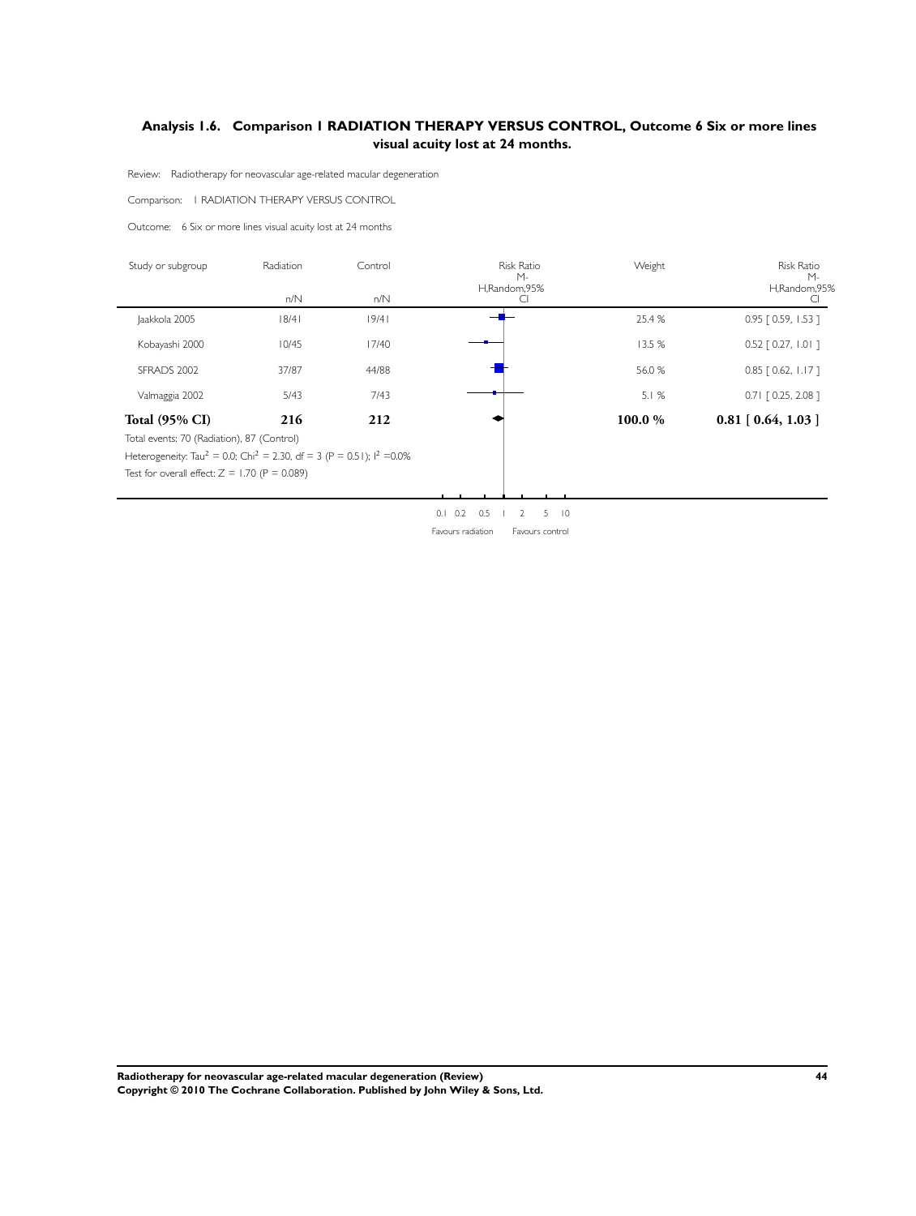## Analysis 1.6. Comparison 1 RADIATION THERAPY VERSUS CONTROL, Outcome 6 Six or more lines visual acuity lost at 24 months.

Review: Radiotherapy for neovascular age-related macular degeneration

Comparison: 1 RADIATION THERAPY VERSUS CONTROL

Outcome: 6 Six or more lines visual acuity lost at 24 months

| Study or subgroup | Radiation n/N | Control n/N | Risk Ratio M-H,Random,95% CI | Weight | Risk Ratio M-H,Random,95% CI |
|---|---|---|---|---|---|
| Jaakkola 2005 | 18/41 | 19/41 | | 25.4 % | 0.95 [ 0.59, 1.53 ] |
| Kobayashi 2000 | 10/45 | 17/40 | | 13.5 % | 0.52 [ 0.27, 1.01 ] |
| SFRADS 2002 | 37/87 | 44/88 | | 56.0 % | 0.85 [ 0.62, 1.17 ] |
| Valmaggia 2002 | 5/43 | 7/43 | | 5.1 % | 0.71 [ 0.25, 2.08 ] |
| **Total (95% CI)** | **216** | **212** | | **100.0 %** | **0.81 [ 0.64, 1.03 ]** |

Total events: 70 (Radiation), 87 (Control)

Heterogeneity: $Tau^2 = 0.0$; $Chi^2 = 2.30$, $df = 3$ ($P = 0.51$); $I^2 = 0.0\%$

Test for overall effect: $Z = 1.70$ ($P = 0.089$)

0.1 0.2 0.5 1 2 5 10

Favours radiation Favours control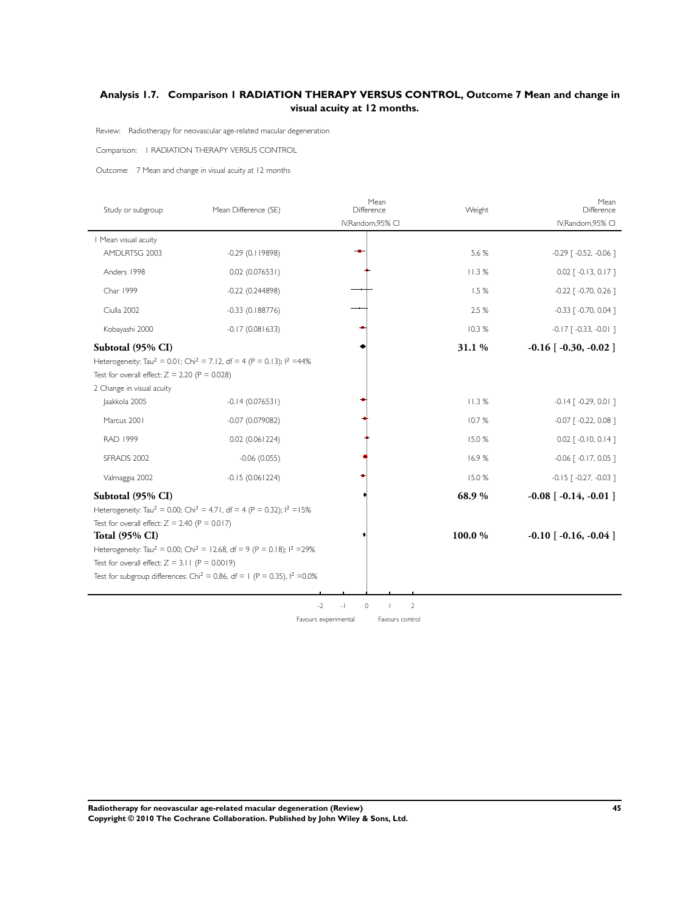## Analysis 1.7. Comparison 1 RADIATION THERAPY VERSUS CONTROL, Outcome 7 Mean and change in visual acuity at 12 months.

Review: Radiotherapy for neovascular age-related macular degeneration

Comparison: 1 RADIATION THERAPY VERSUS CONTROL

Outcome: 7 Mean and change in visual acuity at 12 months

| Study or subgroup | Mean Difference (SE) | Mean Difference IV,Random,95% CI | Weight | Mean Difference IV,Random,95% CI |
|---|---|---|---|---|
| **1 Mean visual acuity** | | | | |
| AMDLRTSG 2003 | -0.29 (0.119898) | | 5.6 % | -0.29 [ -0.52, -0.06 ] |
| Anders 1998 | 0.02 (0.076531) | | 11.3 % | 0.02 [ -0.13, 0.17 ] |
| Char 1999 | -0.22 (0.244898) | | 1.5 % | -0.22 [ -0.70, 0.26 ] |
| Ciulla 2002 | -0.33 (0.188776) | | 2.5 % | -0.33 [ -0.70, 0.04 ] |
| Kobayashi 2000 | -0.17 (0.081633) | | 10.3 % | -0.17 [ -0.33, -0.01 ] |
| **Subtotal (95% CI)** | | | **31.1 %** | **-0.16 [ -0.30, -0.02 ]** |
| Heterogeneity: $Tau^2 = 0.01$; $Chi^2 = 7.12$, df = 4 (P = 0.13); $I^2 = 44\%$ | | | | |
| Test for overall effect: Z = 2.20 (P = 0.028) | | | | |
| **2 Change in visual acuity** | | | | |
| Jaakkola 2005 | -0.14 (0.076531) | | 11.3 % | -0.14 [ -0.29, 0.01 ] |
| Marcus 2001 | -0.07 (0.079082) | | 10.7 % | -0.07 [ -0.22, 0.08 ] |
| RAD 1999 | 0.02 (0.061224) | | 15.0 % | 0.02 [ -0.10, 0.14 ] |
| SFRADS 2002 | -0.06 (0.055) | | 16.9 % | -0.06 [ -0.17, 0.05 ] |
| Valmaggia 2002 | -0.15 (0.061224) | | 15.0 % | -0.15 [ -0.27, -0.03 ] |
| **Subtotal (95% CI)** | | | **68.9 %** | **-0.08 [ -0.14, -0.01 ]** |
| Heterogeneity: $Tau^2 = 0.00$; $Chi^2 = 4.71$, df = 4 (P = 0.32); $I^2 = 15\%$ | | | | |
| Test for overall effect: Z = 2.40 (P = 0.017) | | | | |
| **Total (95% CI)** | | | **100.0 %** | **-0.10 [ -0.16, -0.04 ]** |
| Heterogeneity: $Tau^2 = 0.00$; $Chi^2 = 12.68$, df = 9 (P = 0.18); $I^2 = 29\%$ | | | | |
| Test for overall effect: Z = 3.11 (P = 0.0019) | | | | |
| Test for subgroup differences: $Chi^2 = 0.86$, df = 1 (P = 0.35), $I^2 = 0.0\%$ | | | | |

-2 -1 0 1 2

Favours experimental Favours control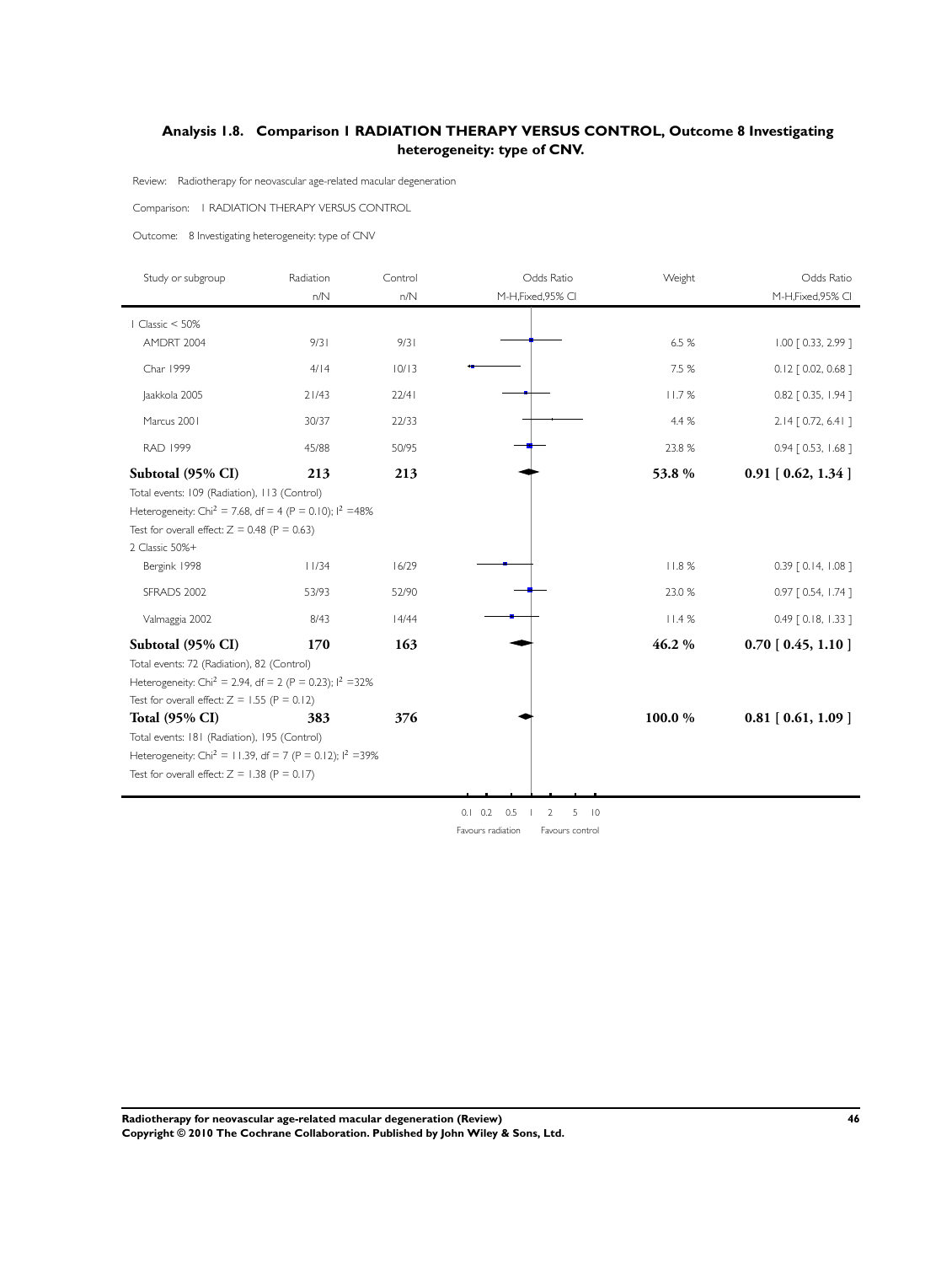### Analysis 1.8. Comparison 1 RADIATION THERAPY VERSUS CONTROL, Outcome 8 Investigating heterogeneity: type of CNV.

Review: Radiotherapy for neovascular age-related macular degeneration

Comparison: 1 RADIATION THERAPY VERSUS CONTROL

Outcome: 8 Investigating heterogeneity: type of CNV

| Study or subgroup | Radiation n/N | Control n/N | Odds Ratio M-H,Fixed,95% CI | Weight | Odds Ratio M-H,Fixed,95% CI |
|---|---|---|---|---|---|
| 1 Classic < 50% | | | | | |
| AMDRT 2004 | 9/31 | 9/31 | | 6.5 % | 1.00 [ 0.33, 2.99 ] |
| Char 1999 | 4/14 | 10/13 | | 7.5 % | 0.12 [ 0.02, 0.68 ] |
| Jaakkola 2005 | 21/43 | 22/41 | | 11.7 % | 0.82 [ 0.35, 1.94 ] |
| Marcus 2001 | 30/37 | 22/33 | | 4.4 % | 2.14 [ 0.72, 6.41 ] |
| RAD 1999 | 45/88 | 50/95 | | 23.8 % | 0.94 [ 0.53, 1.68 ] |
| **Subtotal (95% CI)** | **213** | **213** | | **53.8 %** | **0.91 [ 0.62, 1.34 ]** |
| Total events: 109 (Radiation), 113 (Control) | | | | | |
| Heterogeneity: $Chi^2 = 7.68$, df = 4 (P = 0.10); $I^2$ =48% | | | | | |
| Test for overall effect: Z = 0.48 (P = 0.63) | | | | | |
| 2 Classic 50%+ | | | | | |
| Bergink 1998 | 11/34 | 16/29 | | 11.8 % | 0.39 [ 0.14, 1.08 ] |
| SFRADS 2002 | 53/93 | 52/90 | | 23.0 % | 0.97 [ 0.54, 1.74 ] |
| Valmaggia 2002 | 8/43 | 14/44 | | 11.4 % | 0.49 [ 0.18, 1.33 ] |
| **Subtotal (95% CI)** | **170** | **163** | | **46.2 %** | **0.70 [ 0.45, 1.10 ]** |
| Total events: 72 (Radiation), 82 (Control) | | | | | |
| Heterogeneity: $Chi^2 = 2.94$, df = 2 (P = 0.23); $I^2$ =32% | | | | | |
| Test for overall effect: Z = 1.55 (P = 0.12) | | | | | |
| **Total (95% CI)** | **383** | **376** | | **100.0 %** | **0.81 [ 0.61, 1.09 ]** |
| Total events: 181 (Radiation), 195 (Control) | | | | | |
| Heterogeneity: $Chi^2 = 11.39$, df = 7 (P = 0.12); $I^2$ =39% | | | | | |
| Test for overall effect: Z = 1.38 (P = 0.17) | | | | | |

0.1 0.2 0.5 1 2 5 10

Favours radiation Favours control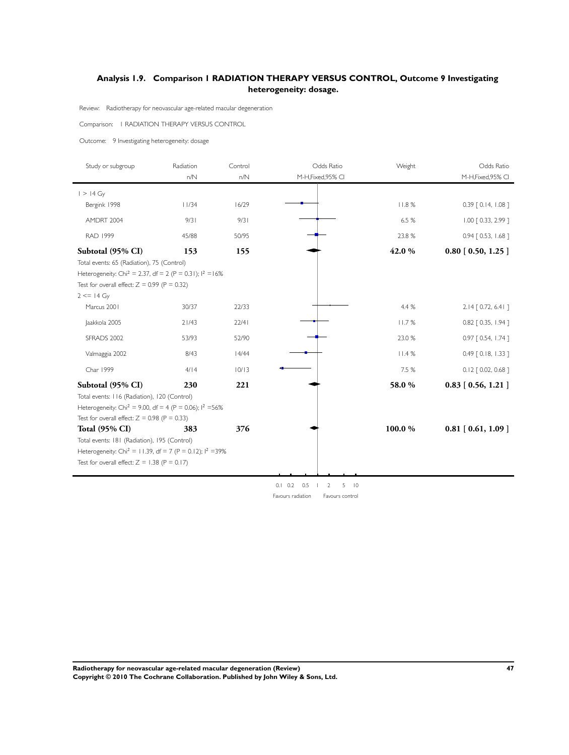## Analysis 1.9. Comparison 1 RADIATION THERAPY VERSUS CONTROL, Outcome 9 Investigating heterogeneity: dosage.

Review: Radiotherapy for neovascular age-related macular degeneration

Comparison: 1 RADIATION THERAPY VERSUS CONTROL

Outcome: 9 Investigating heterogeneity: dosage

| Study or subgroup | Radiation n/N | Control n/N | Odds Ratio M-H,Fixed,95% CI | Weight | Odds Ratio M-H,Fixed,95% CI |
|---|---|---|---|---|---|
| 1 > 14 Gy | | | | | |
| Bergink 1998 | 11/34 | 16/29 | | 11.8 % | 0.39 [ 0.14, 1.08 ] |
| AMDRT 2004 | 9/31 | 9/31 | | 6.5 % | 1.00 [ 0.33, 2.99 ] |
| RAD 1999 | 45/88 | 50/95 | | 23.8 % | 0.94 [ 0.53, 1.68 ] |
| **Subtotal (95% CI)** | **153** | **155** | | **42.0 %** | **0.80 [ 0.50, 1.25 ]** |
| Total events: 65 (Radiation), 75 (Control) | | | | | |
| Heterogeneity: Chi$^2$ = 2.37, df = 2 (P = 0.31); I$^2$ =16% | | | | | |
| Test for overall effect: Z = 0.99 (P = 0.32) | | | | | |
| 2 <= 14 Gy | | | | | |
| Marcus 2001 | 30/37 | 22/33 | | 4.4 % | 2.14 [ 0.72, 6.41 ] |
| Jaakkola 2005 | 21/43 | 22/41 | | 11.7 % | 0.82 [ 0.35, 1.94 ] |
| SFRADS 2002 | 53/93 | 52/90 | | 23.0 % | 0.97 [ 0.54, 1.74 ] |
| Valmaggia 2002 | 8/43 | 14/44 | | 11.4 % | 0.49 [ 0.18, 1.33 ] |
| Char 1999 | 4/14 | 10/13 | | 7.5 % | 0.12 [ 0.02, 0.68 ] |
| **Subtotal (95% CI)** | **230** | **221** | | **58.0 %** | **0.83 [ 0.56, 1.21 ]** |
| Total events: 116 (Radiation), 120 (Control) | | | | | |
| Heterogeneity: Chi$^2$ = 9.00, df = 4 (P = 0.06); I$^2$ =56% | | | | | |
| Test for overall effect: Z = 0.98 (P = 0.33) | | | | | |
| **Total (95% CI)** | **383** | **376** | | **100.0 %** | **0.81 [ 0.61, 1.09 ]** |
| Total events: 181 (Radiation), 195 (Control) | | | | | |
| Heterogeneity: Chi$^2$ = 11.39, df = 7 (P = 0.12); I$^2$ =39% | | | | | |
| Test for overall effect: Z = 1.38 (P = 0.17) | | | | | |

0.1 0.2 0.5 1 2 5 10

Favours radiation Favours control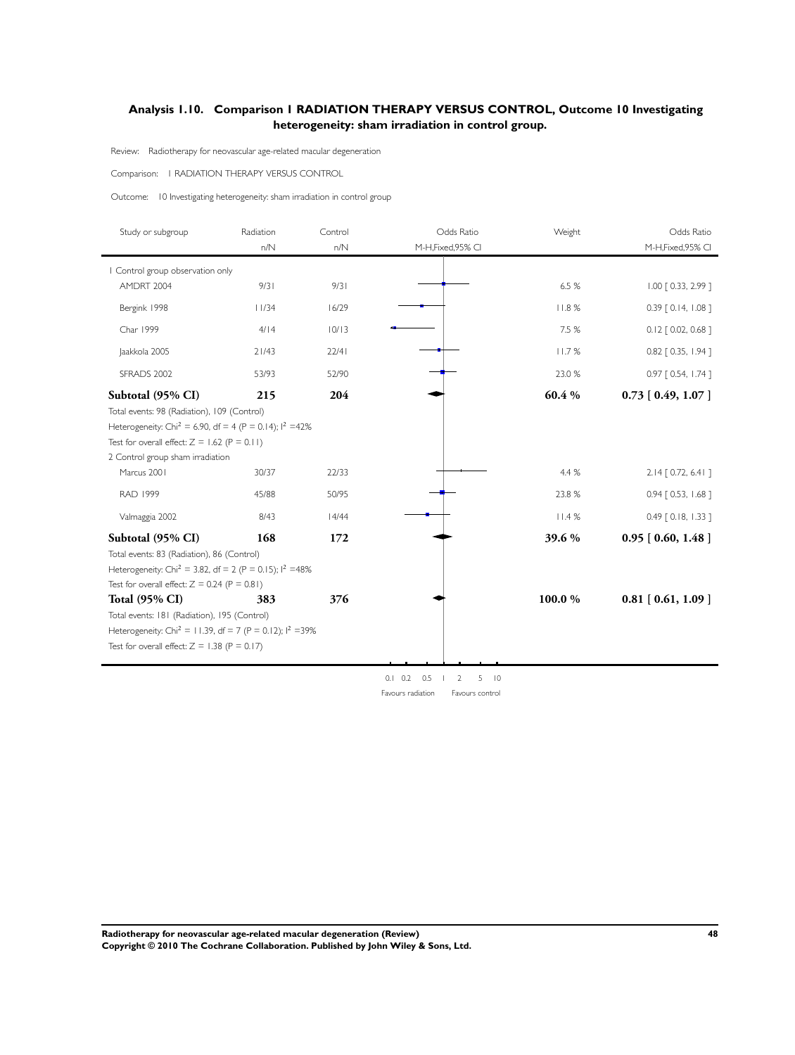## Analysis 1.10. Comparison 1 RADIATION THERAPY VERSUS CONTROL, Outcome 10 Investigating heterogeneity: sham irradiation in control group.

Review: Radiotherapy for neovascular age-related macular degeneration

Comparison: 1 RADIATION THERAPY VERSUS CONTROL

Outcome: 10 Investigating heterogeneity: sham irradiation in control group

| Study or subgroup | Radiation n/N | Control n/N | Odds Ratio M-H,Fixed,95% CI | Weight | Odds Ratio M-H,Fixed,95% CI |
|---|---|---|---|---|---|
| 1 Control group observation only | | | | | |
| AMDRT 2004 | 9/31 | 9/31 | | 6.5 % | 1.00 [ 0.33, 2.99 ] |
| Bergink 1998 | 11/34 | 16/29 | | 11.8 % | 0.39 [ 0.14, 1.08 ] |
| Char 1999 | 4/14 | 10/13 | | 7.5 % | 0.12 [ 0.02, 0.68 ] |
| Jaakkola 2005 | 21/43 | 22/41 | | 11.7 % | 0.82 [ 0.35, 1.94 ] |
| SFRADS 2002 | 53/93 | 52/90 | | 23.0 % | 0.97 [ 0.54, 1.74 ] |
| **Subtotal (95% CI)** | **215** | **204** | | **60.4 %** | **0.73 [ 0.49, 1.07 ]** |
| Total events: 98 (Radiation), 109 (Control) | | | | | |
| Heterogeneity: $Chi^2 = 6.90$, df = 4 (P = 0.14); $I^2$ =42% | | | | | |
| Test for overall effect: Z = 1.62 (P = 0.11) | | | | | |
| 2 Control group sham irradiation | | | | | |
| Marcus 2001 | 30/37 | 22/33 | | 4.4 % | 2.14 [ 0.72, 6.41 ] |
| RAD 1999 | 45/88 | 50/95 | | 23.8 % | 0.94 [ 0.53, 1.68 ] |
| Valmaggia 2002 | 8/43 | 14/44 | | 11.4 % | 0.49 [ 0.18, 1.33 ] |
| **Subtotal (95% CI)** | **168** | **172** | | **39.6 %** | **0.95 [ 0.60, 1.48 ]** |
| Total events: 83 (Radiation), 86 (Control) | | | | | |
| Heterogeneity: $Chi^2 = 3.82$, df = 2 (P = 0.15); $I^2$ =48% | | | | | |
| Test for overall effect: Z = 0.24 (P = 0.81) | | | | | |
| **Total (95% CI)** | **383** | **376** | | **100.0 %** | **0.81 [ 0.61, 1.09 ]** |
| Total events: 181 (Radiation), 195 (Control) | | | | | |
| Heterogeneity: $Chi^2 = 11.39$, df = 7 (P = 0.12); $I^2$ =39% | | | | | |
| Test for overall effect: Z = 1.38 (P = 0.17) | | | | | |

0.1 0.2 0.5 1 2 5 10

Favours radiation &nbsp;&nbsp; Favours control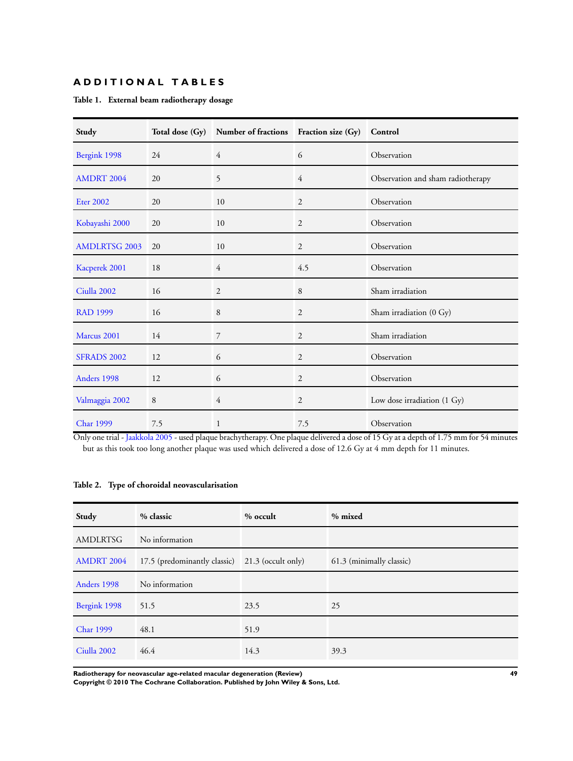## ADDITIONAL TABLES

**Table 1. External beam radiotherapy dosage**

| Study | Total dose (Gy) | Number of fractions | Fraction size (Gy) | Control |
|---|---|---|---|---|
| Bergink 1998 | 24 | 4 | 6 | Observation |
| AMDRT 2004 | 20 | 5 | 4 | Observation and sham radiotherapy |
| Eter 2002 | 20 | 10 | 2 | Observation |
| Kobayashi 2000 | 20 | 10 | 2 | Observation |
| AMDLRTSG 2003 | 20 | 10 | 2 | Observation |
| Kacperek 2001 | 18 | 4 | 4.5 | Observation |
| Ciulla 2002 | 16 | 2 | 8 | Sham irradiation |
| RAD 1999 | 16 | 8 | 2 | Sham irradiation (0 Gy) |
| Marcus 2001 | 14 | 7 | 2 | Sham irradiation |
| SFRADS 2002 | 12 | 6 | 2 | Observation |
| Anders 1998 | 12 | 6 | 2 | Observation |
| Valmaggia 2002 | 8 | 4 | 2 | Low dose irradiation (1 Gy) |
| Char 1999 | 7.5 | 1 | 7.5 | Observation |

Only one trial - Jaakkola 2005 - used plaque brachytherapy. One plaque delivered a dose of 15 Gy at a depth of 1.75 mm for 54 minutes but as this took too long another plaque was used which delivered a dose of 12.6 Gy at 4 mm depth for 11 minutes.

**Table 2. Type of choroidal neovascularisation**

| Study | % classic | % occult | % mixed |
|---|---|---|---|
| AMDLRTSG | No information | | |
| AMDRT 2004 | 17.5 (predominantly classic) | 21.3 (occult only) | 61.3 (minimally classic) |
| Anders 1998 | No information | | |
| Bergink 1998 | 51.5 | 23.5 | 25 |
| Char 1999 | 48.1 | 51.9 | |
| Ciulla 2002 | 46.4 | 14.3 | 39.3 |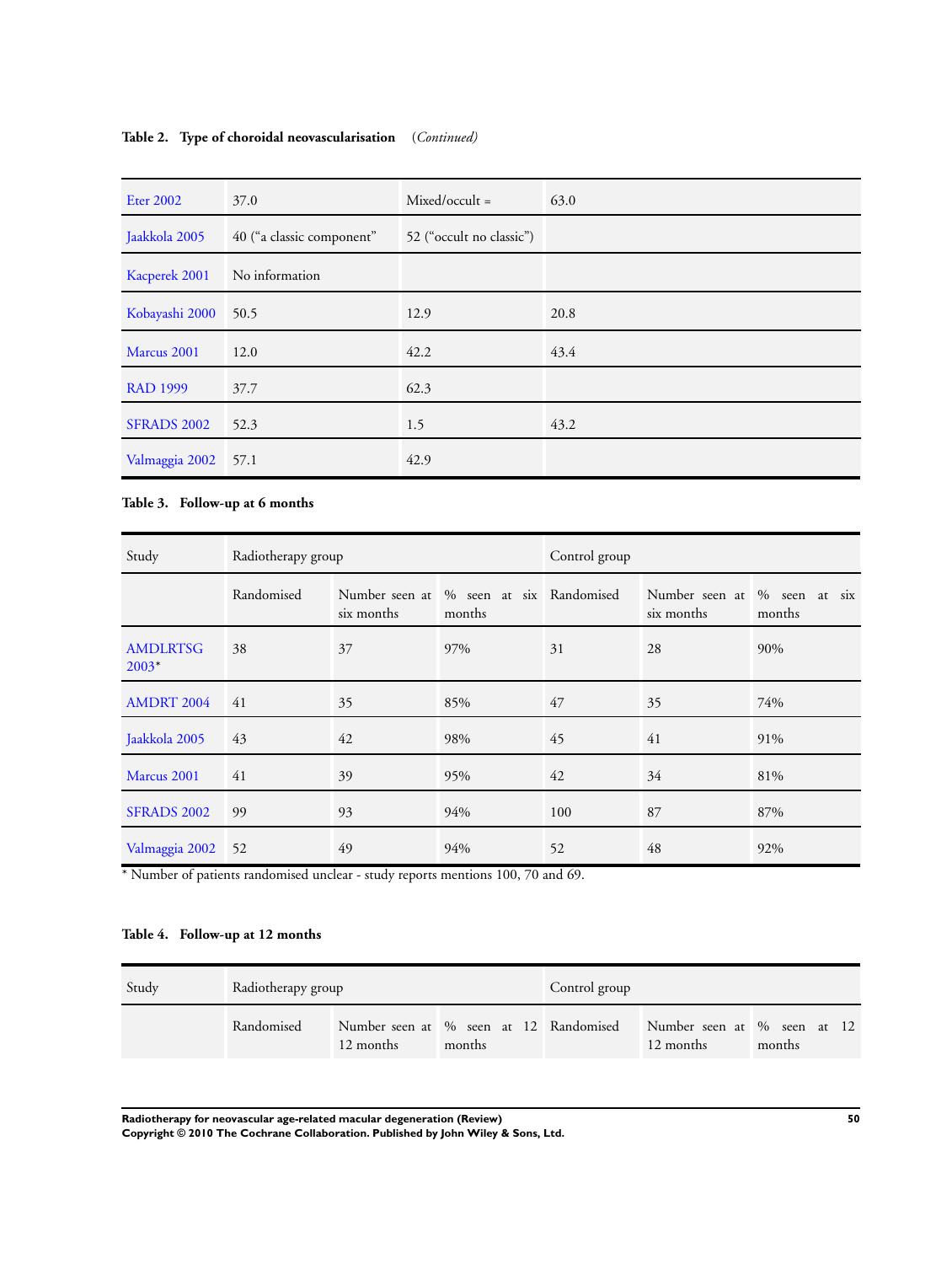**Table 2. Type of choroidal neovascularisation** *(Continued)*

| | | | |
|---|---|---|---|
| Eter 2002 | 37.0 | Mixed/occult = | 63.0 |
| Jaakkola 2005 | 40 ("a classic component" | 52 ("occult no classic") | |
| Kacperek 2001 | No information | | |
| Kobayashi 2000 | 50.5 | 12.9 | 20.8 |
| Marcus 2001 | 12.0 | 42.2 | 43.4 |
| RAD 1999 | 37.7 | 62.3 | |
| SFRADS 2002 | 52.3 | 1.5 | 43.2 |
| Valmaggia 2002 | 57.1 | 42.9 | |

**Table 3. Follow-up at 6 months**

| Study | Radiotherapy group | | | Control group | | |
|---|---|---|---|---|---|---|
| | Randomised | Number seen at six months | % seen at six months | Randomised | Number seen at six months | % seen at six months |
| AMDLRTSG 2003* | 38 | 37 | 97% | 31 | 28 | 90% |
| AMDRT 2004 | 41 | 35 | 85% | 47 | 35 | 74% |
| Jaakkola 2005 | 43 | 42 | 98% | 45 | 41 | 91% |
| Marcus 2001 | 41 | 39 | 95% | 42 | 34 | 81% |
| SFRADS 2002 | 99 | 93 | 94% | 100 | 87 | 87% |
| Valmaggia 2002 | 52 | 49 | 94% | 52 | 48 | 92% |

* Number of patients randomised unclear - study reports mentions 100, 70 and 69.

**Table 4. Follow-up at 12 months**

| Study | Radiotherapy group | | | Control group | | |
|---|---|---|---|---|---|---|
| | Randomised | Number seen at 12 months | % seen at 12 months | Randomised | Number seen at 12 months | % seen at 12 months |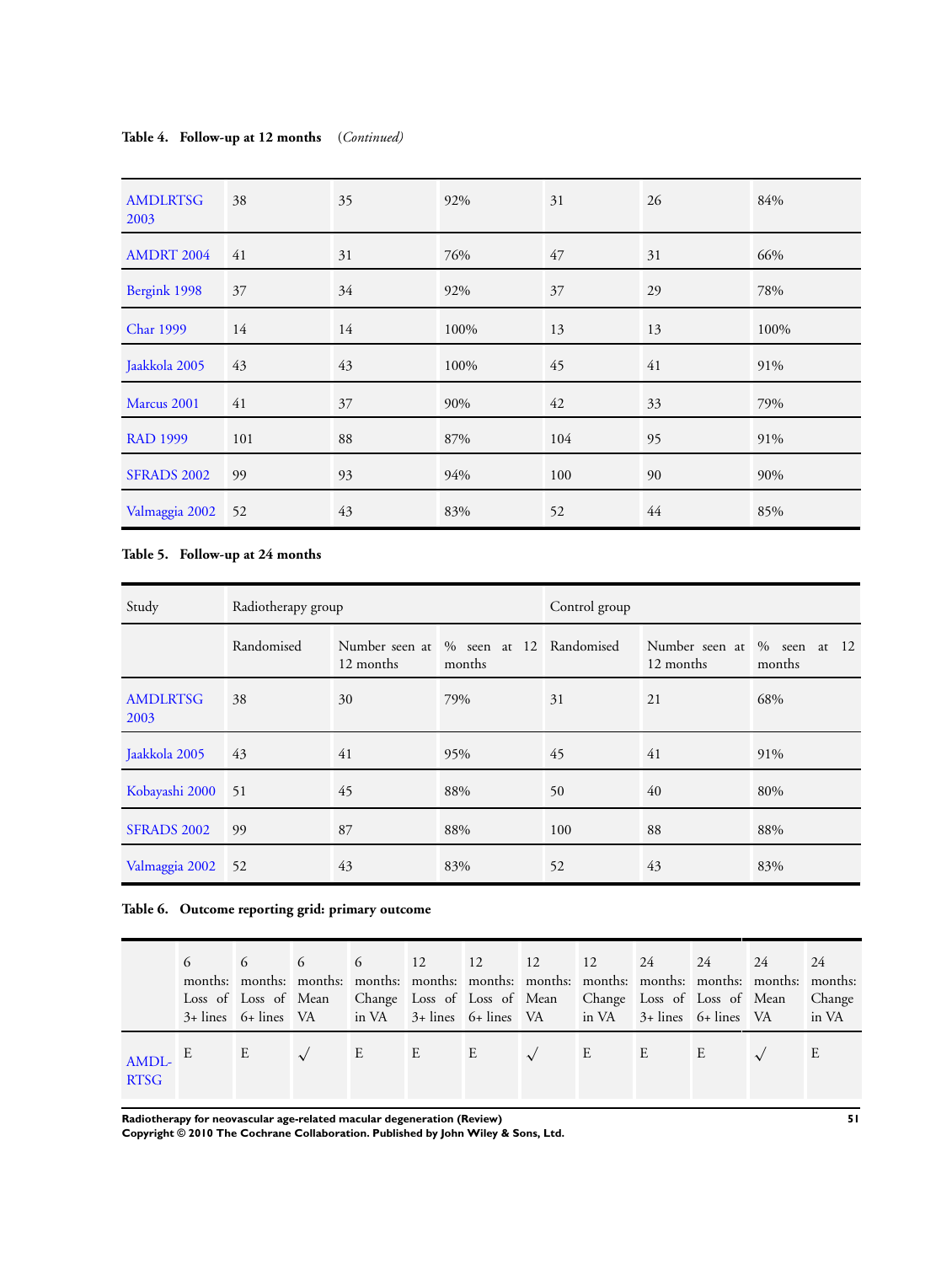**Table 4. Follow-up at 12 months** *(Continued)*

| | | | | | | |
|---|---|---|---|---|---|---|
| AMDLRTSG 2003 | 38 | 35 | 92% | 31 | 26 | 84% |
| AMDRT 2004 | 41 | 31 | 76% | 47 | 31 | 66% |
| Bergink 1998 | 37 | 34 | 92% | 37 | 29 | 78% |
| Char 1999 | 14 | 14 | 100% | 13 | 13 | 100% |
| Jaakkola 2005 | 43 | 43 | 100% | 45 | 41 | 91% |
| Marcus 2001 | 41 | 37 | 90% | 42 | 33 | 79% |
| RAD 1999 | 101 | 88 | 87% | 104 | 95 | 91% |
| SFRADS 2002 | 99 | 93 | 94% | 100 | 90 | 90% |
| Valmaggia 2002 | 52 | 43 | 83% | 52 | 44 | 85% |

**Table 5. Follow-up at 24 months**

| Study | Radiotherapy group | | | Control group | | |
|---|---|---|---|---|---|---|
| | Randomised | Number seen at 12 months | % seen at 12 months | Randomised | Number seen at 12 months | % seen at 12 months |
| AMDLRTSG 2003 | 38 | 30 | 79% | 31 | 21 | 68% |
| Jaakkola 2005 | 43 | 41 | 95% | 45 | 41 | 91% |
| Kobayashi 2000 | 51 | 45 | 88% | 50 | 40 | 80% |
| SFRADS 2002 | 99 | 87 | 88% | 100 | 88 | 88% |
| Valmaggia 2002 | 52 | 43 | 83% | 52 | 43 | 83% |

**Table 6. Outcome reporting grid: primary outcome**

| | 6 months: Loss of 3+ lines | 6 months: Loss of 6+ lines | 6 months: Mean VA | 6 months: Change in VA | 12 months: Loss of 3+ lines | 12 months: Loss of 6+ lines | 12 months: Mean VA | 12 months: Change in VA | 24 months: Loss of 3+ lines | 24 months: Loss of 6+ lines | 24 months: Mean VA | 24 months: Change in VA |
|---|---|---|---|---|---|---|---|---|---|---|---|---|
| AMDL-RTSG | E | E | √ | E | E | E | √ | E | E | E | √ | E |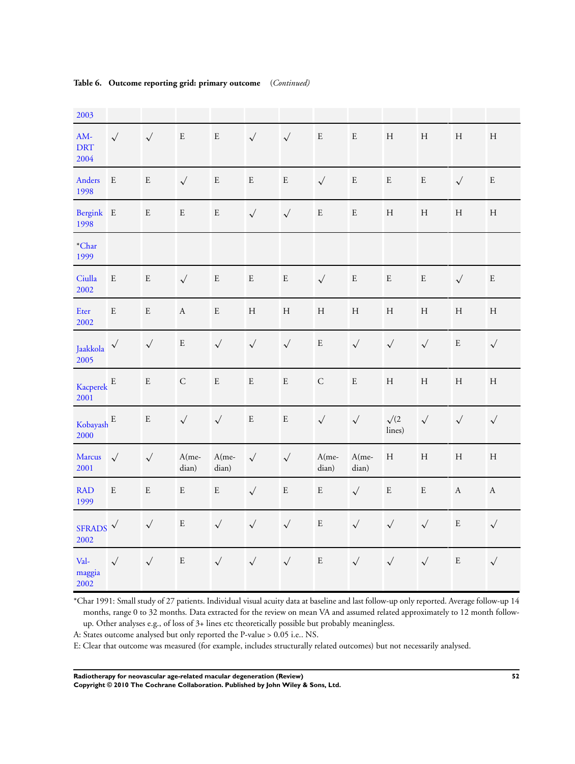**Table 6. Outcome reporting grid: primary outcome** *(Continued)*

| 2003 | | | | | | | | | | | | |
|---|---|---|---|---|---|---|---|---|---|---|---|---|
| AM-DRT 2004 | √ | √ | E | E | √ | √ | E | E | H | H | H | H |
| Anders 1998 | E | E | √ | E | E | E | √ | E | E | E | √ | E |
| Bergink 1998 | E | E | E | E | √ | √ | E | E | H | H | H | H |
| *Char 1999 | | | | | | | | | | | | |
| Ciulla 2002 | E | E | √ | E | E | E | √ | E | E | E | √ | E |
| Eter 2002 | E | E | A | E | H | H | H | H | H | H | H | H |
| Jaakkola 2005 | √ | √ | E | √ | √ | √ | E | √ | √ | √ | E | √ |
| Kacperek 2001 | E | E | C | E | E | E | C | E | H | H | H | H |
| Kobayash 2000 | E | E | √ | √ | E | E | √ | √ | √(2 lines) | √ | √ | √ |
| Marcus 2001 | √ | √ | A(median) | A(median) | √ | √ | A(median) | A(median) | H | H | H | H |
| RAD 1999 | E | E | E | E | √ | E | E | √ | E | E | A | A |
| SFRADS 2002 | √ | √ | E | √ | √ | √ | E | √ | √ | √ | E | √ |
| Valmaggia 2002 | √ | √ | E | √ | √ | √ | E | √ | √ | √ | E | √ |

*Char 1991: Small study of 27 patients. Individual visual acuity data at baseline and last follow-up only reported. Average follow-up 14 months, range 0 to 32 months. Data extracted for the review on mean VA and assumed related approximately to 12 month follow-up. Other analyses e.g., of loss of 3+ lines etc theoretically possible but probably meaningless.

A: States outcome analysed but only reported the P-value > 0.05 i.e.. NS.

E: Clear that outcome was measured (for example, includes structurally related outcomes) but not necessarily analysed.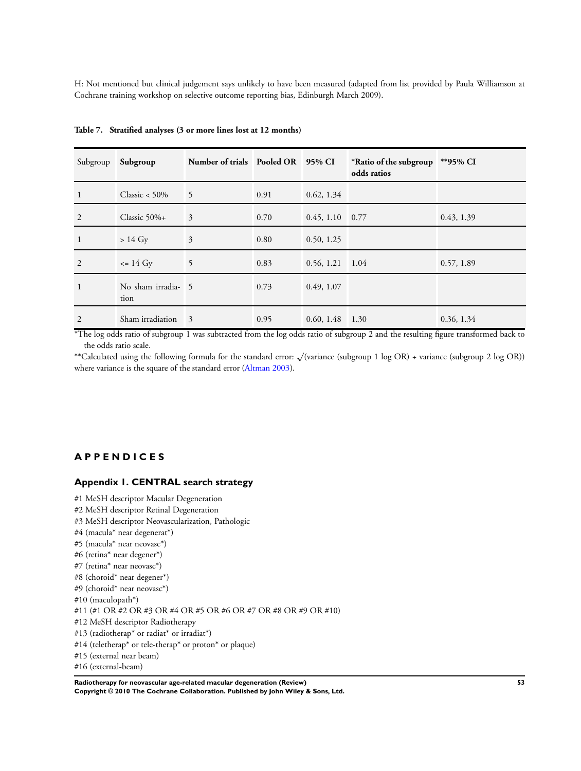H: Not mentioned but clinical judgement says unlikely to have been measured (adapted from list provided by Paula Williamson at Cochrane training workshop on selective outcome reporting bias, Edinburgh March 2009).

**Table 7. Stratified analyses (3 or more lines lost at 12 months)**

| Subgroup | **Subgroup** | **Number of trials** | **Pooled OR** | **95% CI** | ***Ratio of the subgroup odds ratios** | ****95% CI** |
|---|---|---|---|---|---|---|
| 1 | Classic < 50% | 5 | 0.91 | 0.62, 1.34 | | |
| 2 | Classic 50%+ | 3 | 0.70 | 0.45, 1.10 | 0.77 | 0.43, 1.39 |
| 1 | > 14 Gy | 3 | 0.80 | 0.50, 1.25 | | |
| 2 | <= 14 Gy | 5 | 0.83 | 0.56, 1.21 | 1.04 | 0.57, 1.89 |
| 1 | No sham irradiation | 5 | 0.73 | 0.49, 1.07 | | |
| 2 | Sham irradiation | 3 | 0.95 | 0.60, 1.48 | 1.30 | 0.36, 1.34 |

*The log odds ratio of subgroup 1 was subtracted from the log odds ratio of subgroup 2 and the resulting figure transformed back to the odds ratio scale.

**Calculated using the following formula for the standard error: √(variance (subgroup 1 log OR) + variance (subgroup 2 log OR)) where variance is the square of the standard error (Altman 2003).

# APPENDICES

## Appendix 1. CENTRAL search strategy

#1 MeSH descriptor Macular Degeneration
#2 MeSH descriptor Retinal Degeneration
#3 MeSH descriptor Neovascularization, Pathologic
#4 (macula* near degenerat*)
#5 (macula* near neovasc*)
#6 (retina* near degener*)
#7 (retina* near neovasc*)
#8 (choroid* near degener*)
#9 (choroid* near neovasc*)
#10 (maculopath*)
#11 (#1 OR #2 OR #3 OR #4 OR #5 OR #6 OR #7 OR #8 OR #9 OR #10)
#12 MeSH descriptor Radiotherapy
#13 (radiotherap* or radiat* or irradiat*)
#14 (teletherap* or tele-therap* or proton* or plaque)
#15 (external near beam)
#16 (external-beam)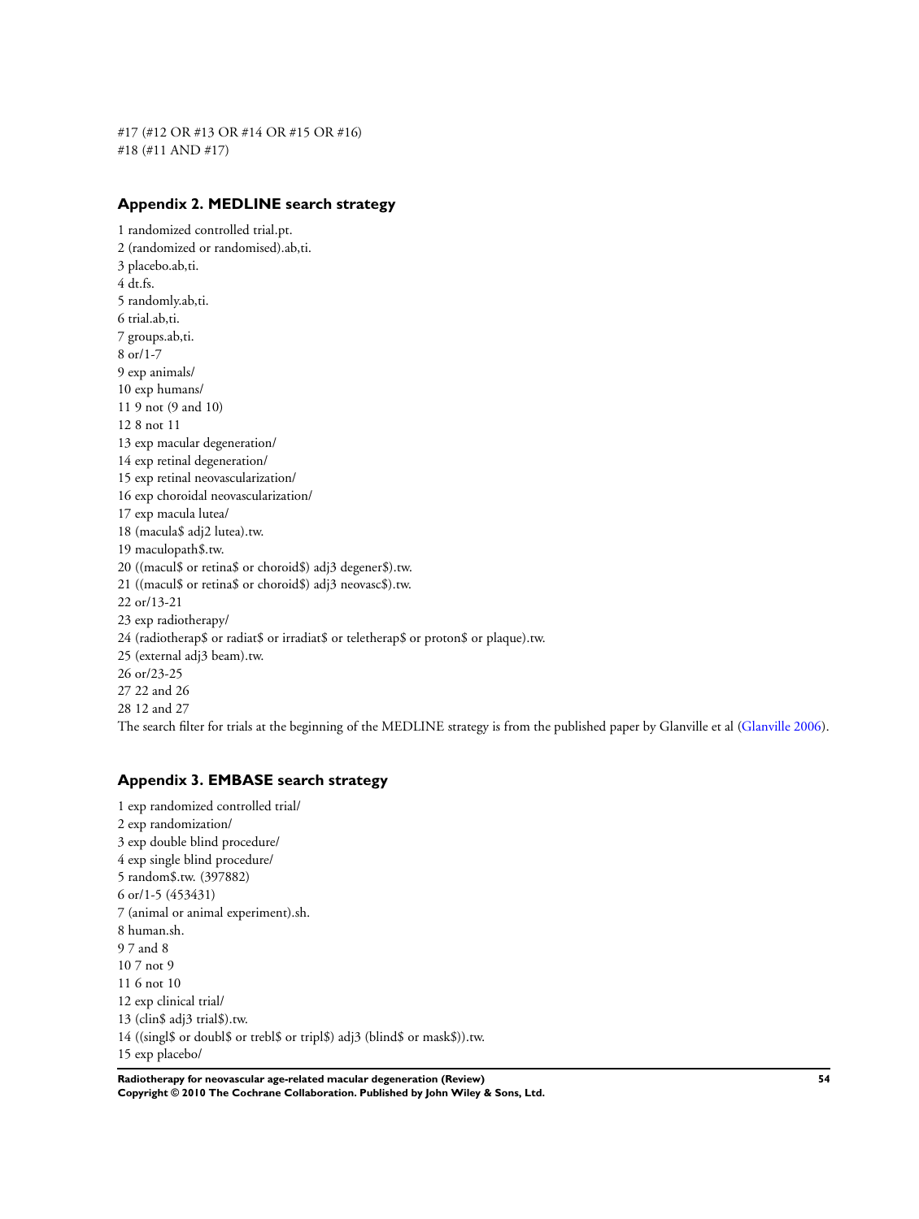#17 (#12 OR #13 OR #14 OR #15 OR #16)
#18 (#11 AND #17)

### Appendix 2. MEDLINE search strategy

1 randomized controlled trial.pt.
2 (randomized or randomised).ab,ti.
3 placebo.ab,ti.
4 dt.fs.
5 randomly.ab,ti.
6 trial.ab,ti.
7 groups.ab,ti.
8 or/1-7
9 exp animals/
10 exp humans/
11 9 not (9 and 10)
12 8 not 11
13 exp macular degeneration/
14 exp retinal degeneration/
15 exp retinal neovascularization/
16 exp choroidal neovascularization/
17 exp macula lutea/
18 (macula$ adj2 lutea).tw.
19 maculopath$.tw.
20 ((macul$ or retina$ or choroid$) adj3 degener$).tw.
21 ((macul$ or retina$ or choroid$) adj3 neovasc$).tw.
22 or/13-21
23 exp radiotherapy/
24 (radiotherap$ or radiat$ or irradiat$ or teletherap$ or proton$ or plaque).tw.
25 (external adj3 beam).tw.
26 or/23-25
27 22 and 26
28 12 and 27
The search filter for trials at the beginning of the MEDLINE strategy is from the published paper by Glanville et al (Glanville 2006).

### Appendix 3. EMBASE search strategy

1 exp randomized controlled trial/
2 exp randomization/
3 exp double blind procedure/
4 exp single blind procedure/
5 random$.tw. (397882)
6 or/1-5 (453431)
7 (animal or animal experiment).sh.
8 human.sh.
9 7 and 8
10 7 not 9
11 6 not 10
12 exp clinical trial/
13 (clin$ adj3 trial$).tw.
14 ((singl$ or doubl$ or trebl$ or tripl$) adj3 (blind$ or mask$)).tw.
15 exp placebo/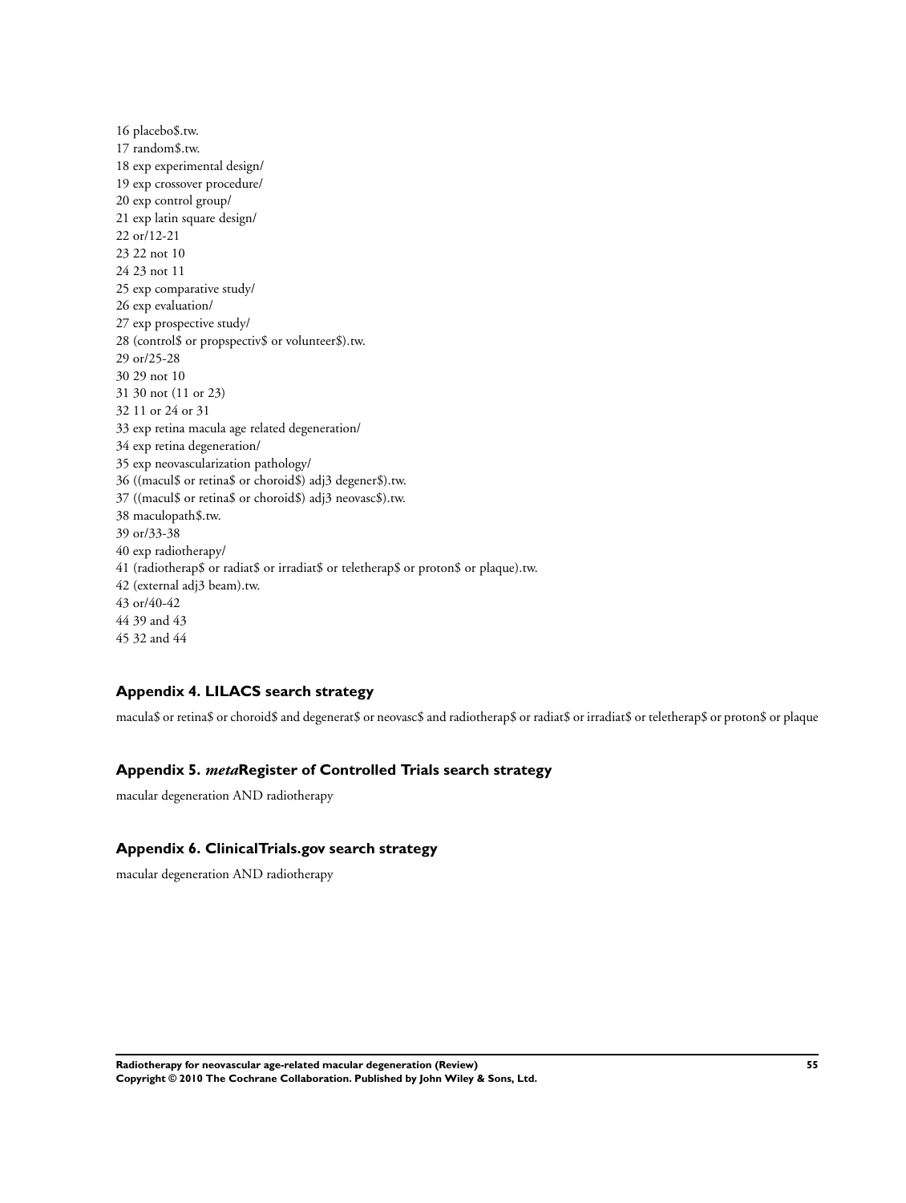16 placebo$.tw.
17 random$.tw.
18 exp experimental design/
19 exp crossover procedure/
20 exp control group/
21 exp latin square design/
22 or/12-21
23 22 not 10
24 23 not 11
25 exp comparative study/
26 exp evaluation/
27 exp prospective study/
28 (control$ or propspectiv$ or volunteer$).tw.
29 or/25-28
30 29 not 10
31 30 not (11 or 23)
32 11 or 24 or 31
33 exp retina macula age related degeneration/
34 exp retina degeneration/
35 exp neovascularization pathology/
36 ((macul$ or retina$ or choroid$) adj3 degener$).tw.
37 ((macul$ or retina$ or choroid$) adj3 neovasc$).tw.
38 maculopath$.tw.
39 or/33-38
40 exp radiotherapy/
41 (radiotherap$ or radiat$ or irradiat$ or teletherap$ or proton$ or plaque).tw.
42 (external adj3 beam).tw.
43 or/40-42
44 39 and 43
45 32 and 44

### Appendix 4. LILACS search strategy

macula$ or retina$ or choroid$ and degenerat$ or neovasc$ and radiotherap$ or radiat$ or irradiat$ or teletherap$ or proton$ or plaque

### Appendix 5. *meta*Register of Controlled Trials search strategy

macular degeneration AND radiotherapy

### Appendix 6. ClinicalTrials.gov search strategy

macular degeneration AND radiotherapy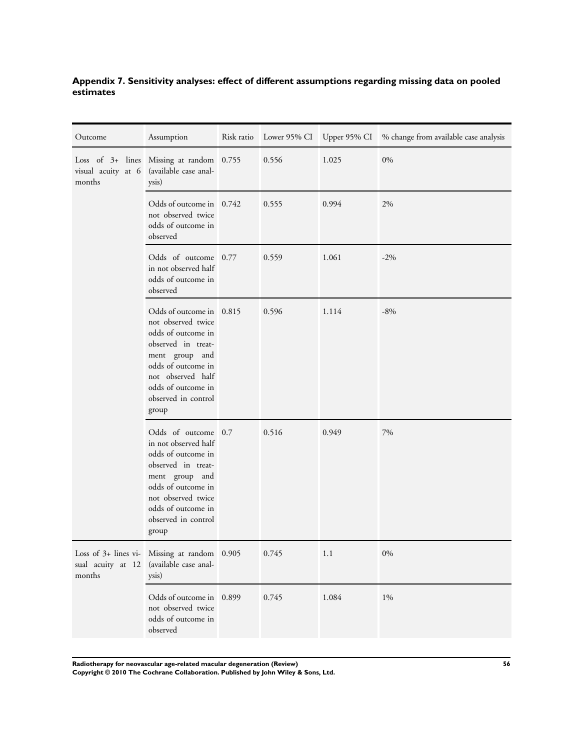## Appendix 7. Sensitivity analyses: effect of different assumptions regarding missing data on pooled estimates

| Outcome | Assumption | Risk ratio | Lower 95% CI | Upper 95% CI | % change from available case analysis |
|---|---|---|---|---|---|
| Loss of 3+ lines visual acuity at 6 months | Missing at random (available case analysis) | 0.755 | 0.556 | 1.025 | 0% |
| | Odds of outcome in not observed twice odds of outcome in observed | 0.742 | 0.555 | 0.994 | 2% |
| | Odds of outcome in not observed half odds of outcome in observed | 0.77 | 0.559 | 1.061 | -2% |
| | Odds of outcome in not observed twice odds of outcome in observed in treatment group and odds of outcome in not observed half odds of outcome in observed in control group | 0.815 | 0.596 | 1.114 | -8% |
| | Odds of outcome in not observed half odds of outcome in observed in treatment group and odds of outcome in not observed twice odds of outcome in observed in control group | 0.7 | 0.516 | 0.949 | 7% |
| Loss of 3+ lines visual acuity at 12 months | Missing at random (available case analysis) | 0.905 | 0.745 | 1.1 | 0% |
| | Odds of outcome in not observed twice odds of outcome in observed | 0.899 | 0.745 | 1.084 | 1% |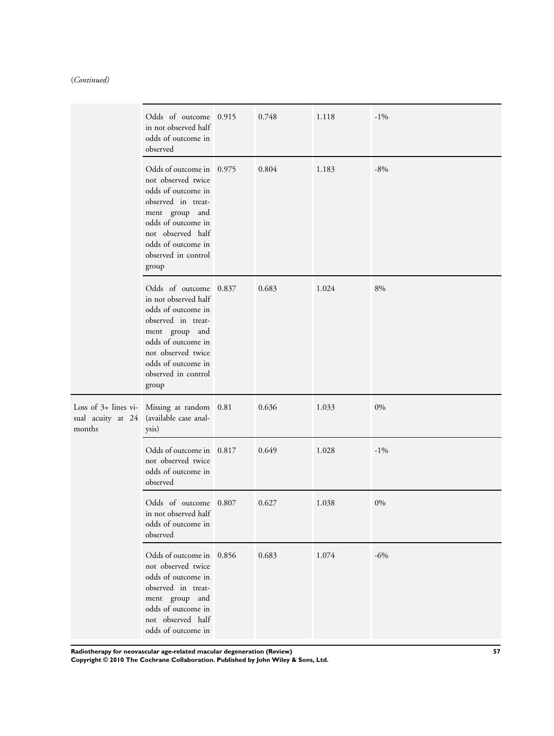(*Continued*)

| | | | | | |
|---|---|---|---|---|---|
| | Odds of outcome in not observed half odds of outcome in observed | 0.915 | 0.748 | 1.118 | -1% |
| | Odds of outcome in not observed twice odds of outcome in observed in treatment group and odds of outcome in not observed half odds of outcome in observed in control group | 0.975 | 0.804 | 1.183 | -8% |
| | Odds of outcome in not observed half odds of outcome in observed in treatment group and odds of outcome in not observed twice odds of outcome in observed in control group | 0.837 | 0.683 | 1.024 | 8% |
| Loss of 3+ lines visual acuity at 24 months | Missing at random (available case analysis) | 0.81 | 0.636 | 1.033 | 0% |
| | Odds of outcome in not observed twice odds of outcome in observed | 0.817 | 0.649 | 1.028 | -1% |
| | Odds of outcome in not observed half odds of outcome in observed | 0.807 | 0.627 | 1.038 | 0% |
| | Odds of outcome in not observed twice odds of outcome in observed in treatment group and odds of outcome in not observed half odds of outcome in | 0.856 | 0.683 | 1.074 | -6% |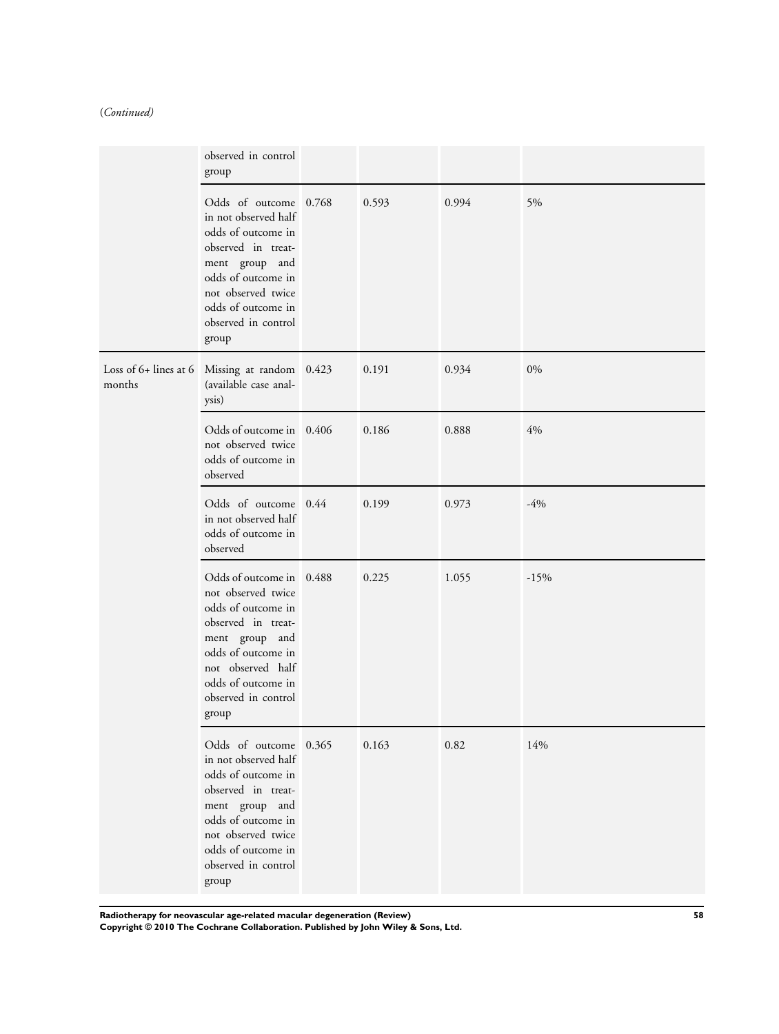(*Continued*)

| | | | | | |
|---|---|---|---|---|---|
| | observed in control group | | | | |
| | Odds of outcome in not observed half odds of outcome in observed in treatment group and odds of outcome in not observed twice odds of outcome in observed in control group | 0.768 | 0.593 | 0.994 | 5% |
| Loss of 6+ lines at 6 months | Missing at random (available case analysis) | 0.423 | 0.191 | 0.934 | 0% |
| | Odds of outcome in not observed twice odds of outcome in observed | 0.406 | 0.186 | 0.888 | 4% |
| | Odds of outcome in not observed half odds of outcome in observed | 0.44 | 0.199 | 0.973 | -4% |
| | Odds of outcome in not observed twice odds of outcome in observed in treatment group and odds of outcome in not observed half odds of outcome in observed in control group | 0.488 | 0.225 | 1.055 | -15% |
| | Odds of outcome in not observed half odds of outcome in observed in treatment group and odds of outcome in not observed twice odds of outcome in observed in control group | 0.365 | 0.163 | 0.82 | 14% |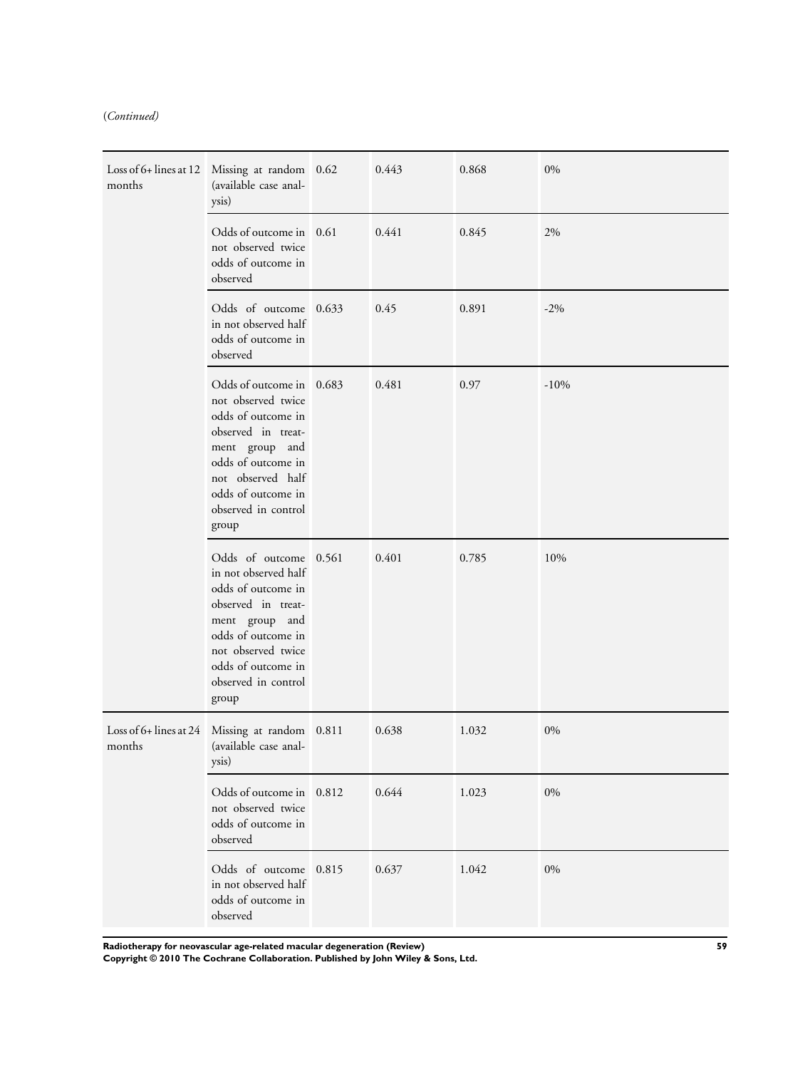(*Continued*)

| | | | | | |
|---|---|---|---|---|---|
| Loss of 6+ lines at 12 months | Missing at random (available case analysis) | 0.62 | 0.443 | 0.868 | 0% |
| | Odds of outcome in not observed twice odds of outcome in observed | 0.61 | 0.441 | 0.845 | 2% |
| | Odds of outcome in not observed half odds of outcome in observed | 0.633 | 0.45 | 0.891 | -2% |
| | Odds of outcome in not observed twice odds of outcome in observed in treatment group and odds of outcome in not observed half odds of outcome in observed in control group | 0.683 | 0.481 | 0.97 | -10% |
| | Odds of outcome in not observed half odds of outcome in observed in treatment group and odds of outcome in not observed twice odds of outcome in observed in control group | 0.561 | 0.401 | 0.785 | 10% |
| Loss of 6+ lines at 24 months | Missing at random (available case analysis) | 0.811 | 0.638 | 1.032 | 0% |
| | Odds of outcome in not observed twice odds of outcome in observed | 0.812 | 0.644 | 1.023 | 0% |
| | Odds of outcome in not observed half odds of outcome in observed | 0.815 | 0.637 | 1.042 | 0% |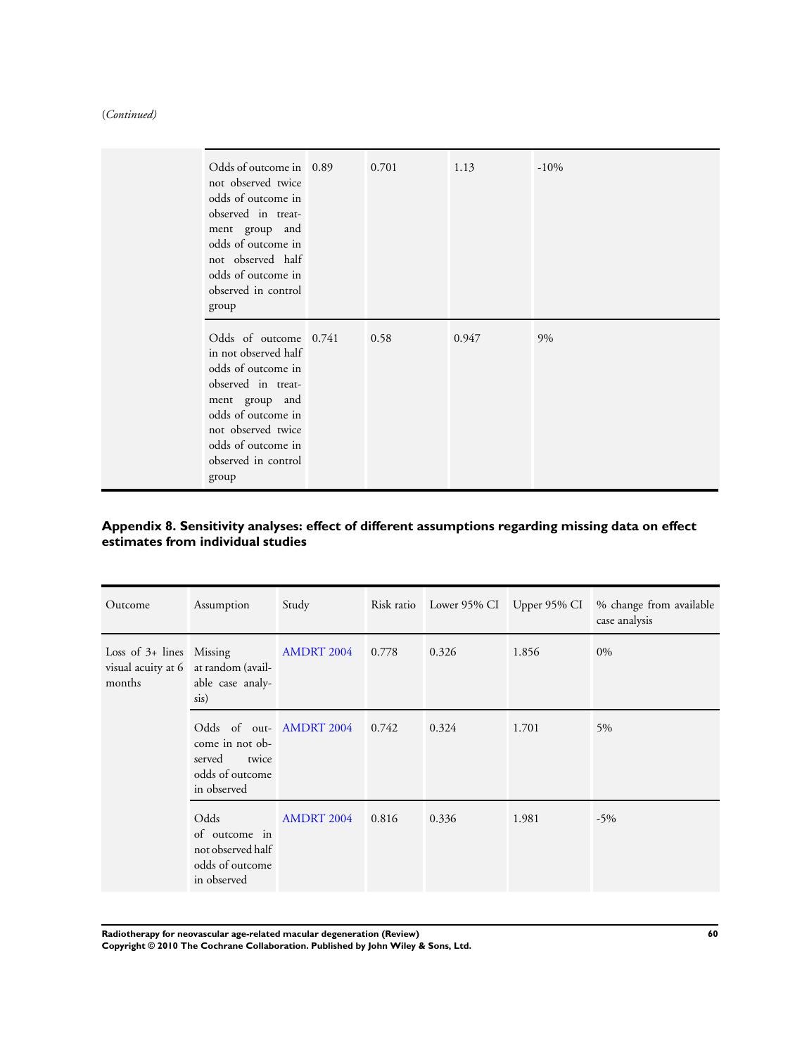(*Continued*)

| | | | | | |
|---|---|---|---|---|---|
| | Odds of outcome in not observed twice odds of outcome in observed in treatment group and odds of outcome in not observed half odds of outcome in observed in control group | 0.89 | 0.701 | 1.13 | -10% |
| | Odds of outcome in not observed half odds of outcome in observed in treatment group and odds of outcome in not observed twice odds of outcome in observed in control group | 0.741 | 0.58 | 0.947 | 9% |

### Appendix 8. Sensitivity analyses: effect of different assumptions regarding missing data on effect estimates from individual studies

| Outcome | Assumption | Study | Risk ratio | Lower 95% CI | Upper 95% CI | % change from available case analysis |
|---|---|---|---|---|---|---|
| Loss of 3+ lines visual acuity at 6 months | Missing at random (available case analysis) | AMDRT 2004 | 0.778 | 0.326 | 1.856 | 0% |
| | Odds of outcome in not observed twice odds of outcome in observed | AMDRT 2004 | 0.742 | 0.324 | 1.701 | 5% |
| | Odds of outcome in not observed half odds of outcome in observed | AMDRT 2004 | 0.816 | 0.336 | 1.981 | -5% |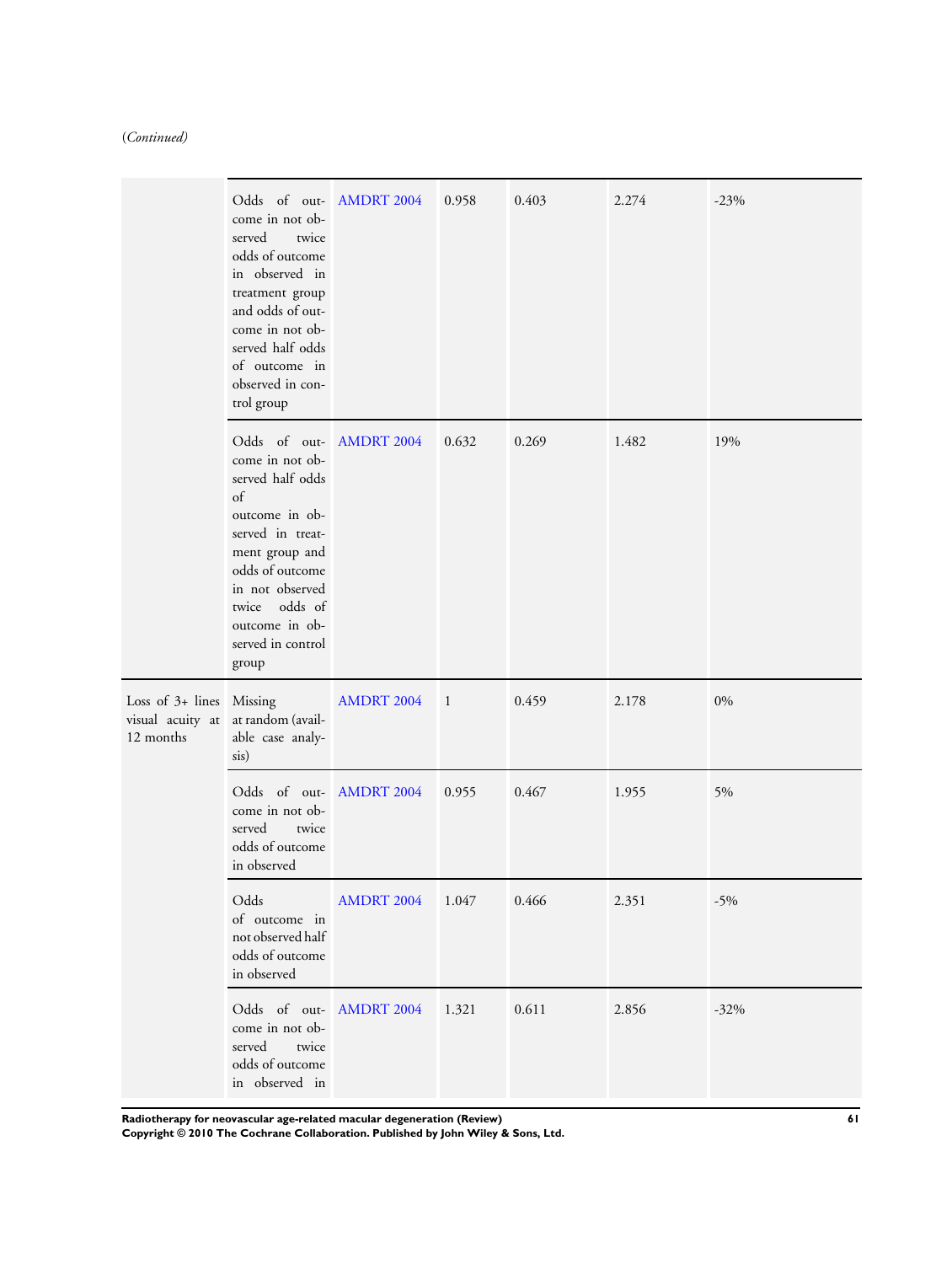(*Continued*)

| | | | | | | |
|---|---|---|---|---|---|---|
| | Odds of outcome in not observed twice odds of outcome in observed in treatment group and odds of outcome in not observed half odds of outcome in observed in control group | AMDRT 2004 | 0.958 | 0.403 | 2.274 | -23% |
| | Odds of outcome in not observed half odds of outcome in observed in treatment group and odds of outcome in not observed twice odds of outcome in observed in control group | AMDRT 2004 | 0.632 | 0.269 | 1.482 | 19% |
| Loss of 3+ lines visual acuity at 12 months | Missing at random (available case analysis) | AMDRT 2004 | 1 | 0.459 | 2.178 | 0% |
| | Odds of outcome in not observed twice odds of outcome in observed | AMDRT 2004 | 0.955 | 0.467 | 1.955 | 5% |
| | Odds of outcome in not observed half odds of outcome in observed | AMDRT 2004 | 1.047 | 0.466 | 2.351 | -5% |
| | Odds of outcome in not observed twice odds of outcome in observed in | AMDRT 2004 | 1.321 | 0.611 | 2.856 | -32% |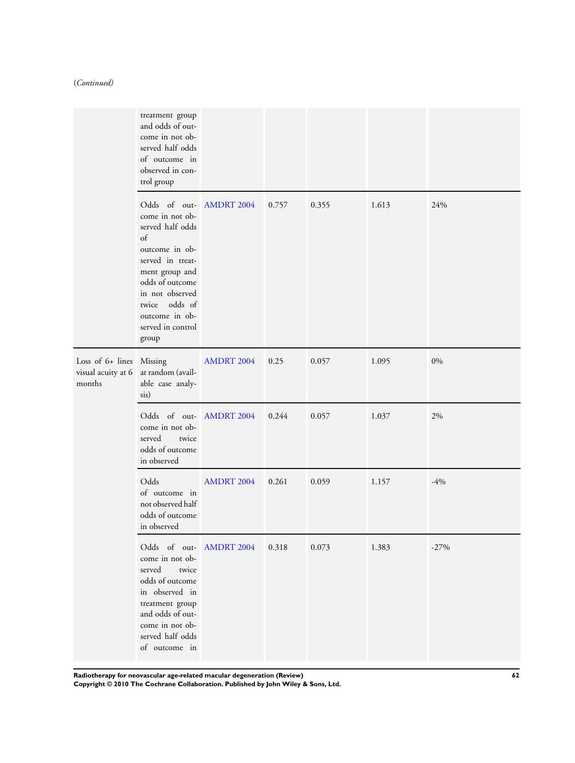(Continued)

| | | | | | | |
|---|---|---|---|---|---|---|
| | treatment group and odds of outcome in not observed half odds of outcome in observed in control group | | | | | |
| | Odds of outcome in not observed half odds of outcome in observed in treatment group and odds of outcome in not observed twice odds of outcome in observed in control group | AMDRT 2004 | 0.757 | 0.355 | 1.613 | 24% |
| Loss of 6+ lines visual acuity at 6 months | Missing at random (available case analysis) | AMDRT 2004 | 0.25 | 0.057 | 1.095 | 0% |
| | Odds of outcome in not observed twice odds of outcome in observed | AMDRT 2004 | 0.244 | 0.057 | 1.037 | 2% |
| | Odds of outcome in not observed half odds of outcome in observed | AMDRT 2004 | 0.261 | 0.059 | 1.157 | -4% |
| | Odds of outcome in not observed twice odds of outcome in observed in treatment group and odds of outcome in not observed half odds of outcome in | AMDRT 2004 | 0.318 | 0.073 | 1.383 | -27% |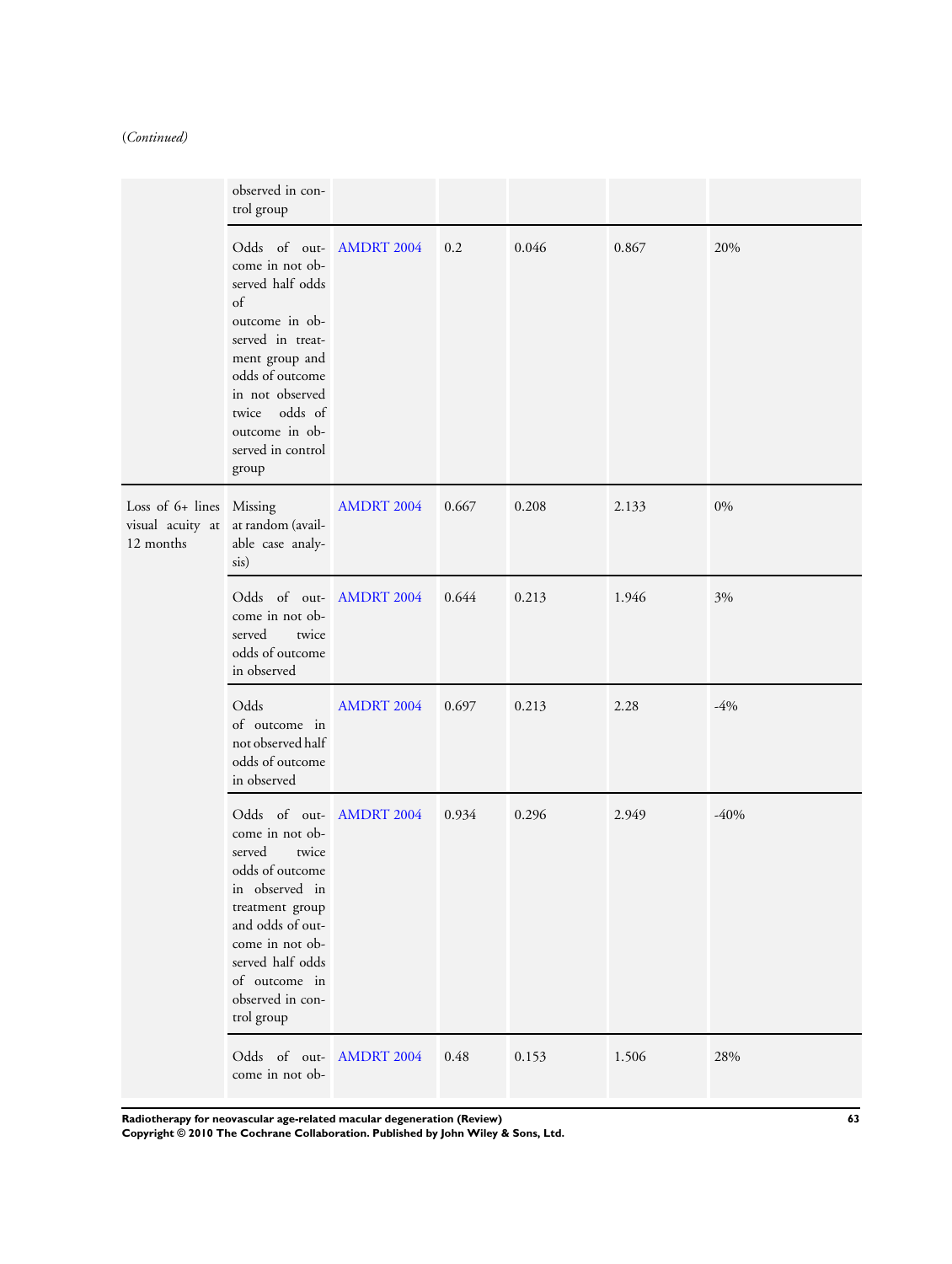*(Continued)*

| | | | | | | |
|---|---|---|---|---|---|---|
| | observed in control group | | | | | |
| | Odds of outcome in not observed half odds of outcome in observed in treatment group and odds of outcome in not observed twice odds of outcome in observed in control group | AMDRT 2004 | 0.2 | 0.046 | 0.867 | 20% |
| Loss of 6+ lines visual acuity at 12 months | Missing at random (available case analysis) | AMDRT 2004 | 0.667 | 0.208 | 2.133 | 0% |
| | Odds of outcome in not observed twice odds of outcome in observed | AMDRT 2004 | 0.644 | 0.213 | 1.946 | 3% |
| | Odds of outcome in not observed half odds of outcome in observed | AMDRT 2004 | 0.697 | 0.213 | 2.28 | -4% |
| | Odds of outcome in not observed twice odds of outcome in observed in treatment group and odds of outcome in not observed half odds of outcome in observed in control group | AMDRT 2004 | 0.934 | 0.296 | 2.949 | -40% |
| | Odds of outcome in not ob- | AMDRT 2004 | 0.48 | 0.153 | 1.506 | 28% |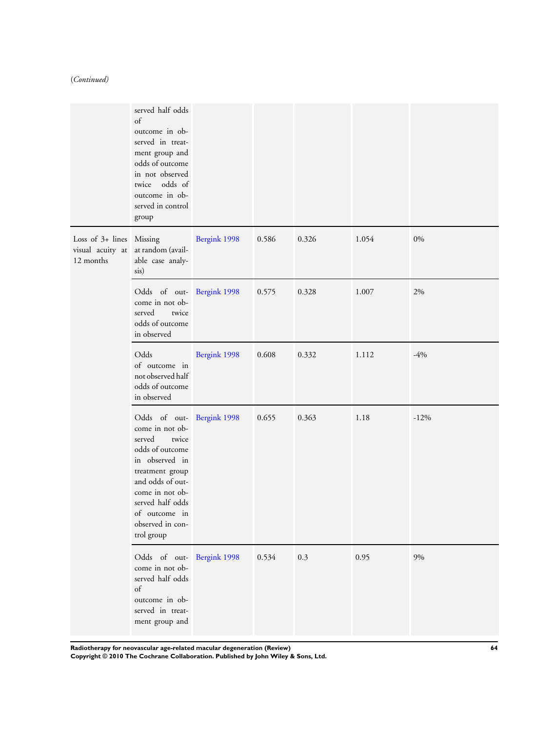(*Continued*)

| | | | | | | |
|---|---|---|---|---|---|---|
| | served half odds of outcome in observed in treatment group and odds of outcome in not observed twice odds of outcome in observed in control group | | | | | |
| Loss of 3+ lines visual acuity at 12 months | Missing at random (available case analysis) | Bergink 1998 | 0.586 | 0.326 | 1.054 | 0% |
| | Odds of outcome in not observed twice odds of outcome in observed | Bergink 1998 | 0.575 | 0.328 | 1.007 | 2% |
| | Odds of outcome in not observed half odds of outcome in observed | Bergink 1998 | 0.608 | 0.332 | 1.112 | -4% |
| | Odds of outcome in not observed twice odds of outcome in observed in treatment group and odds of outcome in not observed half odds of outcome in observed in control group | Bergink 1998 | 0.655 | 0.363 | 1.18 | -12% |
| | Odds of outcome in not observed half odds of outcome in observed in treatment group and | Bergink 1998 | 0.534 | 0.3 | 0.95 | 9% |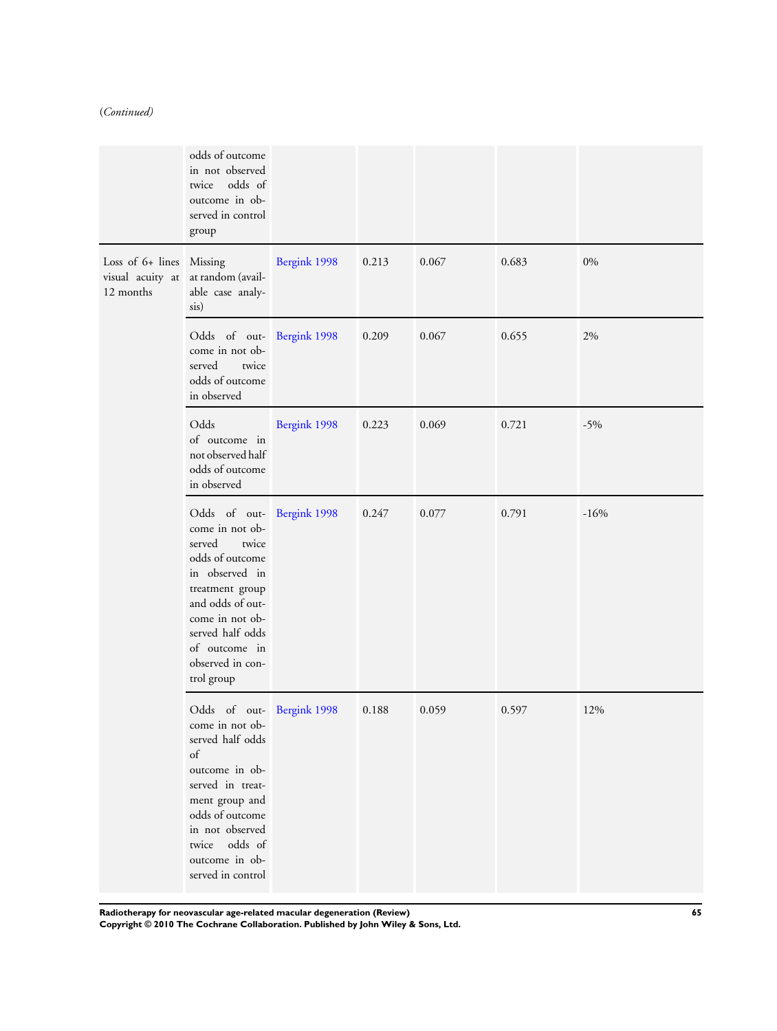(*Continued*)

| | | | | | | |
|---|---|---|---|---|---|---|
| | odds of outcome in not observed twice odds of outcome in observed in control group | | | | | |
| Loss of 6+ lines visual acuity at 12 months | Missing at random (available case analysis) | Bergink 1998 | 0.213 | 0.067 | 0.683 | 0% |
| | Odds of outcome in not observed twice odds of outcome in observed | Bergink 1998 | 0.209 | 0.067 | 0.655 | 2% |
| | Odds of outcome in not observed half odds of outcome in observed | Bergink 1998 | 0.223 | 0.069 | 0.721 | -5% |
| | Odds of outcome in not observed twice odds of outcome in observed in treatment group and odds of outcome in not observed half odds of outcome in observed in control group | Bergink 1998 | 0.247 | 0.077 | 0.791 | -16% |
| | Odds of outcome in not observed half odds of outcome in observed in treatment group and odds of outcome in not observed twice odds of outcome in observed in control | Bergink 1998 | 0.188 | 0.059 | 0.597 | 12% |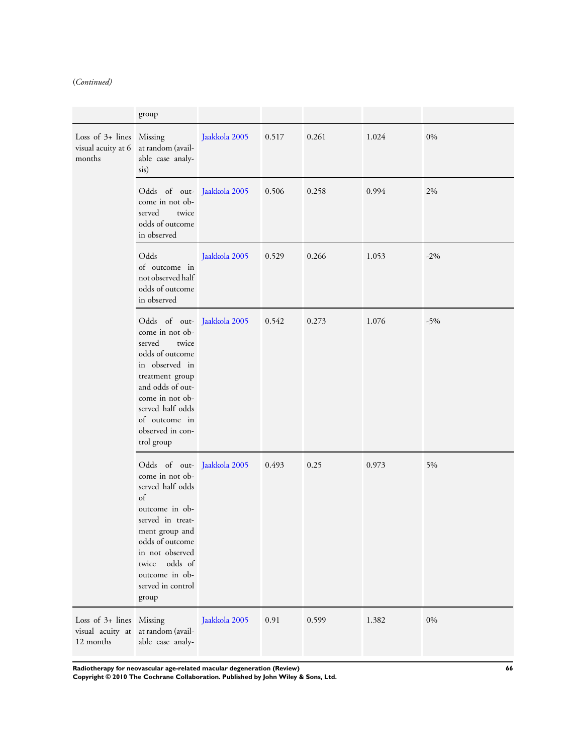(*Continued*)

| | | | | | | |
|---|---|---|---|---|---|---|
| | group | | | | | |
| Loss of 3+ lines visual acuity at 6 months | Missing at random (available case analysis) | Jaakkola 2005 | 0.517 | 0.261 | 1.024 | 0% |
| | Odds of outcome in not observed twice odds of outcome in observed | Jaakkola 2005 | 0.506 | 0.258 | 0.994 | 2% |
| | Odds of outcome in not observed half odds of outcome in observed | Jaakkola 2005 | 0.529 | 0.266 | 1.053 | -2% |
| | Odds of outcome in not observed twice odds of outcome in observed in treatment group and odds of outcome in not observed half odds of outcome in observed in control group | Jaakkola 2005 | 0.542 | 0.273 | 1.076 | -5% |
| | Odds of outcome in not observed half odds of outcome in observed in treatment group and odds of outcome in not observed twice odds of outcome in observed in control group | Jaakkola 2005 | 0.493 | 0.25 | 0.973 | 5% |
| Loss of 3+ lines visual acuity at 12 months | Missing at random (available case analy- | Jaakkola 2005 | 0.91 | 0.599 | 1.382 | 0% |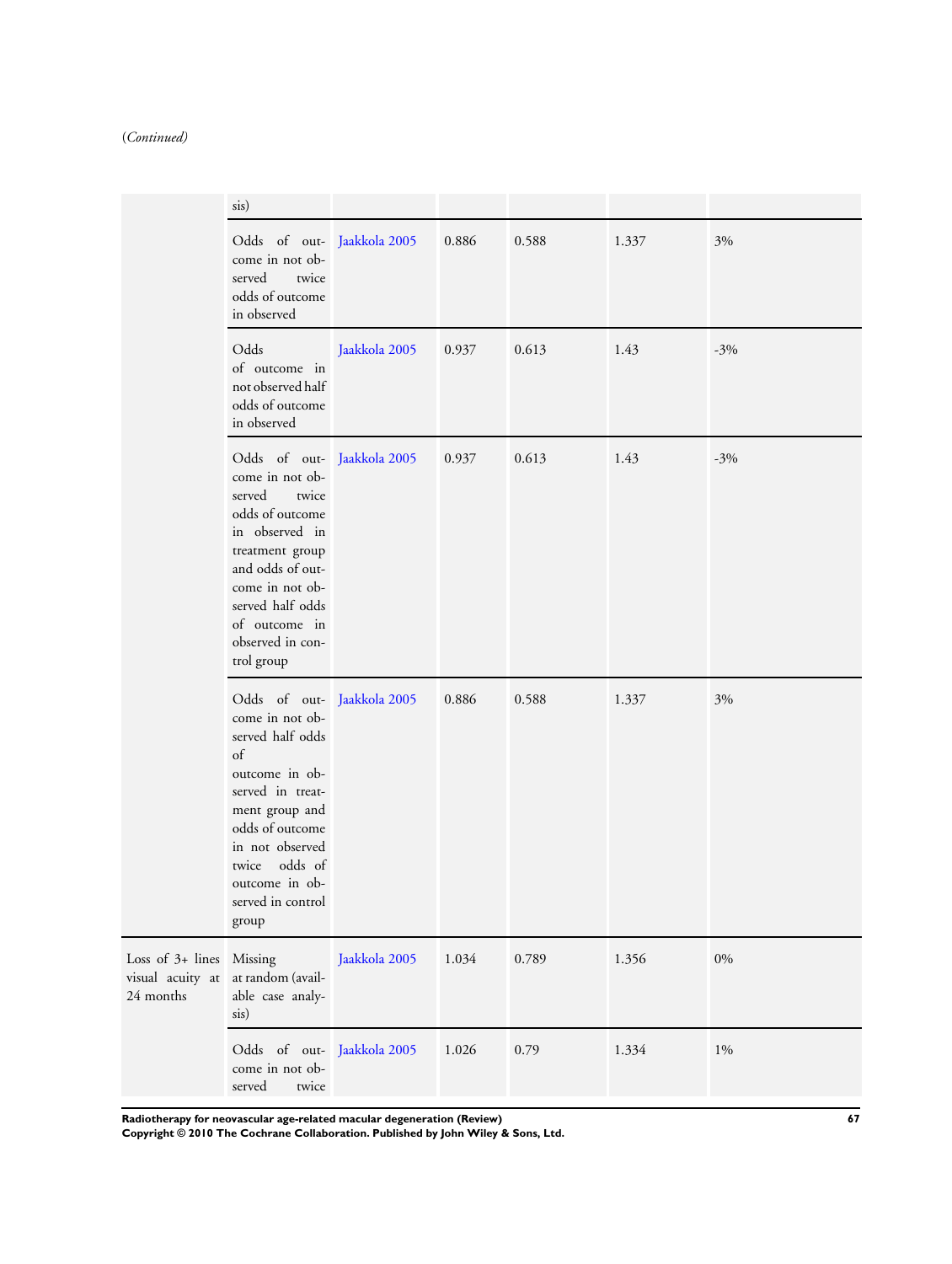(*Continued*)

| | | | | | | |
|---|---|---|---|---|---|---|
| | sis) | | | | | |
| | Odds of outcome in not observed twice odds of outcome in observed | Jaakkola 2005 | 0.886 | 0.588 | 1.337 | 3% |
| | Odds of outcome in not observed half odds of outcome in observed | Jaakkola 2005 | 0.937 | 0.613 | 1.43 | -3% |
| | Odds of outcome in not observed twice odds of outcome in observed in treatment group and odds of outcome in not observed half odds of outcome in observed in control group | Jaakkola 2005 | 0.937 | 0.613 | 1.43 | -3% |
| | Odds of outcome in not observed half odds of outcome in observed in treatment group and odds of outcome in not observed twice odds of outcome in observed in control group | Jaakkola 2005 | 0.886 | 0.588 | 1.337 | 3% |
| Loss of 3+ lines visual acuity at 24 months | Missing at random (available case analysis) | Jaakkola 2005 | 1.034 | 0.789 | 1.356 | 0% |
| | Odds of outcome in not observed twice | Jaakkola 2005 | 1.026 | 0.79 | 1.334 | 1% |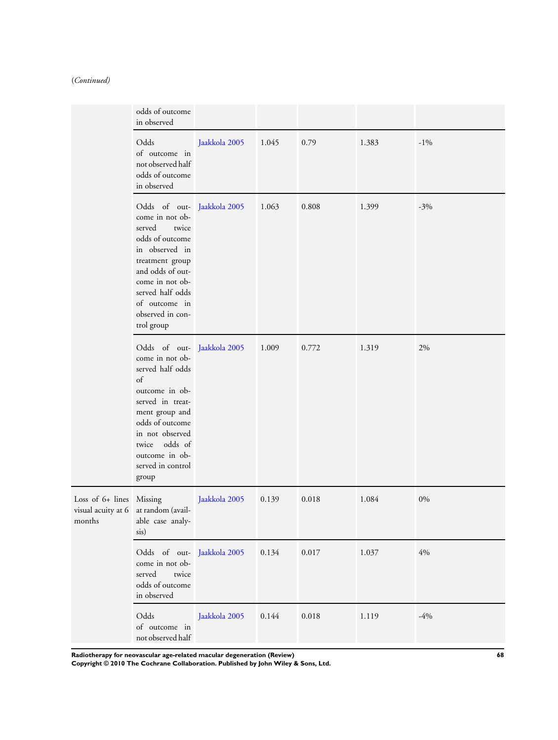(*Continued*)

| | | | | | | |
|---|---|---|---|---|---|---|
| | odds of outcome in observed | | | | | |
| | Odds of outcome in not observed half odds of outcome in observed | Jaakkola 2005 | 1.045 | 0.79 | 1.383 | -1% |
| | Odds of outcome in not observed twice odds of outcome in observed in treatment group and odds of outcome in not observed half odds of outcome in observed in control group | Jaakkola 2005 | 1.063 | 0.808 | 1.399 | -3% |
| | Odds of outcome in not observed half odds of outcome in observed in treatment group and odds of outcome in not observed twice odds of outcome in observed in control group | Jaakkola 2005 | 1.009 | 0.772 | 1.319 | 2% |
| Loss of 6+ lines visual acuity at 6 months | Missing at random (available case analysis) | Jaakkola 2005 | 0.139 | 0.018 | 1.084 | 0% |
| | Odds of outcome in not observed twice odds of outcome in observed | Jaakkola 2005 | 0.134 | 0.017 | 1.037 | 4% |
| | Odds of outcome in not observed half | Jaakkola 2005 | 0.144 | 0.018 | 1.119 | -4% |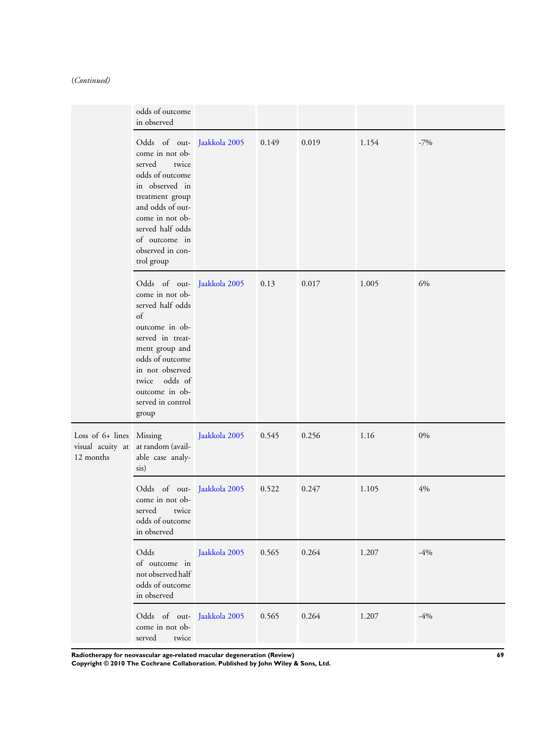(*Continued*)

| | | | | | | |
|---|---|---|---|---|---|---|
| | odds of outcome in observed | | | | | |
| | Odds of outcome in not observed twice odds of outcome in observed in treatment group and odds of outcome in not observed half odds of outcome in observed in control group | Jaakkola 2005 | 0.149 | 0.019 | 1.154 | -7% |
| | Odds of outcome in not observed half odds of outcome in observed in treatment group and odds of outcome in not observed twice odds of outcome in observed in control group | Jaakkola 2005 | 0.13 | 0.017 | 1.005 | 6% |
| Loss of 6+ lines visual acuity at 12 months | Missing at random (available case analysis) | Jaakkola 2005 | 0.545 | 0.256 | 1.16 | 0% |
| | Odds of outcome in not observed twice odds of outcome in observed | Jaakkola 2005 | 0.522 | 0.247 | 1.105 | 4% |
| | Odds of outcome in not observed half odds of outcome in observed | Jaakkola 2005 | 0.565 | 0.264 | 1.207 | -4% |
| | Odds of outcome in not observed twice | Jaakkola 2005 | 0.565 | 0.264 | 1.207 | -4% |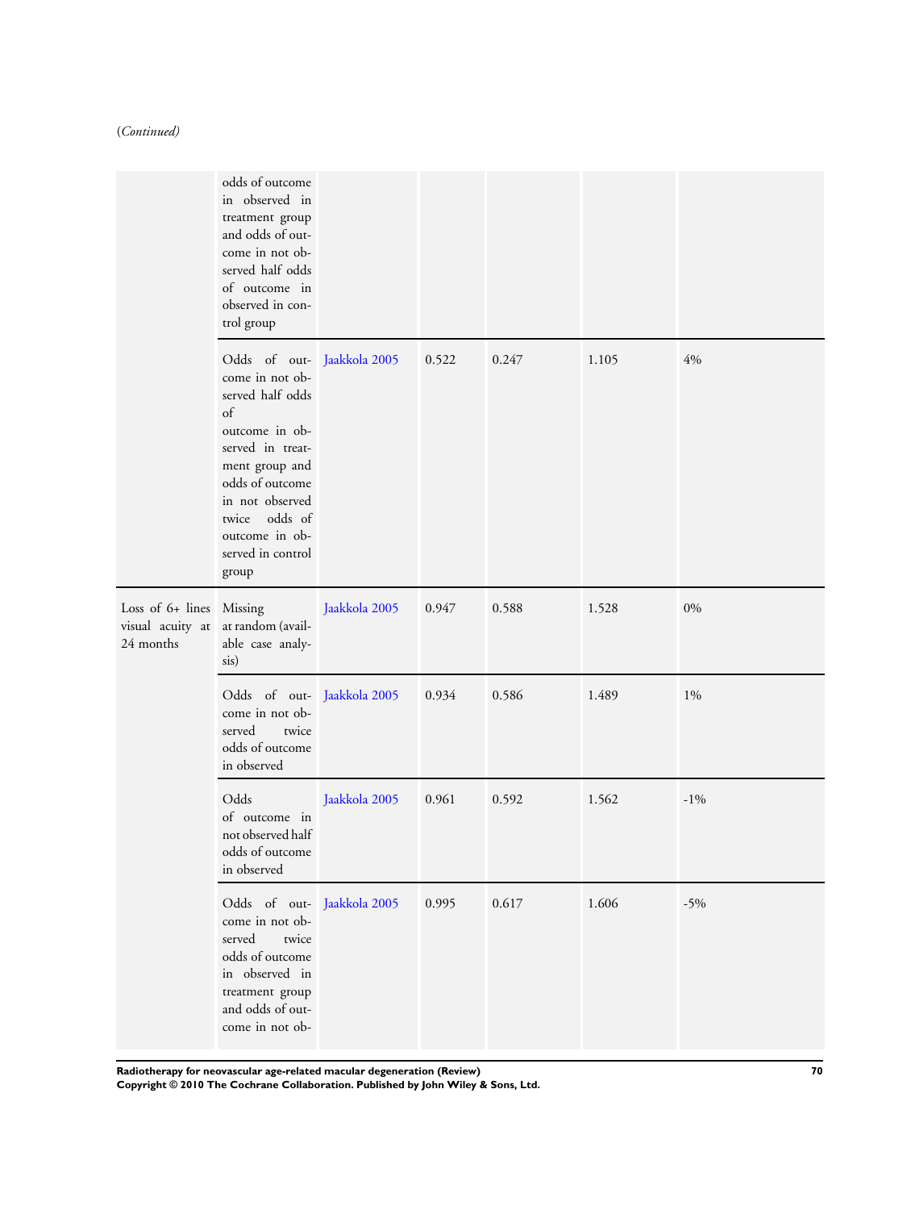*(Continued)*

| | | | | | | |
|---|---|---|---|---|---|---|
| | odds of outcome in observed in treatment group and odds of outcome in not observed half odds of outcome in observed in control group | | | | | |
| | Odds of outcome in not observed half odds of outcome in observed in treatment group and odds of outcome in not observed twice odds of outcome in observed in control group | Jaakkola 2005 | 0.522 | 0.247 | 1.105 | 4% |
| Loss of 6+ lines visual acuity at 24 months | Missing at random (available case analysis) | Jaakkola 2005 | 0.947 | 0.588 | 1.528 | 0% |
| | Odds of outcome in not observed twice odds of outcome in observed | Jaakkola 2005 | 0.934 | 0.586 | 1.489 | 1% |
| | Odds of outcome in not observed half odds of outcome in observed | Jaakkola 2005 | 0.961 | 0.592 | 1.562 | -1% |
| | Odds of outcome in not observed twice odds of outcome in observed in treatment group and odds of outcome in not ob- | Jaakkola 2005 | 0.995 | 0.617 | 1.606 | -5% |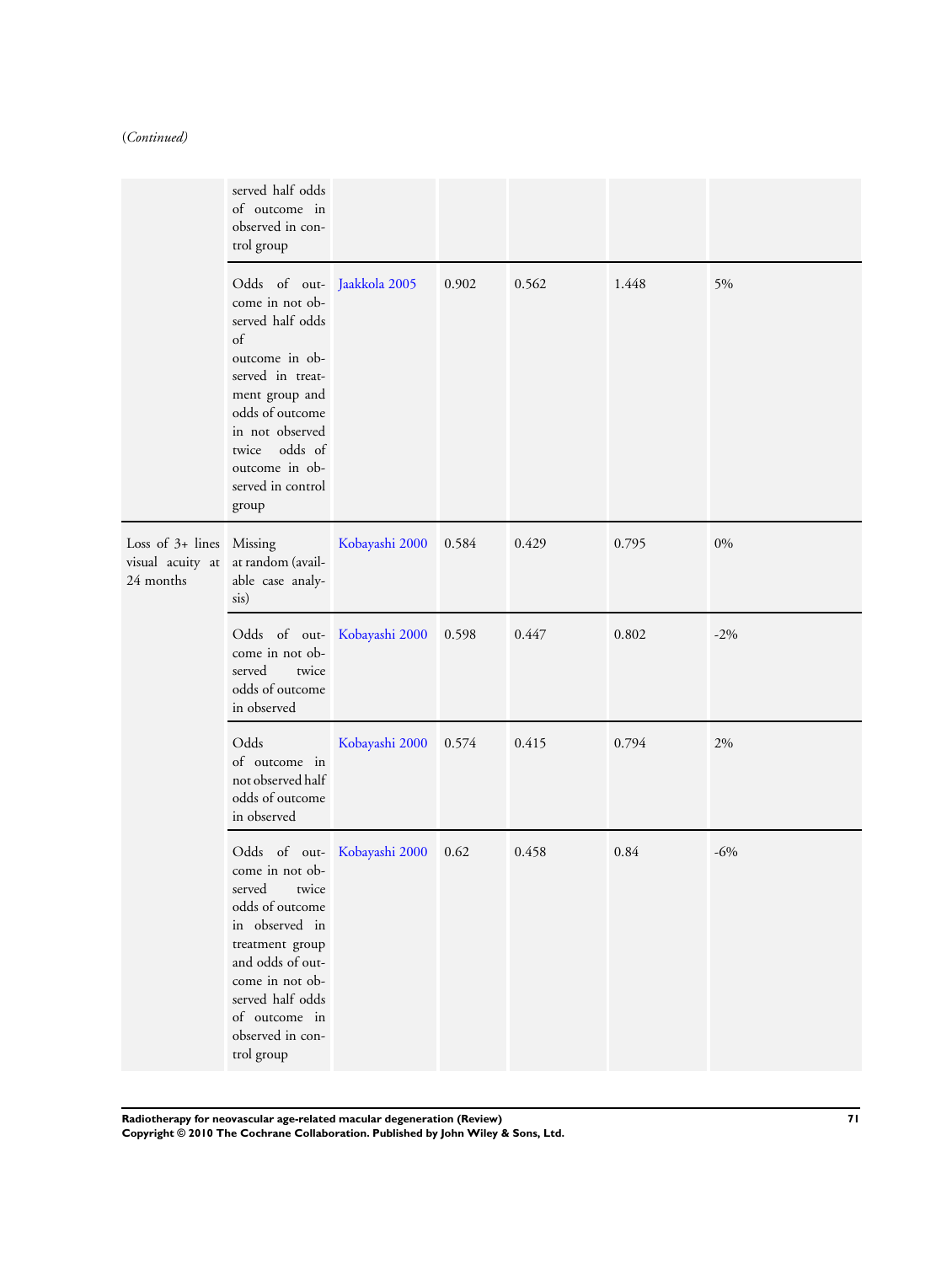(*Continued*)

| | | | | | | |
|---|---|---|---|---|---|---|
| | served half odds of outcome in observed in control group | | | | | |
| | Odds of outcome in not observed half odds of outcome in observed in treatment group and odds of outcome in not observed twice odds of outcome in observed in control group | Jaakkola 2005 | 0.902 | 0.562 | 1.448 | 5% |
| Loss of 3+ lines visual acuity at 24 months | Missing at random (available case analysis) | Kobayashi 2000 | 0.584 | 0.429 | 0.795 | 0% |
| | Odds of outcome in not observed twice odds of outcome in observed | Kobayashi 2000 | 0.598 | 0.447 | 0.802 | -2% |
| | Odds of outcome in not observed half odds of outcome in observed | Kobayashi 2000 | 0.574 | 0.415 | 0.794 | 2% |
| | Odds of outcome in not observed twice odds of outcome in observed in treatment group and odds of outcome in not observed half odds of outcome in observed in control group | Kobayashi 2000 | 0.62 | 0.458 | 0.84 | -6% |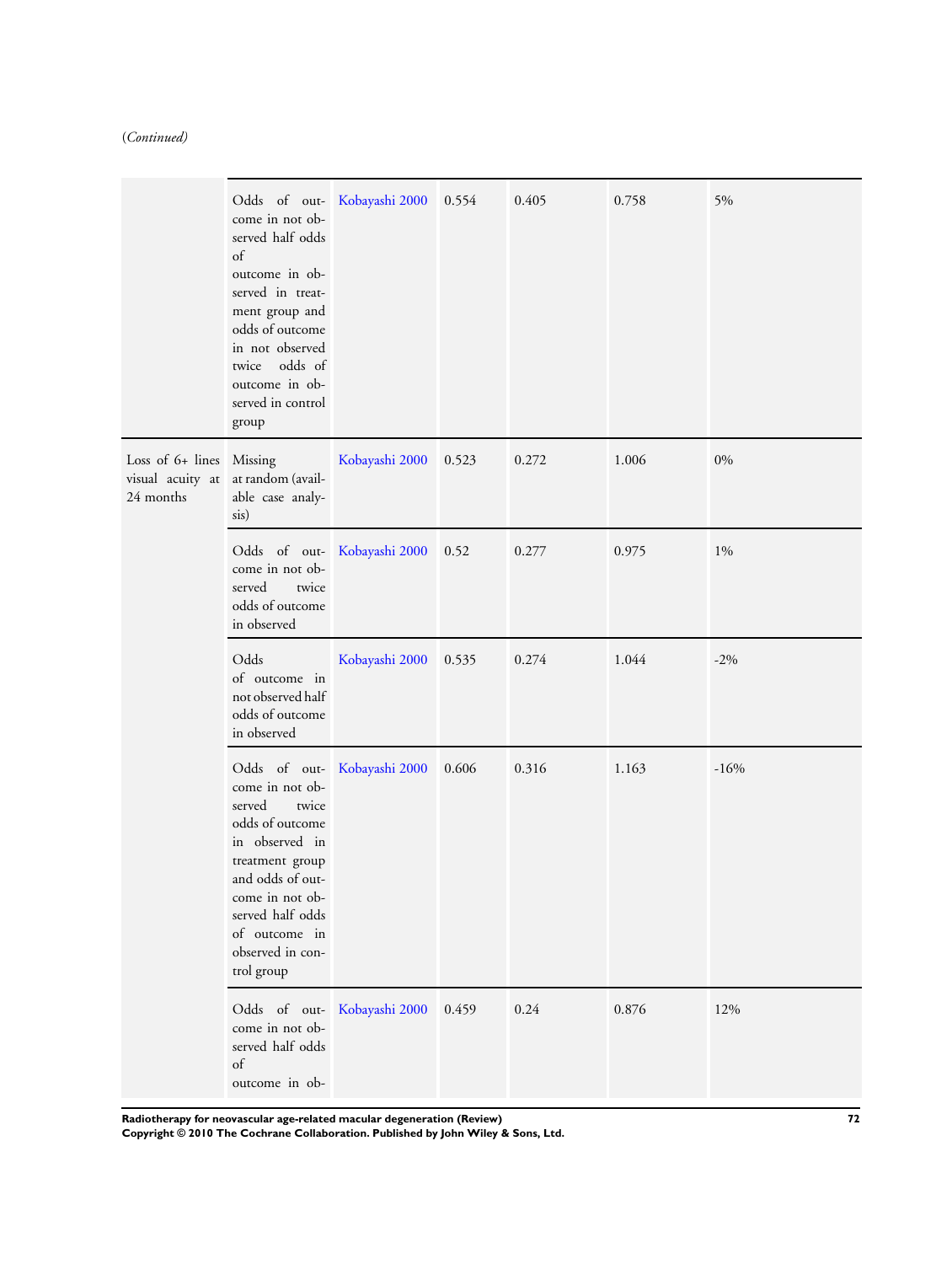(*Continued*)

| | | | | | | |
|---|---|---|---|---|---|---|
| | Odds of outcome in not observed half odds of outcome in observed in treatment group and odds of outcome in not observed twice odds of outcome in observed in control group | Kobayashi 2000 | 0.554 | 0.405 | 0.758 | 5% |
| Loss of 6+ lines visual acuity at 24 months | Missing at random (available case analysis) | Kobayashi 2000 | 0.523 | 0.272 | 1.006 | 0% |
| | Odds of outcome in not observed twice odds of outcome in observed | Kobayashi 2000 | 0.52 | 0.277 | 0.975 | 1% |
| | Odds of outcome in not observed half odds of outcome in observed | Kobayashi 2000 | 0.535 | 0.274 | 1.044 | -2% |
| | Odds of outcome in not observed twice odds of outcome in observed in treatment group and odds of outcome in not observed half odds of outcome in observed in control group | Kobayashi 2000 | 0.606 | 0.316 | 1.163 | -16% |
| | Odds of outcome in not observed half odds of outcome in ob- | Kobayashi 2000 | 0.459 | 0.24 | 0.876 | 12% |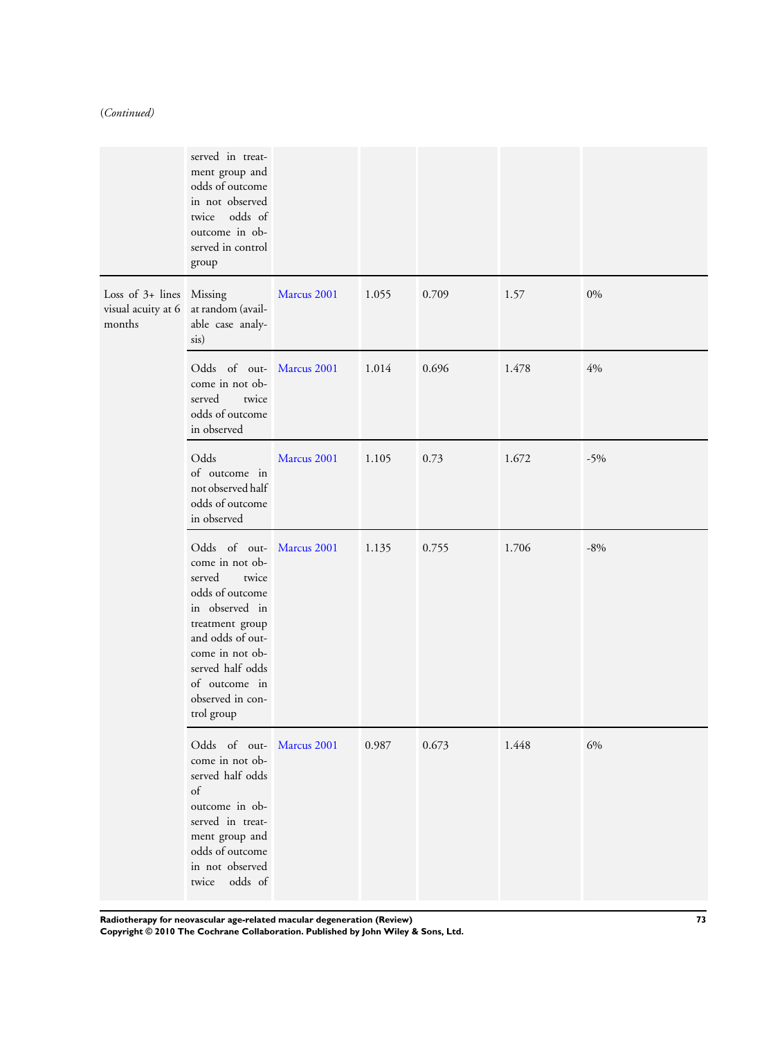(*Continued*)

| | | | | | | |
|---|---|---|---|---|---|---|
| | served in treatment group and odds of outcome in not observed twice odds of outcome in observed in control group | | | | | |
| Loss of 3+ lines visual acuity at 6 months | Missing at random (available case analysis) | Marcus 2001 | 1.055 | 0.709 | 1.57 | 0% |
| | Odds of outcome in not observed twice odds of outcome in observed | Marcus 2001 | 1.014 | 0.696 | 1.478 | 4% |
| | Odds of outcome in not observed half odds of outcome in observed | Marcus 2001 | 1.105 | 0.73 | 1.672 | -5% |
| | Odds of outcome in not observed twice odds of outcome in observed in treatment group and odds of outcome in not observed half odds of outcome in observed in control group | Marcus 2001 | 1.135 | 0.755 | 1.706 | -8% |
| | Odds of outcome in not observed half odds of outcome in observed in treatment group and odds of outcome in not observed twice odds of | Marcus 2001 | 0.987 | 0.673 | 1.448 | 6% |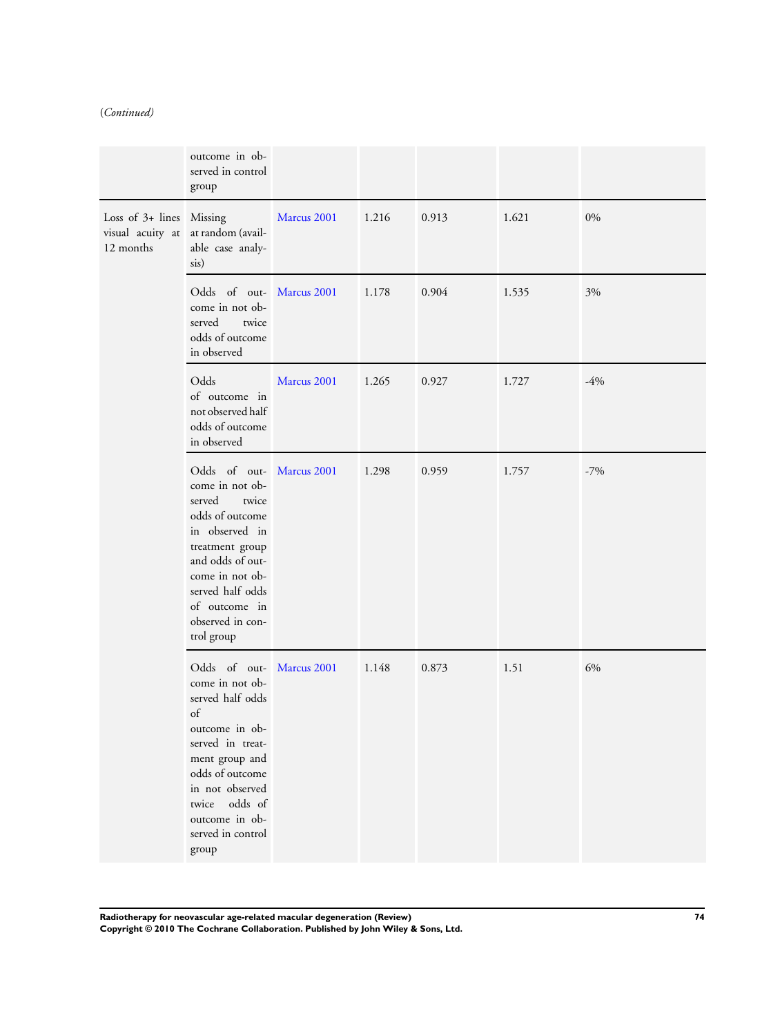(*Continued*)

| | | | | | | |
|---|---|---|---|---|---|---|
| | outcome in observed in control group | | | | | |
| Loss of 3+ lines visual acuity at 12 months | Missing at random (available case analysis) | Marcus 2001 | 1.216 | 0.913 | 1.621 | 0% |
| | Odds of outcome in not observed twice odds of outcome in observed | Marcus 2001 | 1.178 | 0.904 | 1.535 | 3% |
| | Odds of outcome in not observed half odds of outcome in observed | Marcus 2001 | 1.265 | 0.927 | 1.727 | -4% |
| | Odds of outcome in not observed twice odds of outcome in observed in treatment group and odds of outcome in not observed half odds of outcome in observed in control group | Marcus 2001 | 1.298 | 0.959 | 1.757 | -7% |
| | Odds of outcome in not observed half odds of outcome in observed in treatment group and odds of outcome in not observed twice odds of outcome in observed in control group | Marcus 2001 | 1.148 | 0.873 | 1.51 | 6% |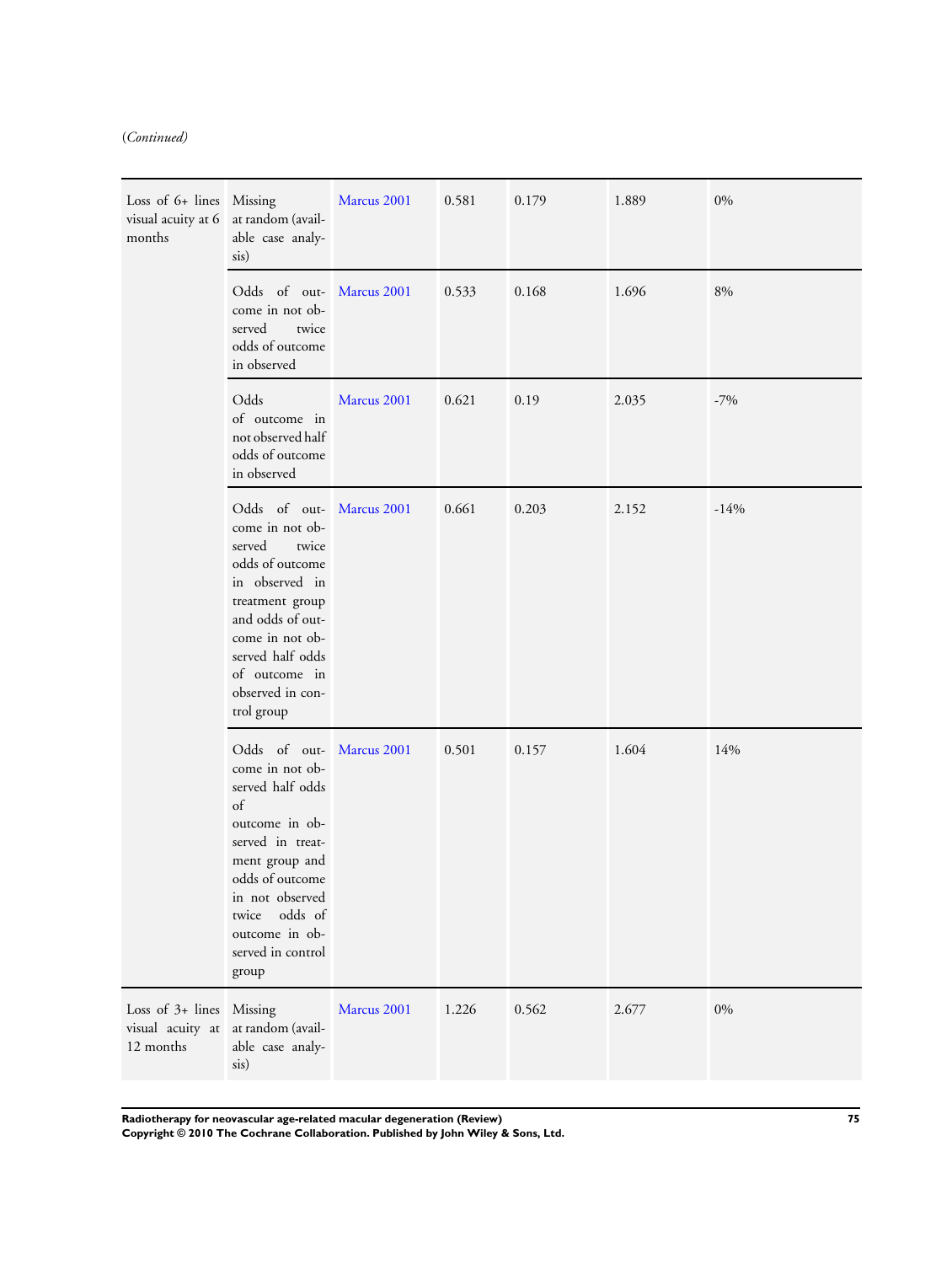(*Continued*)

| | | | | | | |
|---|---|---|---|---|---|---|
| Loss of 6+ lines visual acuity at 6 months | Missing at random (available case analysis) | Marcus 2001 | 0.581 | 0.179 | 1.889 | 0% |
| | Odds of outcome in not observed twice odds of outcome in observed | Marcus 2001 | 0.533 | 0.168 | 1.696 | 8% |
| | Odds of outcome in not observed half odds of outcome in observed | Marcus 2001 | 0.621 | 0.19 | 2.035 | -7% |
| | Odds of outcome in not observed twice odds of outcome in observed in treatment group and odds of outcome in not observed half odds of outcome in observed in control group | Marcus 2001 | 0.661 | 0.203 | 2.152 | -14% |
| | Odds of outcome in not observed half odds of outcome in observed in treatment group and odds of outcome in not observed twice odds of outcome in observed in control group | Marcus 2001 | 0.501 | 0.157 | 1.604 | 14% |
| Loss of 3+ lines visual acuity at 12 months | Missing at random (available case analysis) | Marcus 2001 | 1.226 | 0.562 | 2.677 | 0% |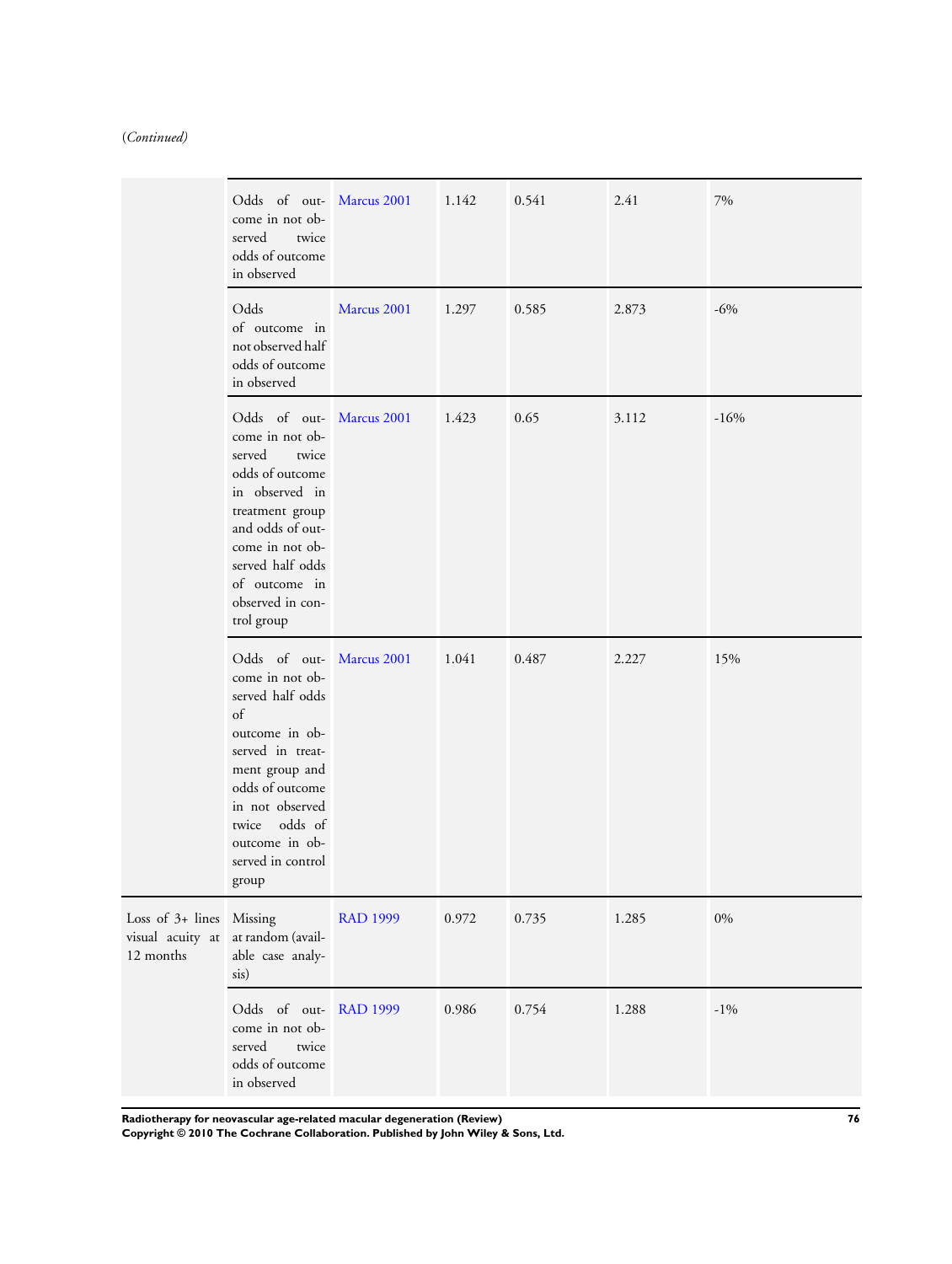(*Continued*)

| | | | | | | |
|---|---|---|---|---|---|---|
| | Odds of outcome in not observed twice odds of outcome in observed | Marcus 2001 | 1.142 | 0.541 | 2.41 | 7% |
| | Odds of outcome in not observed half odds of outcome in observed | Marcus 2001 | 1.297 | 0.585 | 2.873 | -6% |
| | Odds of outcome in not observed twice odds of outcome in observed in treatment group and odds of outcome in not observed half odds of outcome in observed in control group | Marcus 2001 | 1.423 | 0.65 | 3.112 | -16% |
| | Odds of outcome in not observed half odds of outcome in observed in treatment group and odds of outcome in not observed twice odds of outcome in observed in control group | Marcus 2001 | 1.041 | 0.487 | 2.227 | 15% |
| Loss of 3+ lines visual acuity at 12 months | Missing at random (available case analysis) | RAD 1999 | 0.972 | 0.735 | 1.285 | 0% |
| | Odds of outcome in not observed twice odds of outcome in observed | RAD 1999 | 0.986 | 0.754 | 1.288 | -1% |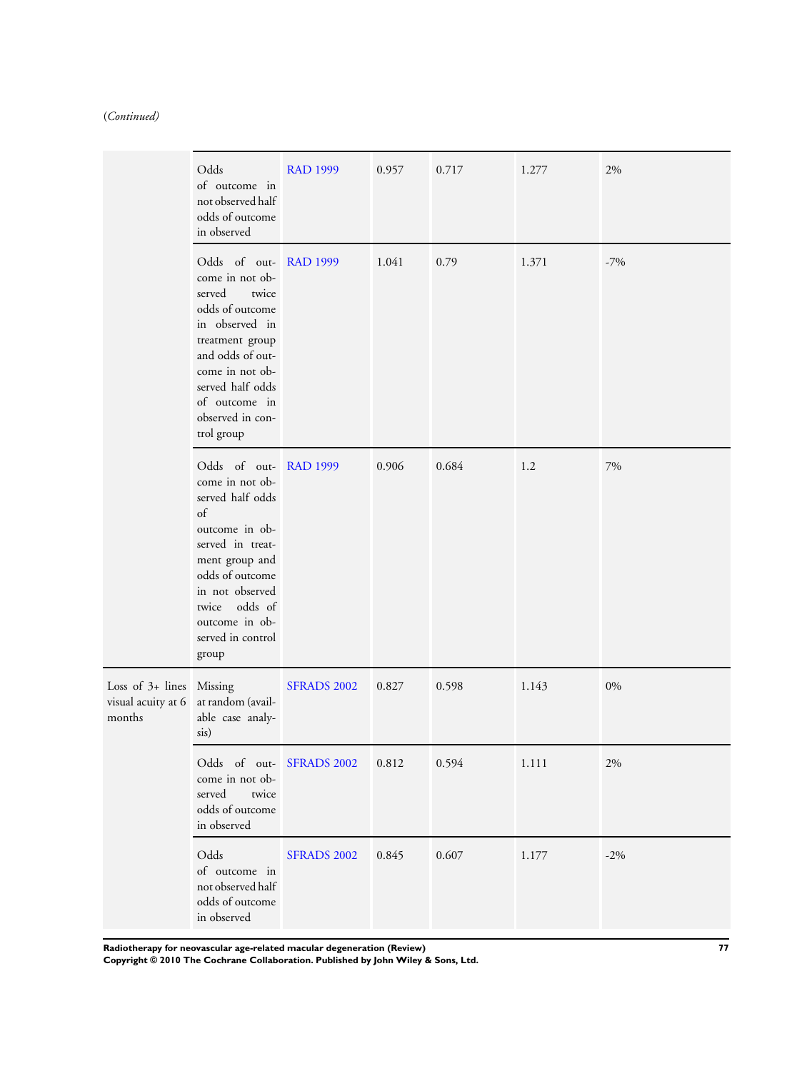(*Continued*)

| | | | | | | |
|---|---|---|---|---|---|---|
| | Odds of outcome in not observed half odds of outcome in observed | RAD 1999 | 0.957 | 0.717 | 1.277 | 2% |
| | Odds of outcome in not observed twice odds of outcome in observed in treatment group and odds of outcome in not observed half odds of outcome in observed in control group | RAD 1999 | 1.041 | 0.79 | 1.371 | -7% |
| | Odds of outcome in not observed half odds of outcome in observed in treatment group and odds of outcome in not observed twice odds of outcome in observed in control group | RAD 1999 | 0.906 | 0.684 | 1.2 | 7% |
| Loss of 3+ lines visual acuity at 6 months | Missing at random (available case analysis) | SFRADS 2002 | 0.827 | 0.598 | 1.143 | 0% |
| | Odds of outcome in not observed twice odds of outcome in observed | SFRADS 2002 | 0.812 | 0.594 | 1.111 | 2% |
| | Odds of outcome in not observed half odds of outcome in observed | SFRADS 2002 | 0.845 | 0.607 | 1.177 | -2% |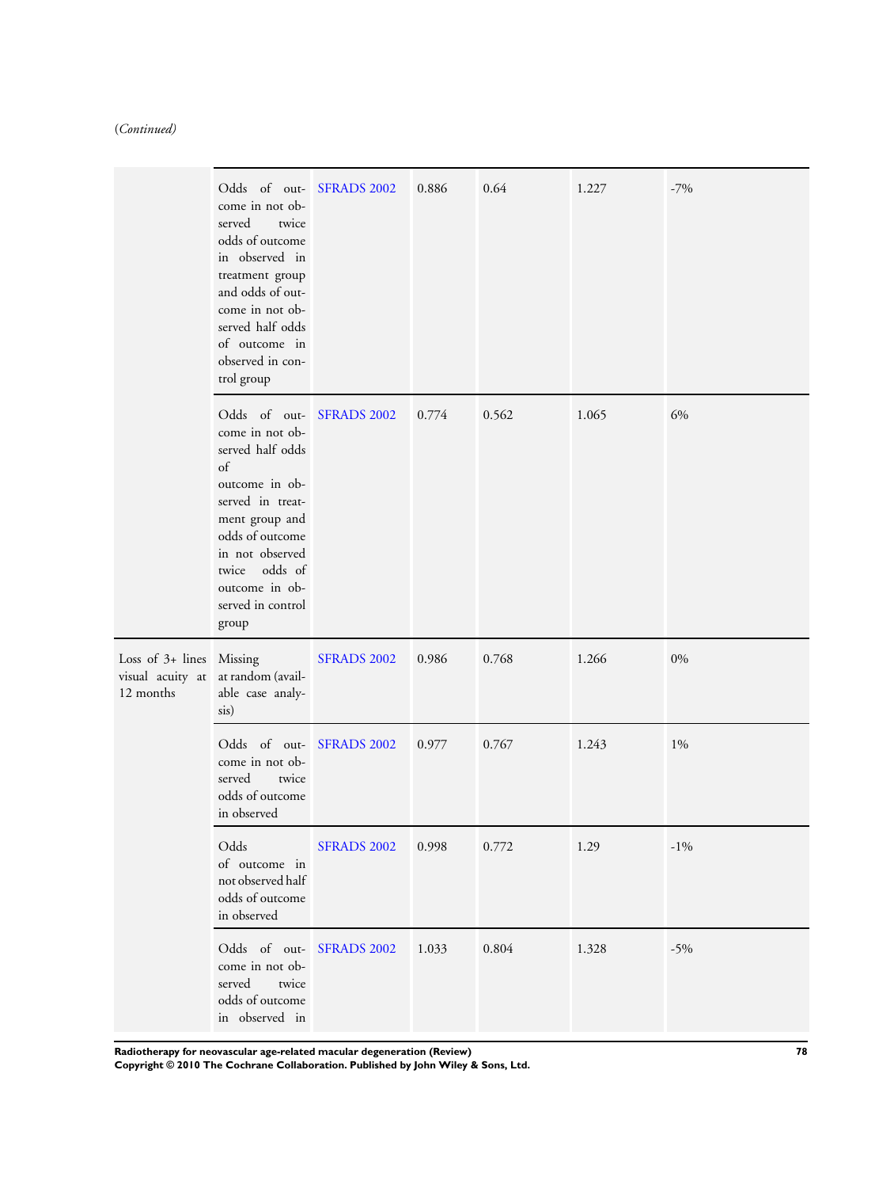*(Continued)*

| | | | | | | |
|---|---|---|---|---|---|---|
| | Odds of outcome in not observed twice odds of outcome in observed in treatment group and odds of outcome in not observed half odds of outcome in observed in control group | SFRADS 2002 | 0.886 | 0.64 | 1.227 | -7% |
| | Odds of outcome in not observed half odds of outcome in observed in treatment group and odds of outcome in not observed twice odds of outcome in observed in control group | SFRADS 2002 | 0.774 | 0.562 | 1.065 | 6% |
| Loss of 3+ lines visual acuity at 12 months | Missing at random (available case analysis) | SFRADS 2002 | 0.986 | 0.768 | 1.266 | 0% |
| | Odds of outcome in not observed twice odds of outcome in observed | SFRADS 2002 | 0.977 | 0.767 | 1.243 | 1% |
| | Odds of outcome in not observed half odds of outcome in observed | SFRADS 2002 | 0.998 | 0.772 | 1.29 | -1% |
| | Odds of outcome in not observed twice odds of outcome in observed in | SFRADS 2002 | 1.033 | 0.804 | 1.328 | -5% |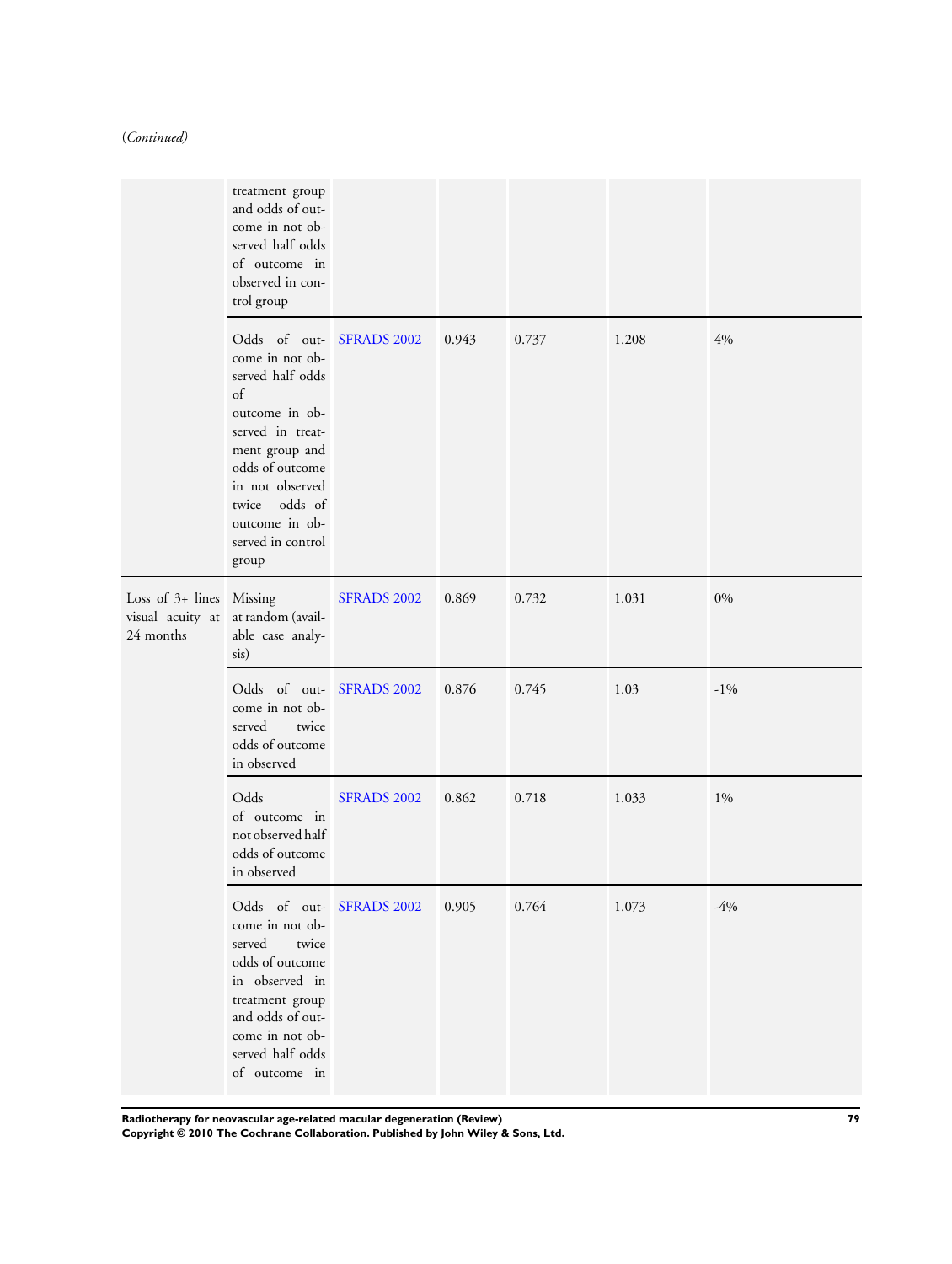(*Continued*)

| | | | | | | |
|---|---|---|---|---|---|---|
| | treatment group and odds of outcome in not observed half odds of outcome in observed in control group | | | | | |
| | Odds of outcome in not observed half odds of outcome in observed in treatment group and odds of outcome in not observed twice odds of outcome in observed in control group | SFRADS 2002 | 0.943 | 0.737 | 1.208 | 4% |
| Loss of 3+ lines visual acuity at 24 months | Missing at random (available case analysis) | SFRADS 2002 | 0.869 | 0.732 | 1.031 | 0% |
| | Odds of outcome in not observed twice odds of outcome in observed | SFRADS 2002 | 0.876 | 0.745 | 1.03 | -1% |
| | Odds of outcome in not observed half odds of outcome in observed | SFRADS 2002 | 0.862 | 0.718 | 1.033 | 1% |
| | Odds of outcome in not observed twice odds of outcome in observed in treatment group and odds of outcome in not observed half odds of outcome in | SFRADS 2002 | 0.905 | 0.764 | 1.073 | -4% |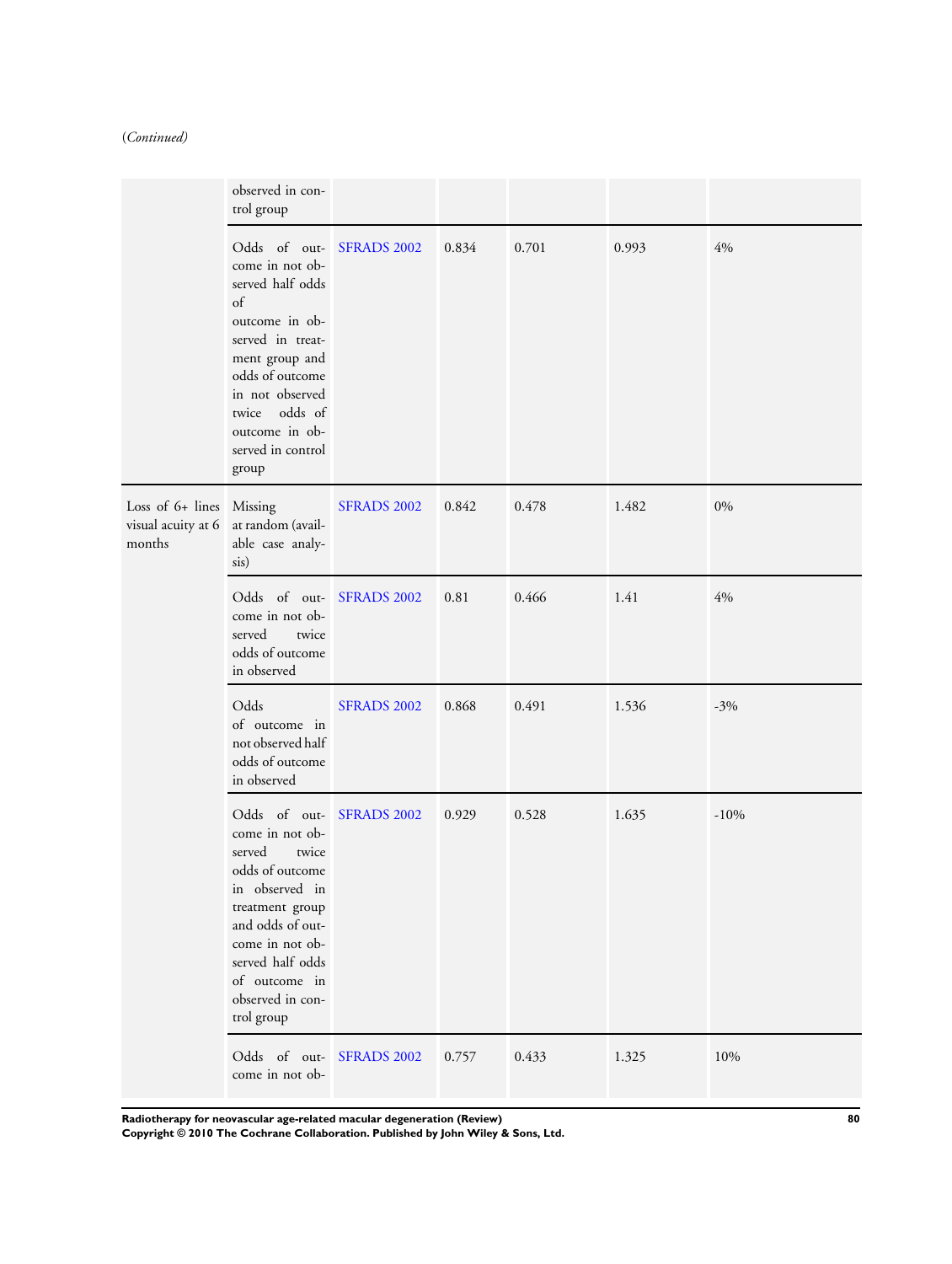(*Continued*)

| | | | | | | |
|---|---|---|---|---|---|---|
| | observed in control group | | | | | |
| | Odds of outcome in not observed half odds of outcome in observed in treatment group and odds of outcome in not observed twice odds of outcome in observed in control group | SFRADS 2002 | 0.834 | 0.701 | 0.993 | 4% |
| Loss of 6+ lines visual acuity at 6 months | Missing at random (available case analysis) | SFRADS 2002 | 0.842 | 0.478 | 1.482 | 0% |
| | Odds of outcome in not observed twice odds of outcome in observed | SFRADS 2002 | 0.81 | 0.466 | 1.41 | 4% |
| | Odds of outcome in not observed half odds of outcome in observed | SFRADS 2002 | 0.868 | 0.491 | 1.536 | -3% |
| | Odds of outcome in not observed twice odds of outcome in observed in treatment group and odds of outcome in not observed half odds of outcome in observed in control group | SFRADS 2002 | 0.929 | 0.528 | 1.635 | -10% |
| | Odds of outcome in not ob- | SFRADS 2002 | 0.757 | 0.433 | 1.325 | 10% |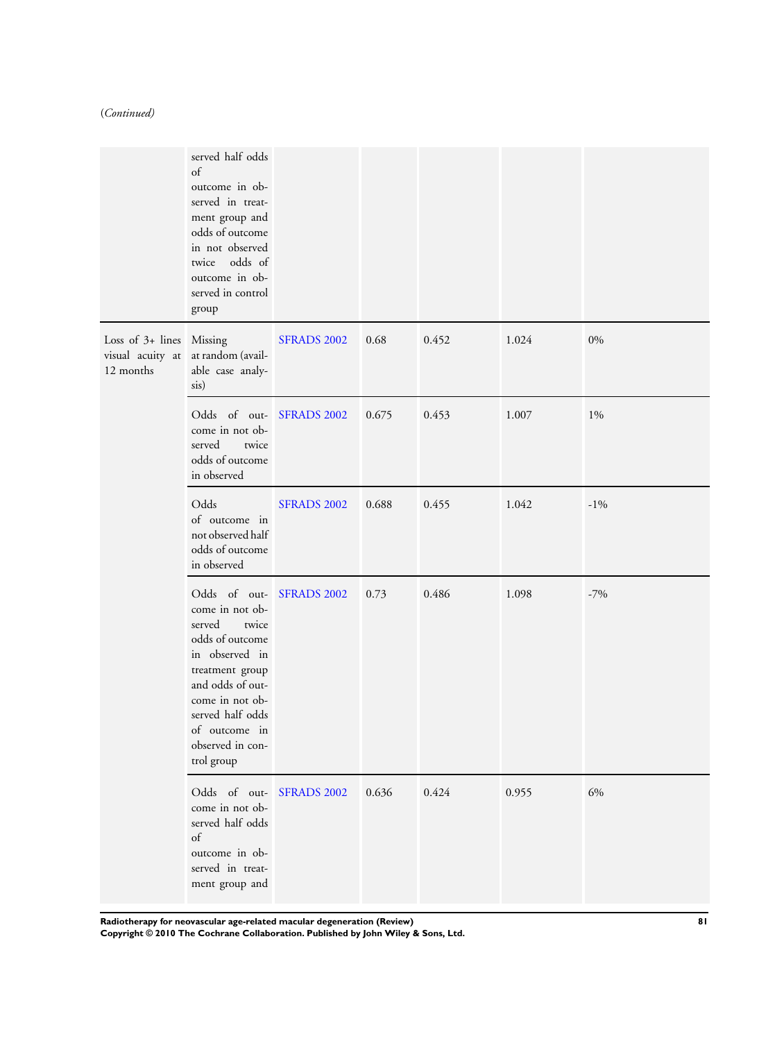(*Continued*)

| | | | | | | |
|---|---|---|---|---|---|---|
| | served half odds of outcome in observed in treatment group and odds of outcome in not observed twice odds of outcome in observed in control group | | | | | |
| Loss of 3+ lines visual acuity at 12 months | Missing at random (available case analysis) | SFRADS 2002 | 0.68 | 0.452 | 1.024 | 0% |
| | Odds of outcome in not observed twice odds of outcome in observed | SFRADS 2002 | 0.675 | 0.453 | 1.007 | 1% |
| | Odds of outcome in not observed half odds of outcome in observed | SFRADS 2002 | 0.688 | 0.455 | 1.042 | -1% |
| | Odds of outcome in not observed twice odds of outcome in observed in treatment group and odds of outcome in not observed half odds of outcome in observed in control group | SFRADS 2002 | 0.73 | 0.486 | 1.098 | -7% |
| | Odds of outcome in not observed half odds of outcome in observed in treatment group and | SFRADS 2002 | 0.636 | 0.424 | 0.955 | 6% |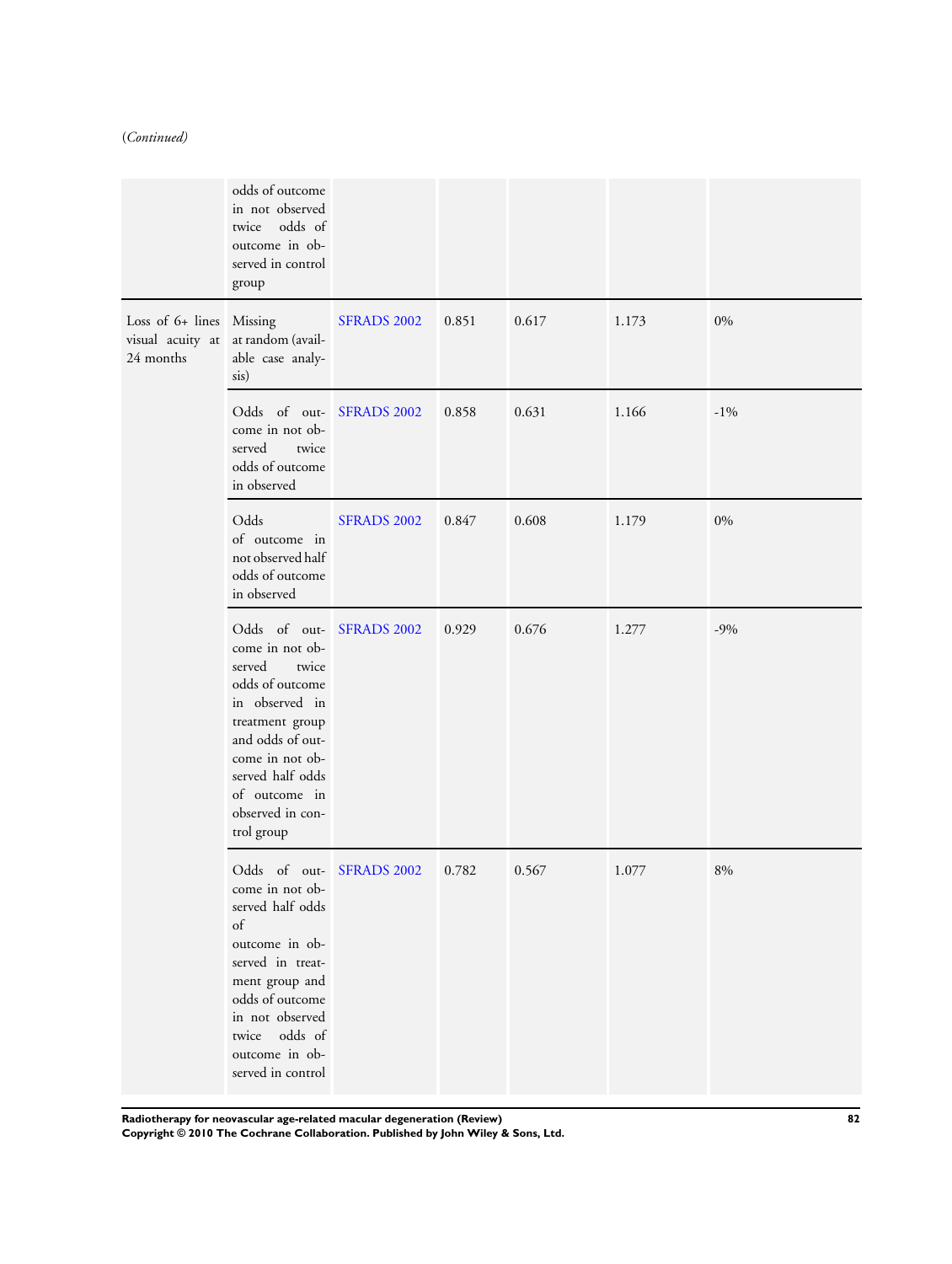(*Continued*)

| | | | | | | |
|---|---|---|---|---|---|---|
| | odds of outcome in not observed twice odds of outcome in observed in control group | | | | | |
| Loss of 6+ lines visual acuity at 24 months | Missing at random (available case analysis) | SFRADS 2002 | 0.851 | 0.617 | 1.173 | 0% |
| | Odds of outcome in not observed twice odds of outcome in observed | SFRADS 2002 | 0.858 | 0.631 | 1.166 | -1% |
| | Odds of outcome in not observed half odds of outcome in observed | SFRADS 2002 | 0.847 | 0.608 | 1.179 | 0% |
| | Odds of outcome in not observed twice odds of outcome in observed in treatment group and odds of outcome in not observed half odds of outcome in observed in control group | SFRADS 2002 | 0.929 | 0.676 | 1.277 | -9% |
| | Odds of outcome in not observed half odds of outcome in observed in treatment group and odds of outcome in not observed twice odds of outcome in observed in control | SFRADS 2002 | 0.782 | 0.567 | 1.077 | 8% |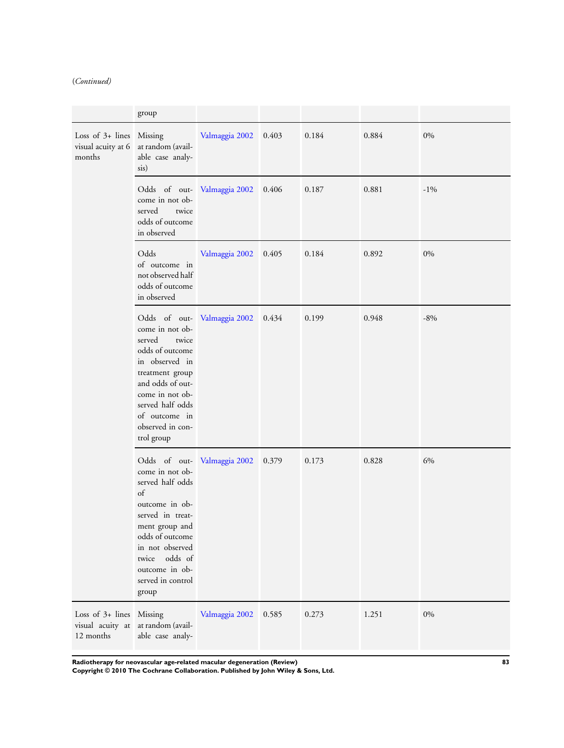(*Continued*)

| | | | | | | |
|---|---|---|---|---|---|---|
| | group | | | | | |
| Loss of 3+ lines visual acuity at 6 months | Missing at random (available case analysis) | Valmaggia 2002 | 0.403 | 0.184 | 0.884 | 0% |
| | Odds of outcome in not observed twice odds of outcome in observed | Valmaggia 2002 | 0.406 | 0.187 | 0.881 | -1% |
| | Odds of outcome in not observed half odds of outcome in observed | Valmaggia 2002 | 0.405 | 0.184 | 0.892 | 0% |
| | Odds of outcome in not observed twice odds of outcome in observed in treatment group and odds of outcome in not observed half odds of outcome in observed in control group | Valmaggia 2002 | 0.434 | 0.199 | 0.948 | -8% |
| | Odds of outcome in not observed half odds of outcome in observed in treatment group and odds of outcome in not observed twice odds of outcome in observed in control group | Valmaggia 2002 | 0.379 | 0.173 | 0.828 | 6% |
| Loss of 3+ lines visual acuity at 12 months | Missing at random (available case analy- | Valmaggia 2002 | 0.585 | 0.273 | 1.251 | 0% |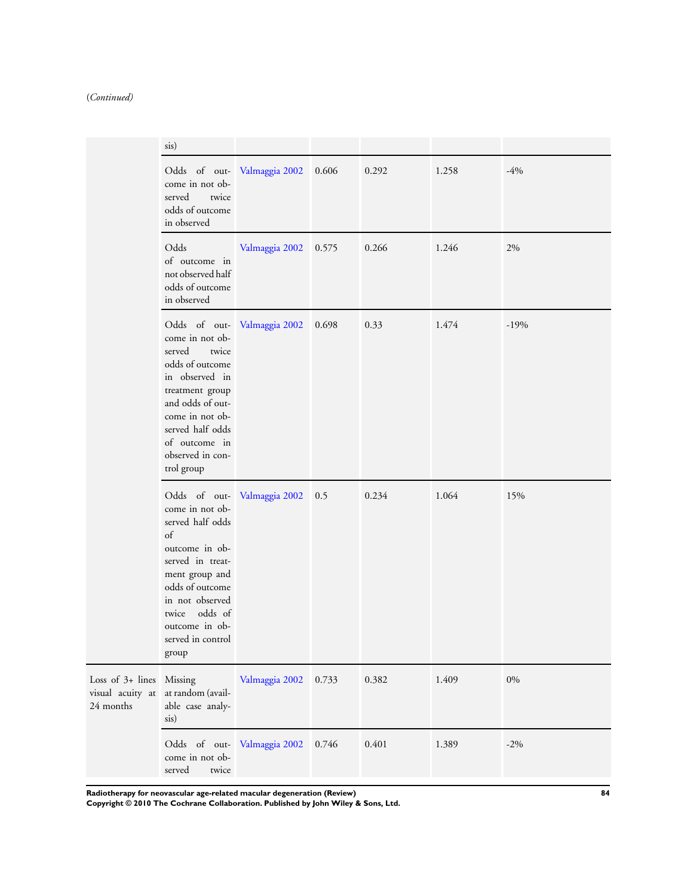(*Continued*)

| | | | | | | |
|---|---|---|---|---|---|---|
| | sis) | | | | | |
| | Odds of outcome in not observed twice odds of outcome in observed | Valmaggia 2002 | 0.606 | 0.292 | 1.258 | -4% |
| | Odds of outcome in not observed half odds of outcome in observed | Valmaggia 2002 | 0.575 | 0.266 | 1.246 | 2% |
| | Odds of outcome in not observed twice odds of outcome in observed in treatment group and odds of outcome in not observed half odds of outcome in observed in control group | Valmaggia 2002 | 0.698 | 0.33 | 1.474 | -19% |
| | Odds of outcome in not observed half odds of outcome in observed in treatment group and odds of outcome in not observed twice odds of outcome in observed in control group | Valmaggia 2002 | 0.5 | 0.234 | 1.064 | 15% |
| Loss of 3+ lines visual acuity at 24 months | Missing at random (available case analysis) | Valmaggia 2002 | 0.733 | 0.382 | 1.409 | 0% |
| | Odds of outcome in not observed twice | Valmaggia 2002 | 0.746 | 0.401 | 1.389 | -2% |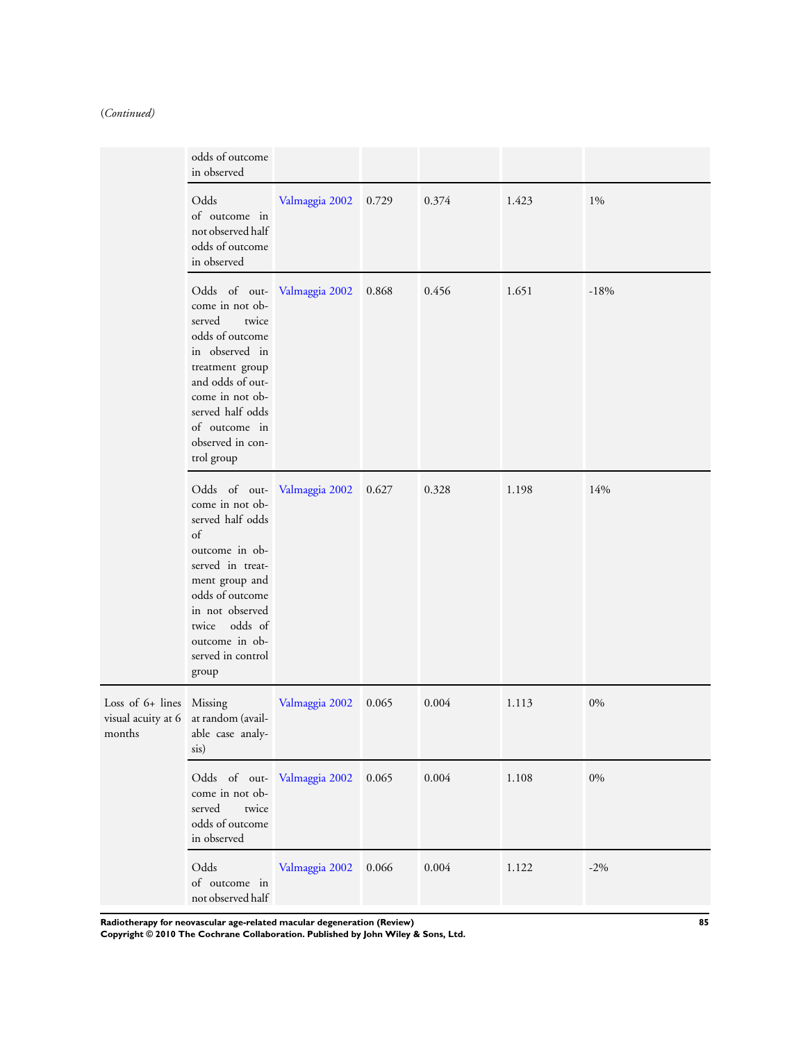(*Continued*)

| | | | | | | |
|---|---|---|---|---|---|---|
| | odds of outcome in observed | | | | | |
| | Odds of outcome in not observed half odds of outcome in observed | Valmaggia 2002 | 0.729 | 0.374 | 1.423 | 1% |
| | Odds of outcome in not observed twice odds of outcome in observed in treatment group and odds of outcome in not observed half odds of outcome in observed in control group | Valmaggia 2002 | 0.868 | 0.456 | 1.651 | -18% |
| | Odds of outcome in not observed half odds of outcome in observed in treatment group and odds of outcome in not observed twice odds of outcome in observed in control group | Valmaggia 2002 | 0.627 | 0.328 | 1.198 | 14% |
| Loss of 6+ lines visual acuity at 6 months | Missing at random (available case analysis) | Valmaggia 2002 | 0.065 | 0.004 | 1.113 | 0% |
| | Odds of outcome in not observed twice odds of outcome in observed | Valmaggia 2002 | 0.065 | 0.004 | 1.108 | 0% |
| | Odds of outcome in not observed half | Valmaggia 2002 | 0.066 | 0.004 | 1.122 | -2% |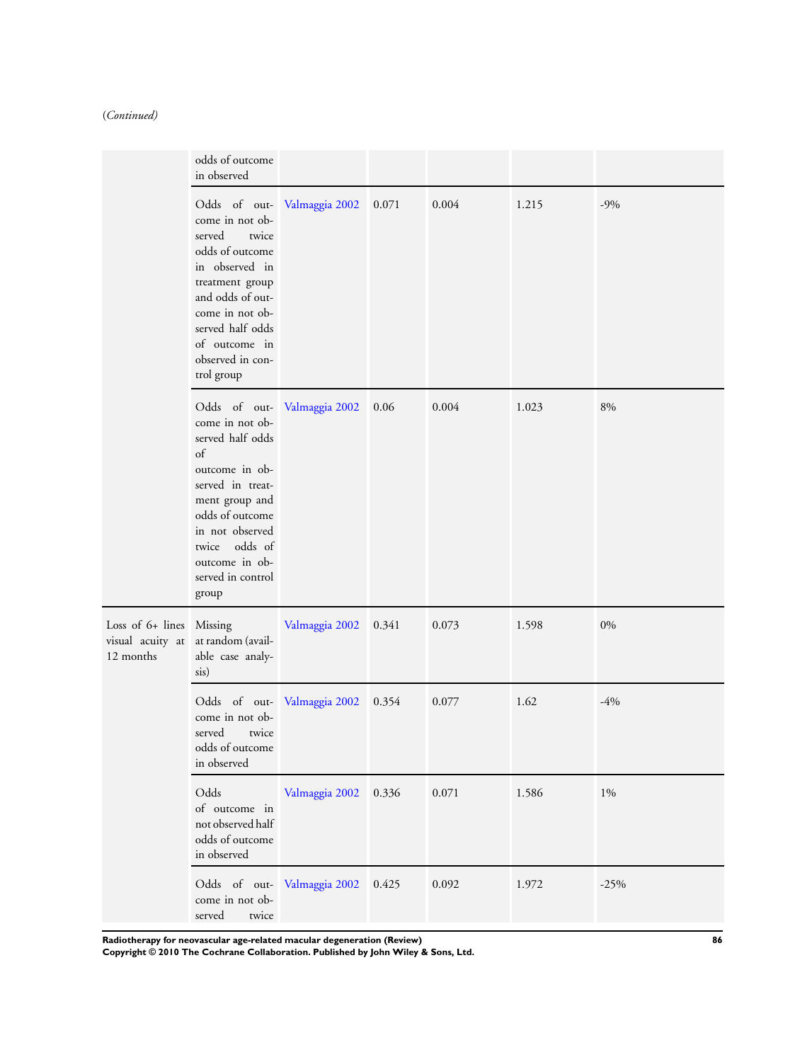(*Continued*)

| | | | | | | |
|---|---|---|---|---|---|---|
| | odds of outcome in observed | | | | | |
| | Odds of outcome in not observed twice odds of outcome in observed in treatment group and odds of outcome in not observed half odds of outcome in observed in control group | Valmaggia 2002 | 0.071 | 0.004 | 1.215 | -9% |
| | Odds of outcome in not observed half odds of outcome in observed in treatment group and odds of outcome in not observed twice odds of outcome in observed in control group | Valmaggia 2002 | 0.06 | 0.004 | 1.023 | 8% |
| Loss of 6+ lines visual acuity at 12 months | Missing at random (available case analysis) | Valmaggia 2002 | 0.341 | 0.073 | 1.598 | 0% |
| | Odds of outcome in not observed twice odds of outcome in observed | Valmaggia 2002 | 0.354 | 0.077 | 1.62 | -4% |
| | Odds of outcome in not observed half odds of outcome in observed | Valmaggia 2002 | 0.336 | 0.071 | 1.586 | 1% |
| | Odds of outcome in not observed twice | Valmaggia 2002 | 0.425 | 0.092 | 1.972 | -25% |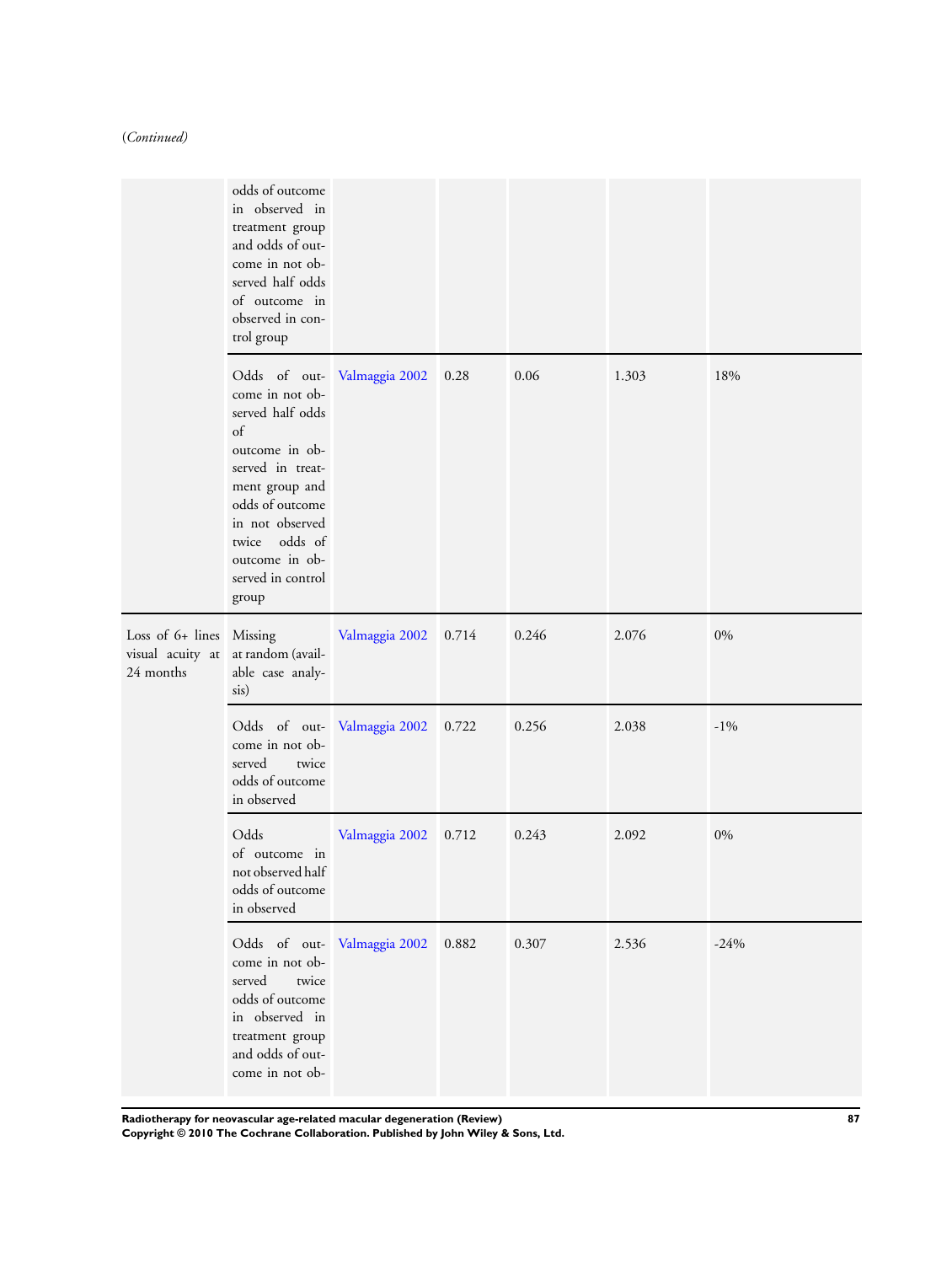(*Continued*)

| | | | | | | |
|---|---|---|---|---|---|---|
| | odds of outcome in observed in treatment group and odds of outcome in not observed half odds of outcome in observed in control group | | | | | |
| | Odds of outcome in not observed half odds of outcome in observed in treatment group and odds of outcome in not observed twice odds of outcome in observed in control group | Valmaggia 2002 | 0.28 | 0.06 | 1.303 | 18% |
| Loss of 6+ lines visual acuity at 24 months | Missing at random (available case analysis) | Valmaggia 2002 | 0.714 | 0.246 | 2.076 | 0% |
| | Odds of outcome in not observed twice odds of outcome in observed | Valmaggia 2002 | 0.722 | 0.256 | 2.038 | -1% |
| | Odds of outcome in not observed half odds of outcome in observed | Valmaggia 2002 | 0.712 | 0.243 | 2.092 | 0% |
| | Odds of outcome in not observed twice odds of outcome in observed in treatment group and odds of outcome in not ob- | Valmaggia 2002 | 0.882 | 0.307 | 2.536 | -24% |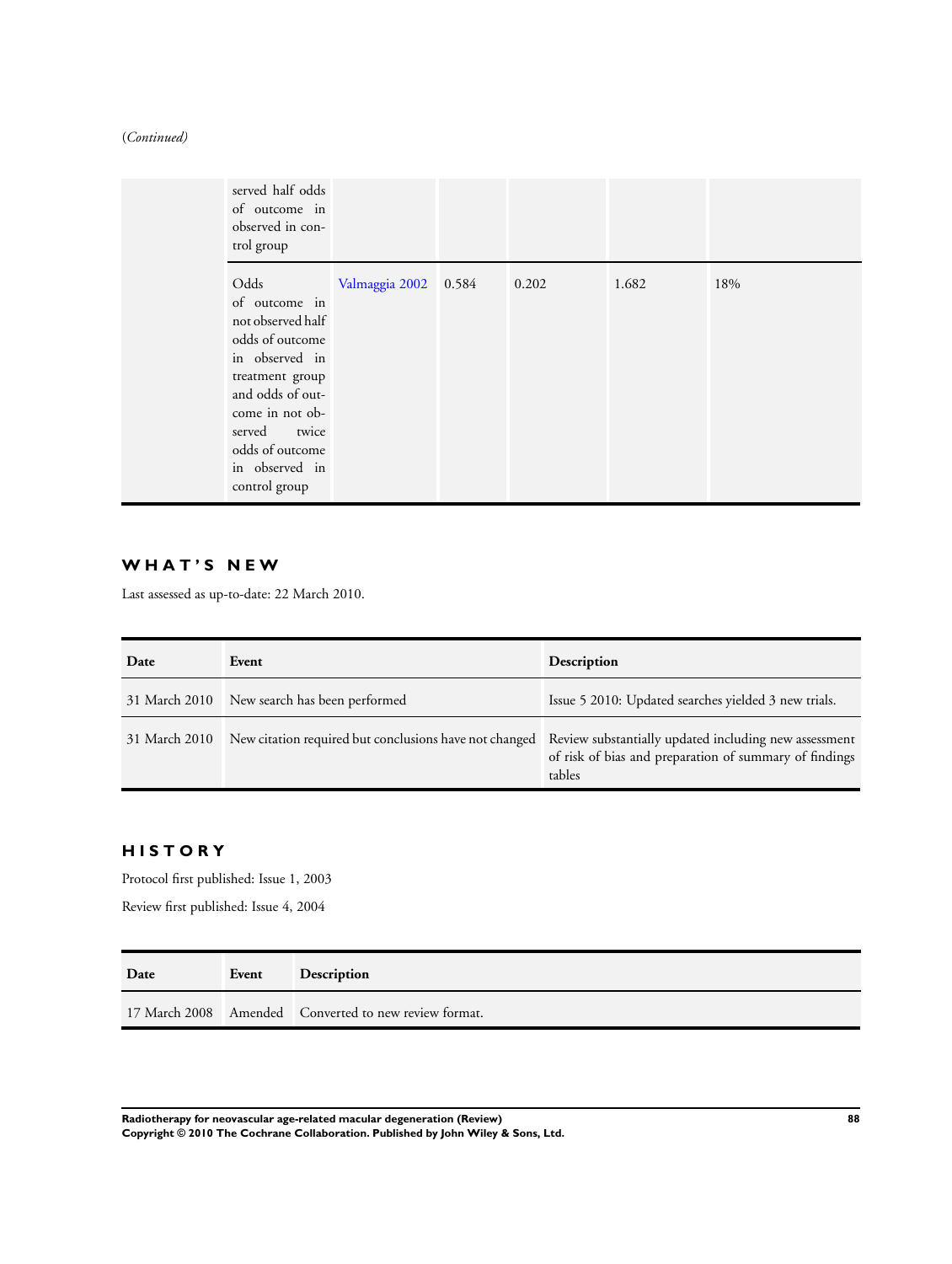(*Continued*)

| | | | | | | |
|---|---|---|---|---|---|---|
| | served half odds of outcome in observed in control group | | | | | |
| | Odds of outcome in not observed half odds of outcome in observed in treatment group and odds of outcome in not observed twice odds of outcome in observed in control group | Valmaggia 2002 | 0.584 | 0.202 | 1.682 | 18% |

## WHAT'S NEW

Last assessed as up-to-date: 22 March 2010.

| Date | Event | Description |
|---|---|---|
| 31 March 2010 | New search has been performed | Issue 5 2010: Updated searches yielded 3 new trials. |
| 31 March 2010 | New citation required but conclusions have not changed | Review substantially updated including new assessment of risk of bias and preparation of summary of findings tables |

## HISTORY

Protocol first published: Issue 1, 2003

Review first published: Issue 4, 2004

| Date | Event | Description |
|---|---|---|
| 17 March 2008 | Amended | Converted to new review format. |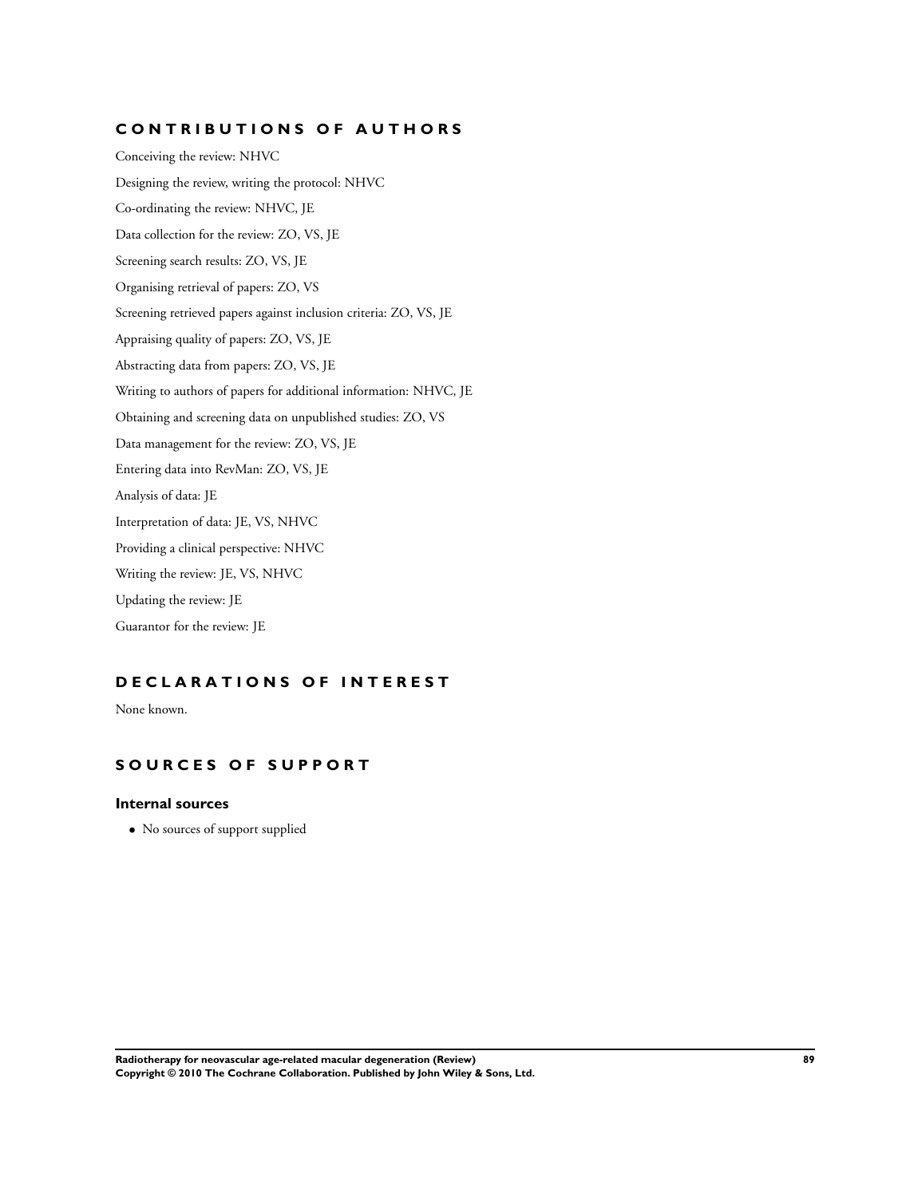## CONTRIBUTIONS OF AUTHORS

Conceiving the review: NHVC

Designing the review, writing the protocol: NHVC

Co-ordinating the review: NHVC, JE

Data collection for the review: ZO, VS, JE

Screening search results: ZO, VS, JE

Organising retrieval of papers: ZO, VS

Screening retrieved papers against inclusion criteria: ZO, VS, JE

Appraising quality of papers: ZO, VS, JE

Abstracting data from papers: ZO, VS, JE

Writing to authors of papers for additional information: NHVC, JE

Obtaining and screening data on unpublished studies: ZO, VS

Data management for the review: ZO, VS, JE

Entering data into RevMan: ZO, VS, JE

Analysis of data: JE

Interpretation of data: JE, VS, NHVC

Providing a clinical perspective: NHVC

Writing the review: JE, VS, NHVC

Updating the review: JE

Guarantor for the review: JE

## DECLARATIONS OF INTEREST

None known.

## SOURCES OF SUPPORT

### Internal sources

- No sources of support supplied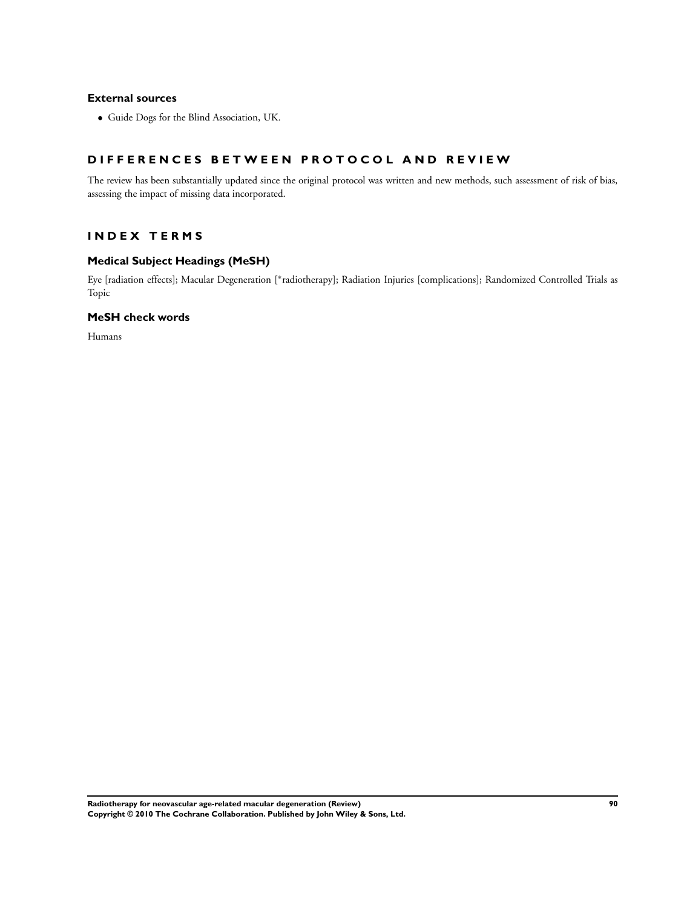### External sources

- Guide Dogs for the Blind Association, UK.

## DIFFERENCES BETWEEN PROTOCOL AND REVIEW

The review has been substantially updated since the original protocol was written and new methods, such assessment of risk of bias, assessing the impact of missing data incorporated.

## INDEX TERMS

### Medical Subject Headings (MeSH)

Eye [radiation effects]; Macular Degeneration [*radiotherapy]; Radiation Injuries [complications]; Randomized Controlled Trials as Topic

### MeSH check words

Humans